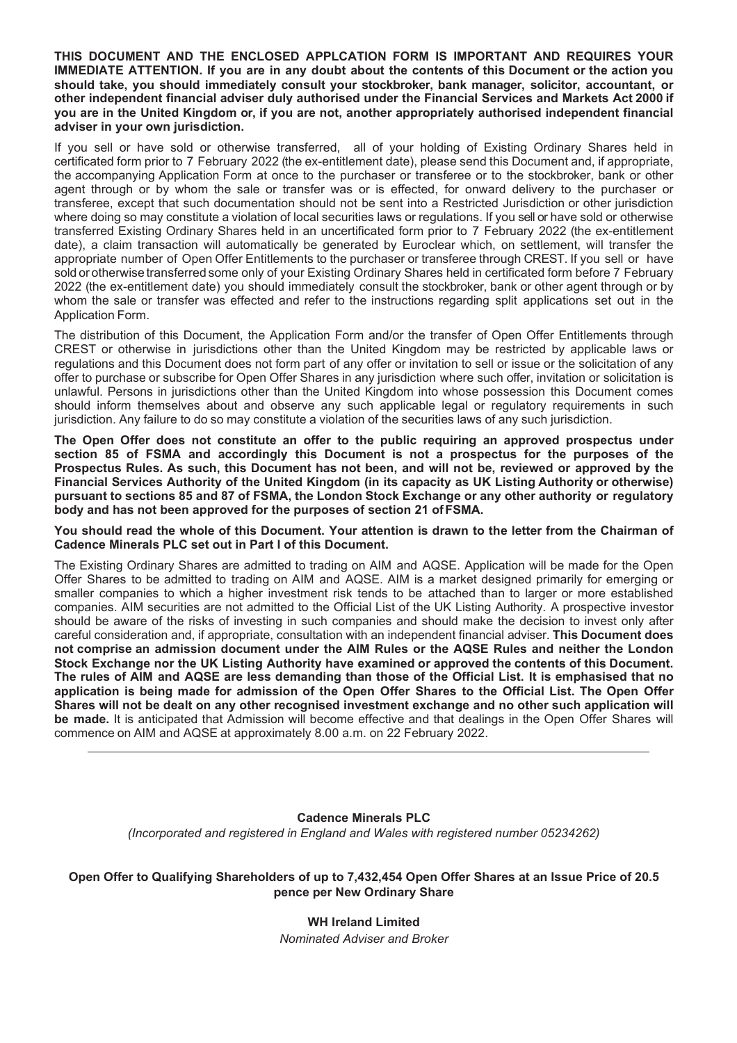**THIS DOCUMENT AND THE ENCLOSED APPLCATION FORM IS IMPORTANT AND REQUIRES YOUR IMMEDIATE ATTENTION. If you are in any doubt about the contents of this Document or the action you should take, you should immediately consult your stockbroker, bank manager, solicitor, accountant, or other independent financial adviser duly authorised under the Financial Services and Markets Act 2000 if you are in the United Kingdom or, if you are not, another appropriately authorised independent financial adviser in your own jurisdiction.**

If you sell or have sold or otherwise transferred, all of your holding of Existing Ordinary Shares held in certificated form prior to 7 February 2022 (the ex-entitlement date), please send this Document and, if appropriate, the accompanying Application Form at once to the purchaser or transferee or to the stockbroker, bank or other agent through or by whom the sale or transfer was or is effected, for onward delivery to the purchaser or transferee, except that such documentation should not be sent into a Restricted Jurisdiction or other jurisdiction where doing so may constitute a violation of local securities laws or regulations. If you sell or have sold or otherwise transferred Existing Ordinary Shares held in an uncertificated form prior to 7 February 2022 (the ex-entitlement date), a claim transaction will automatically be generated by Euroclear which, on settlement, will transfer the appropriate number of Open Offer Entitlements to the purchaser or transferee through CREST. If you sell or have sold or otherwise transferred some only of your Existing Ordinary Shares held in certificated form before 7 February 2022 (the ex-entitlement date) you should immediately consult the stockbroker, bank or other agent through or by whom the sale or transfer was effected and refer to the instructions regarding split applications set out in the Application Form.

The distribution of this Document, the Application Form and/or the transfer of Open Offer Entitlements through CREST or otherwise in jurisdictions other than the United Kingdom may be restricted by applicable laws or regulations and this Document does not form part of any offer or invitation to sell or issue or the solicitation of any offer to purchase or subscribe for Open Offer Shares in any jurisdiction where such offer, invitation or solicitation is unlawful. Persons in jurisdictions other than the United Kingdom into whose possession this Document comes should inform themselves about and observe any such applicable legal or regulatory requirements in such jurisdiction. Any failure to do so may constitute a violation of the securities laws of any such jurisdiction.

**The Open Offer does not constitute an offer to the public requiring an approved prospectus under section 85 of FSMA and accordingly this Document is not a prospectus for the purposes of the Prospectus Rules. As such, this Document has not been, and will not be, reviewed or approved by the Financial Services Authority of the United Kingdom (in its capacity as UK Listing Authority or otherwise) pursuant to sections 85 and 87 of FSMA, the London Stock Exchange or any other authority or regulatory body and has not been approved for the purposes of section 21 of FSMA.**

**You should read the whole of this Document. Your attention is drawn to the letter from the Chairman of Cadence Minerals PLC set out in Part I of this Document.**

The Existing Ordinary Shares are admitted to trading on AIM and AQSE. Application will be made for the Open Offer Shares to be admitted to trading on AIM and AQSE. AIM is a market designed primarily for emerging or smaller companies to which a higher investment risk tends to be attached than to larger or more established companies. AIM securities are not admitted to the Official List of the UK Listing Authority. A prospective investor should be aware of the risks of investing in such companies and should make the decision to invest only after careful consideration and, if appropriate, consultation with an independent financial adviser. **This Document does not comprise an admission document under the AIM Rules or the AQSE Rules and neither the London Stock Exchange nor the UK Listing Authority have examined or approved the contents of this Document. The rules of AIM and AQSE are less demanding than those of the Official List. It is emphasised that no application is being made for admission of the Open Offer Shares to the Official List. The Open Offer Shares will not be dealt on any other recognised investment exchange and no other such application will be made.** It is anticipated that Admission will become effective and that dealings in the Open Offer Shares will commence on AIM and AQSE at approximately 8.00 a.m. on 22 February 2022.

---

**Cadence Minerals PLC**

*(Incorporated and registered in England and Wales with registered number 05234262)*

**Open Offer to Qualifying Shareholders of up to 7,432,454 Open Offer Shares at an Issue Price of 20.5 pence per New Ordinary Share**

**WH Ireland Limited**

*Nominated Adviser and Broker*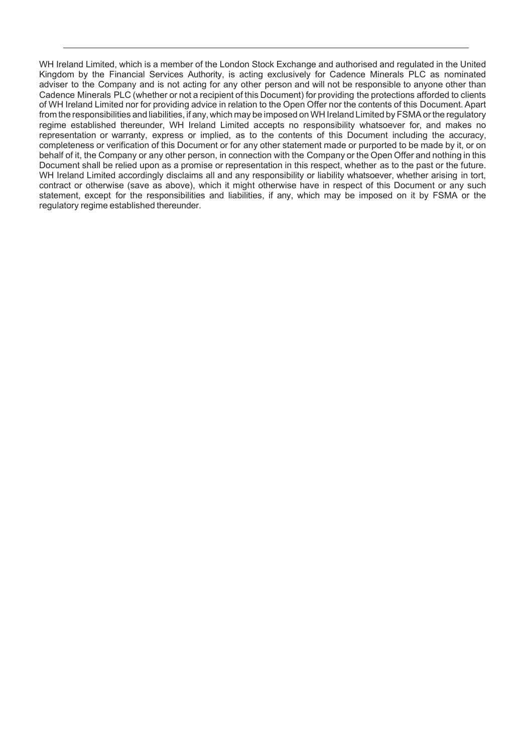WH Ireland Limited, which is a member of the London Stock Exchange and authorised and regulated in the United Kingdom by the Financial Services Authority, is acting exclusively for Cadence Minerals PLC as nominated adviser to the Company and is not acting for any other person and will not be responsible to anyone other than Cadence Minerals PLC (whether or not a recipient of this Document) for providing the protections afforded to clients of WH Ireland Limited nor for providing advice in relation to the Open Offer nor the contents of this Document. Apart from the responsibilities and liabilities, if any, which may be imposed on WH Ireland Limited by FSMA or the regulatory regime established thereunder, WH Ireland Limited accepts no responsibility whatsoever for, and makes no representation or warranty, express or implied, as to the contents of this Document including the accuracy, completeness or verification of this Document or for any other statement made or purported to be made by it, or on behalf of it, the Company or any other person, in connection with the Company or the Open Offer and nothing in this Document shall be relied upon as a promise or representation in this respect, whether as to the past or the future. WH Ireland Limited accordingly disclaims all and any responsibility or liability whatsoever, whether arising in tort, contract or otherwise (save as above), which it might otherwise have in respect of this Document or any such statement, except for the responsibilities and liabilities, if any, which may be imposed on it by FSMA or the regulatory regime established thereunder.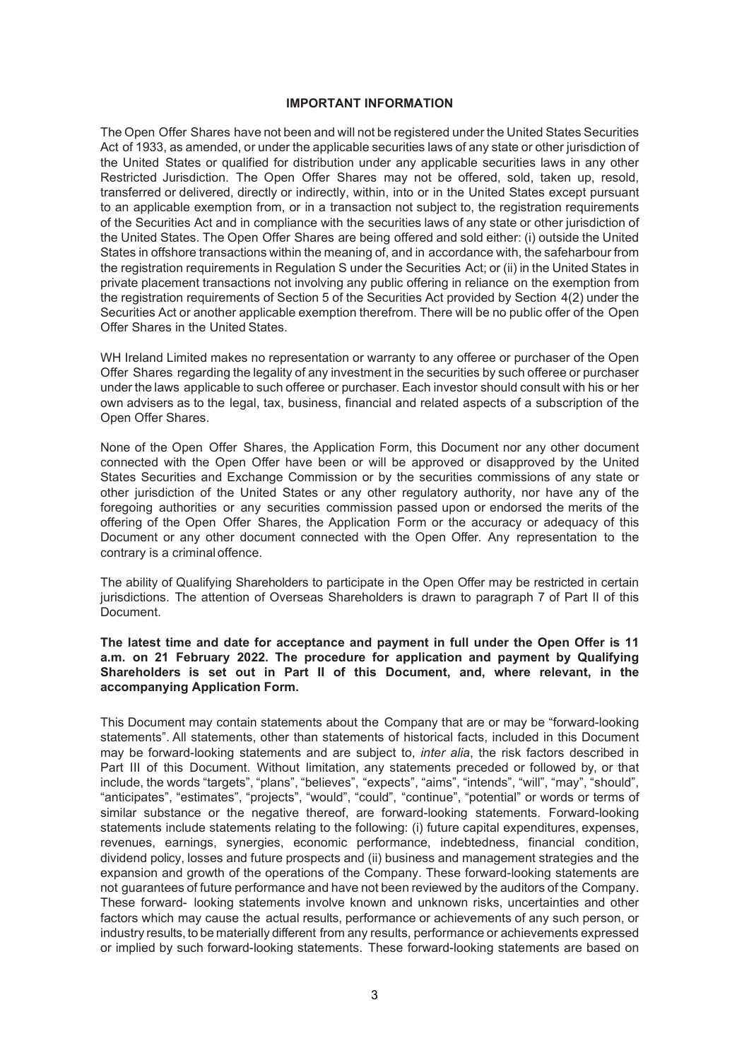**IMPORTANT INFORMATION**

The Open Offer Shares have not been and will not be registered under the United States Securities Act of 1933, as amended, or under the applicable securities laws of any state or other jurisdiction of the United States or qualified for distribution under any applicable securities laws in any other Restricted Jurisdiction. The Open Offer Shares may not be offered, sold, taken up, resold, transferred or delivered, directly or indirectly, within, into or in the United States except pursuant to an applicable exemption from, or in a transaction not subject to, the registration requirements of the Securities Act and in compliance with the securities laws of any state or other jurisdiction of the United States. The Open Offer Shares are being offered and sold either: (i) outside the United States in offshore transactions within the meaning of, and in accordance with, the safeharbour from the registration requirements in Regulation S under the Securities Act; or (ii) in the United States in private placement transactions not involving any public offering in reliance on the exemption from the registration requirements of Section 5 of the Securities Act provided by Section 4(2) under the Securities Act or another applicable exemption therefrom. There will be no public offer of the Open Offer Shares in the United States.

WH Ireland Limited makes no representation or warranty to any offeree or purchaser of the Open Offer Shares regarding the legality of any investment in the securities by such offeree or purchaser under the laws applicable to such offeree or purchaser. Each investor should consult with his or her own advisers as to the legal, tax, business, financial and related aspects of a subscription of the Open Offer Shares.

None of the Open Offer Shares, the Application Form, this Document nor any other document connected with the Open Offer have been or will be approved or disapproved by the United States Securities and Exchange Commission or by the securities commissions of any state or other jurisdiction of the United States or any other regulatory authority, nor have any of the foregoing authorities or any securities commission passed upon or endorsed the merits of the offering of the Open Offer Shares, the Application Form or the accuracy or adequacy of this Document or any other document connected with the Open Offer. Any representation to the contrary is a criminal offence.

The ability of Qualifying Shareholders to participate in the Open Offer may be restricted in certain jurisdictions. The attention of Overseas Shareholders is drawn to paragraph 7 of Part II of this Document.

**The latest time and date for acceptance and payment in full under the Open Offer is 11 a.m. on 21 February 2022. The procedure for application and payment by Qualifying Shareholders is set out in Part II of this Document, and, where relevant, in the accompanying Application Form.**

This Document may contain statements about the Company that are or may be "forward-looking statements". All statements, other than statements of historical facts, included in this Document may be forward-looking statements and are subject to, *inter alia*, the risk factors described in Part III of this Document. Without limitation, any statements preceded or followed by, or that include, the words "targets", "plans", "believes", "expects", "aims", "intends", "will", "may", "should", "anticipates", "estimates", "projects", "would", "could", "continue", "potential" or words or terms of similar substance or the negative thereof, are forward-looking statements. Forward-looking statements include statements relating to the following: (i) future capital expenditures, expenses, revenues, earnings, synergies, economic performance, indebtedness, financial condition, dividend policy, losses and future prospects and (ii) business and management strategies and the expansion and growth of the operations of the Company. These forward-looking statements are not guarantees of future performance and have not been reviewed by the auditors of the Company. These forward- looking statements involve known and unknown risks, uncertainties and other factors which may cause the actual results, performance or achievements of any such person, or industry results, to be materially different from any results, performance or achievements expressed or implied by such forward-looking statements. These forward-looking statements are based on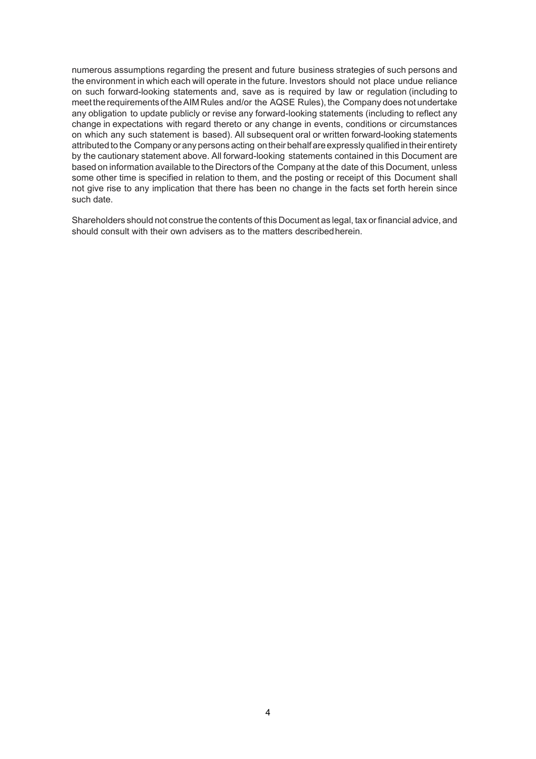numerous assumptions regarding the present and future business strategies of such persons and the environment in which each will operate in the future. Investors should not place undue reliance on such forward-looking statements and, save as is required by law or regulation (including to meet the requirements of the AIM Rules and/or the AQSE Rules), the Company does not undertake any obligation to update publicly or revise any forward-looking statements (including to reflect any change in expectations with regard thereto or any change in events, conditions or circumstances on which any such statement is based). All subsequent oral or written forward-looking statements attributed to the Company or any persons acting on their behalf are expressly qualified in their entirety by the cautionary statement above. All forward-looking statements contained in this Document are based on information available to the Directors of the Company at the date of this Document, unless some other time is specified in relation to them, and the posting or receipt of this Document shall not give rise to any implication that there has been no change in the facts set forth herein since such date.

Shareholders should not construe the contents of this Document as legal, tax or financial advice, and should consult with their own advisers as to the matters described herein.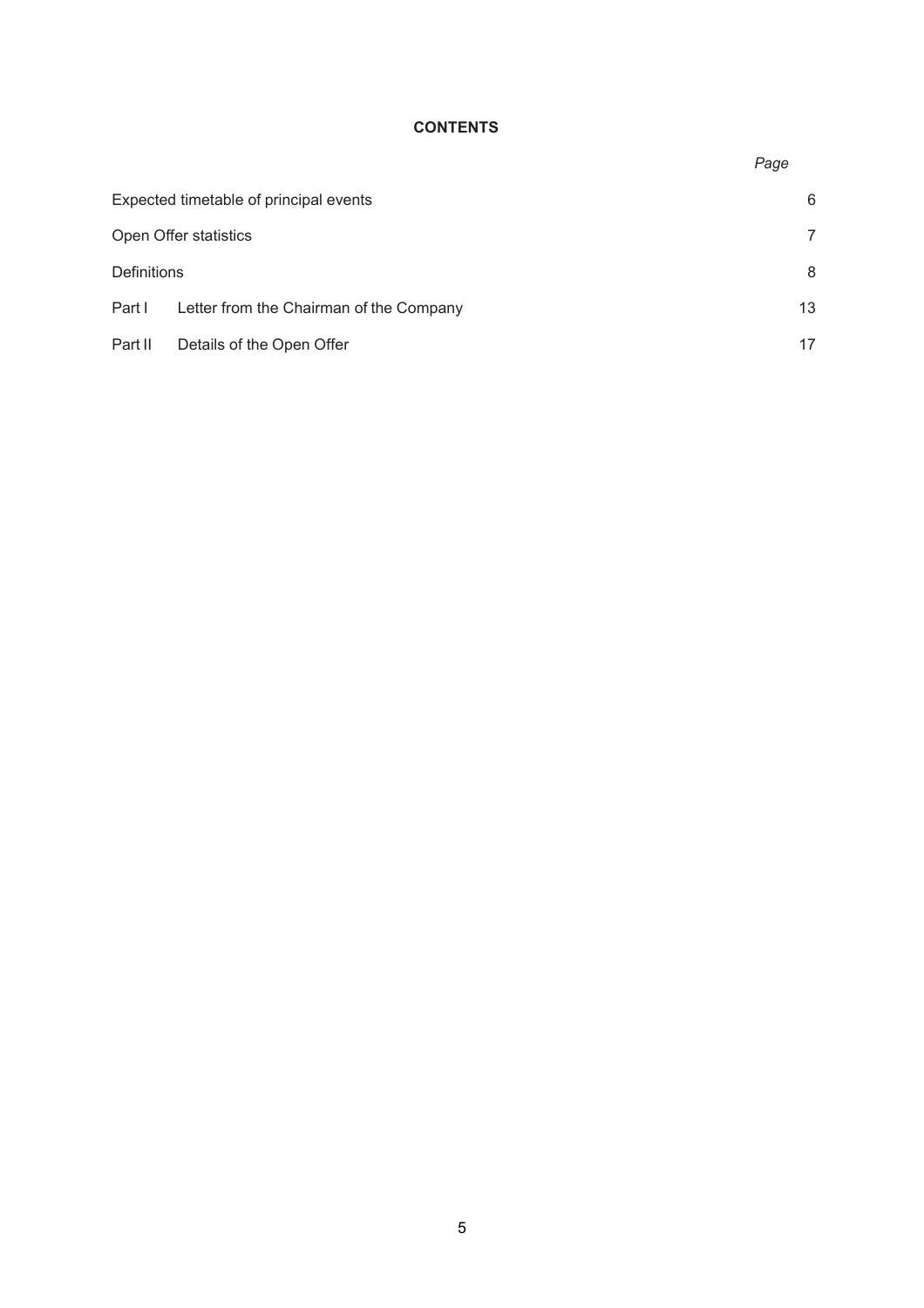# CONTENTS

| | | *Page* |
|---|---|---|
| Expected timetable of principal events | | 6 |
| Open Offer statistics | | 7 |
| Definitions | | 8 |
| Part I | Letter from the Chairman of the Company | 13 |
| Part II | Details of the Open Offer | 17 |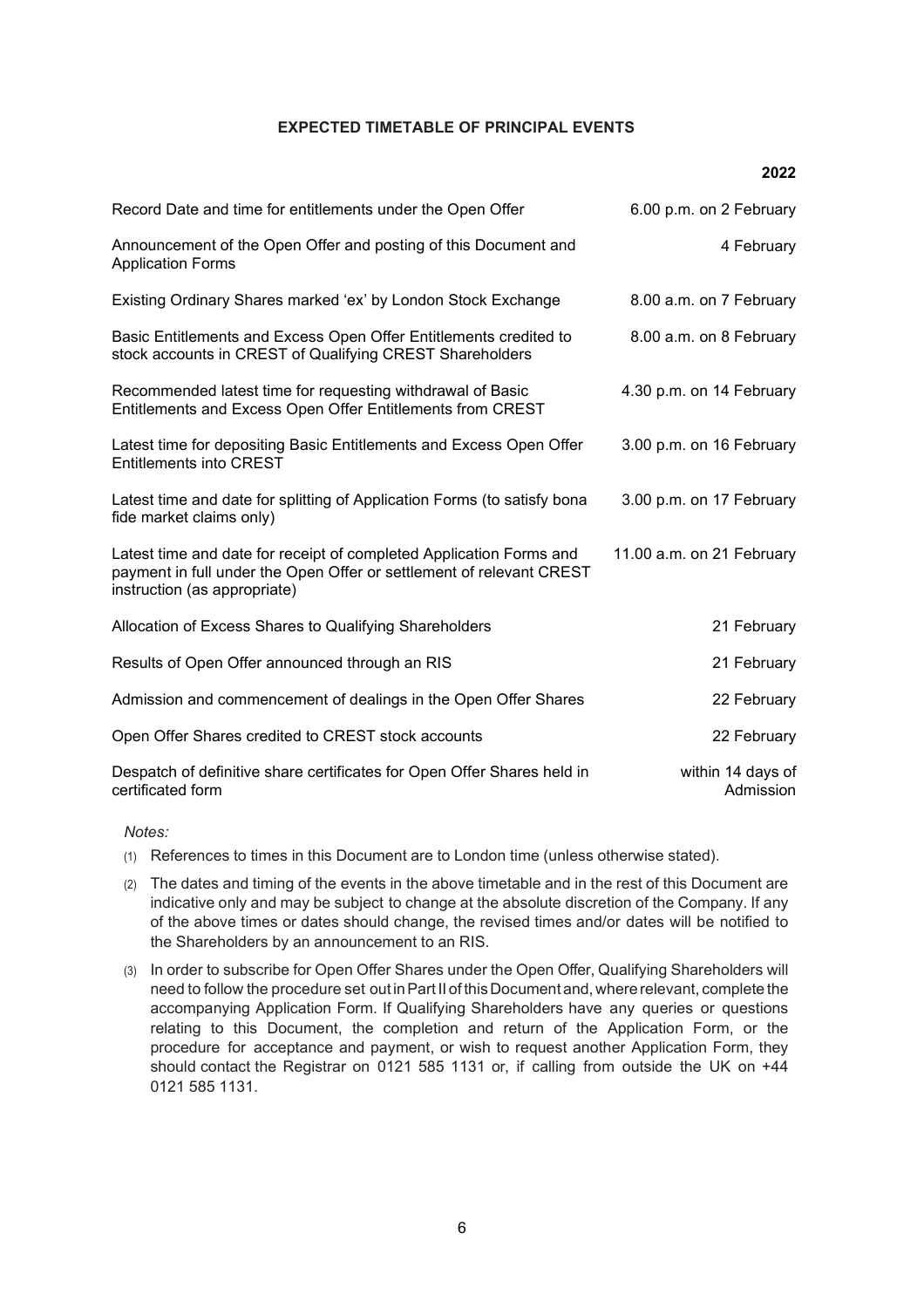## EXPECTED TIMETABLE OF PRINCIPAL EVENTS

| | 2022 |
|---|---|
| Record Date and time for entitlements under the Open Offer | 6.00 p.m. on 2 February |
| Announcement of the Open Offer and posting of this Document and Application Forms | 4 February |
| Existing Ordinary Shares marked 'ex' by London Stock Exchange | 8.00 a.m. on 7 February |
| Basic Entitlements and Excess Open Offer Entitlements credited to stock accounts in CREST of Qualifying CREST Shareholders | 8.00 a.m. on 8 February |
| Recommended latest time for requesting withdrawal of Basic Entitlements and Excess Open Offer Entitlements from CREST | 4.30 p.m. on 14 February |
| Latest time for depositing Basic Entitlements and Excess Open Offer Entitlements into CREST | 3.00 p.m. on 16 February |
| Latest time and date for splitting of Application Forms (to satisfy bona fide market claims only) | 3.00 p.m. on 17 February |
| Latest time and date for receipt of completed Application Forms and payment in full under the Open Offer or settlement of relevant CREST instruction (as appropriate) | 11.00 a.m. on 21 February |
| Allocation of Excess Shares to Qualifying Shareholders | 21 February |
| Results of Open Offer announced through an RIS | 21 February |
| Admission and commencement of dealings in the Open Offer Shares | 22 February |
| Open Offer Shares credited to CREST stock accounts | 22 February |
| Despatch of definitive share certificates for Open Offer Shares held in certificated form | within 14 days of Admission |

*Notes:*

(1) References to times in this Document are to London time (unless otherwise stated).

(2) The dates and timing of the events in the above timetable and in the rest of this Document are indicative only and may be subject to change at the absolute discretion of the Company. If any of the above times or dates should change, the revised times and/or dates will be notified to the Shareholders by an announcement to an RIS.

(3) In order to subscribe for Open Offer Shares under the Open Offer, Qualifying Shareholders will need to follow the procedure set out in Part II of this Document and, where relevant, complete the accompanying Application Form. If Qualifying Shareholders have any queries or questions relating to this Document, the completion and return of the Application Form, or the procedure for acceptance and payment, or wish to request another Application Form, they should contact the Registrar on 0121 585 1131 or, if calling from outside the UK on +44 0121 585 1131.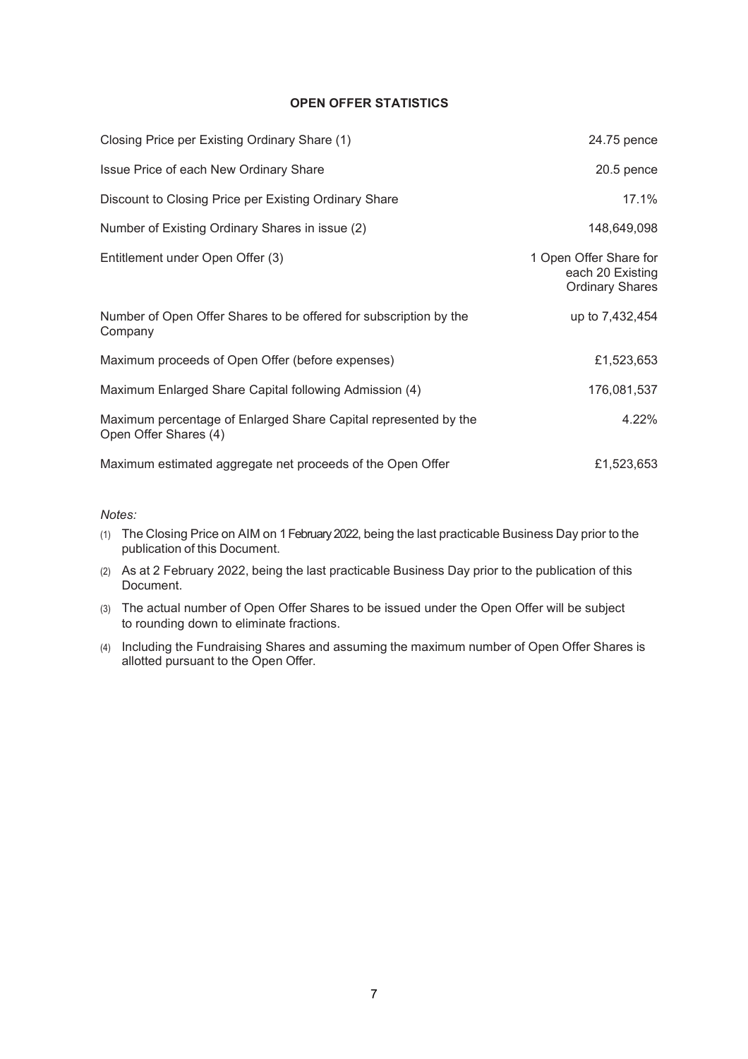## OPEN OFFER STATISTICS

| | |
|---|---|
| Closing Price per Existing Ordinary Share (1) | 24.75 pence |
| Issue Price of each New Ordinary Share | 20.5 pence |
| Discount to Closing Price per Existing Ordinary Share | 17.1% |
| Number of Existing Ordinary Shares in issue (2) | 148,649,098 |
| Entitlement under Open Offer (3) | 1 Open Offer Share for each 20 Existing Ordinary Shares |
| Number of Open Offer Shares to be offered for subscription by the Company | up to 7,432,454 |
| Maximum proceeds of Open Offer (before expenses) | £1,523,653 |
| Maximum Enlarged Share Capital following Admission (4) | 176,081,537 |
| Maximum percentage of Enlarged Share Capital represented by the Open Offer Shares (4) | 4.22% |
| Maximum estimated aggregate net proceeds of the Open Offer | £1,523,653 |

*Notes:*

(1) The Closing Price on AIM on 1 February 2022, being the last practicable Business Day prior to the publication of this Document.

(2) As at 2 February 2022, being the last practicable Business Day prior to the publication of this Document.

(3) The actual number of Open Offer Shares to be issued under the Open Offer will be subject to rounding down to eliminate fractions.

(4) Including the Fundraising Shares and assuming the maximum number of Open Offer Shares is allotted pursuant to the Open Offer.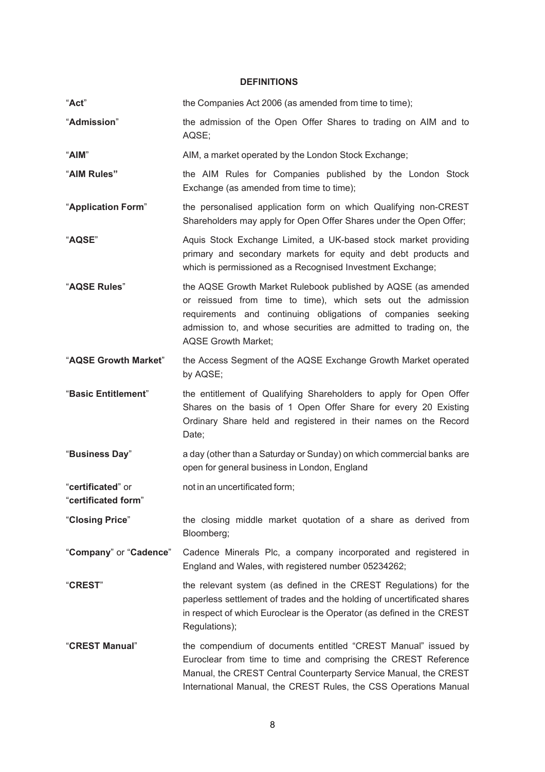## DEFINITIONS

| | |
|---|---|
| "**Act**" | the Companies Act 2006 (as amended from time to time); |
| "**Admission**" | the admission of the Open Offer Shares to trading on AIM and to AQSE; |
| "**AIM**" | AIM, a market operated by the London Stock Exchange; |
| "**AIM Rules**" | the AIM Rules for Companies published by the London Stock Exchange (as amended from time to time); |
| "**Application Form**" | the personalised application form on which Qualifying non-CREST Shareholders may apply for Open Offer Shares under the Open Offer; |
| "**AQSE**" | Aquis Stock Exchange Limited, a UK-based stock market providing primary and secondary markets for equity and debt products and which is permissioned as a Recognised Investment Exchange; |
| "**AQSE Rules**" | the AQSE Growth Market Rulebook published by AQSE (as amended or reissued from time to time), which sets out the admission requirements and continuing obligations of companies seeking admission to, and whose securities are admitted to trading on, the AQSE Growth Market; |
| "**AQSE Growth Market**" | the Access Segment of the AQSE Exchange Growth Market operated by AQSE; |
| "**Basic Entitlement**" | the entitlement of Qualifying Shareholders to apply for Open Offer Shares on the basis of 1 Open Offer Share for every 20 Existing Ordinary Share held and registered in their names on the Record Date; |
| "**Business Day**" | a day (other than a Saturday or Sunday) on which commercial banks are open for general business in London, England |
| "**certificated**" or "**certificated form**" | not in an uncertificated form; |
| "**Closing Price**" | the closing middle market quotation of a share as derived from Bloomberg; |
| "**Company**" or "**Cadence**" | Cadence Minerals Plc, a company incorporated and registered in England and Wales, with registered number 05234262; |
| "**CREST**" | the relevant system (as defined in the CREST Regulations) for the paperless settlement of trades and the holding of uncertificated shares in respect of which Euroclear is the Operator (as defined in the CREST Regulations); |
| "**CREST Manual**" | the compendium of documents entitled "CREST Manual" issued by Euroclear from time to time and comprising the CREST Reference Manual, the CREST Central Counterparty Service Manual, the CREST International Manual, the CREST Rules, the CSS Operations Manual |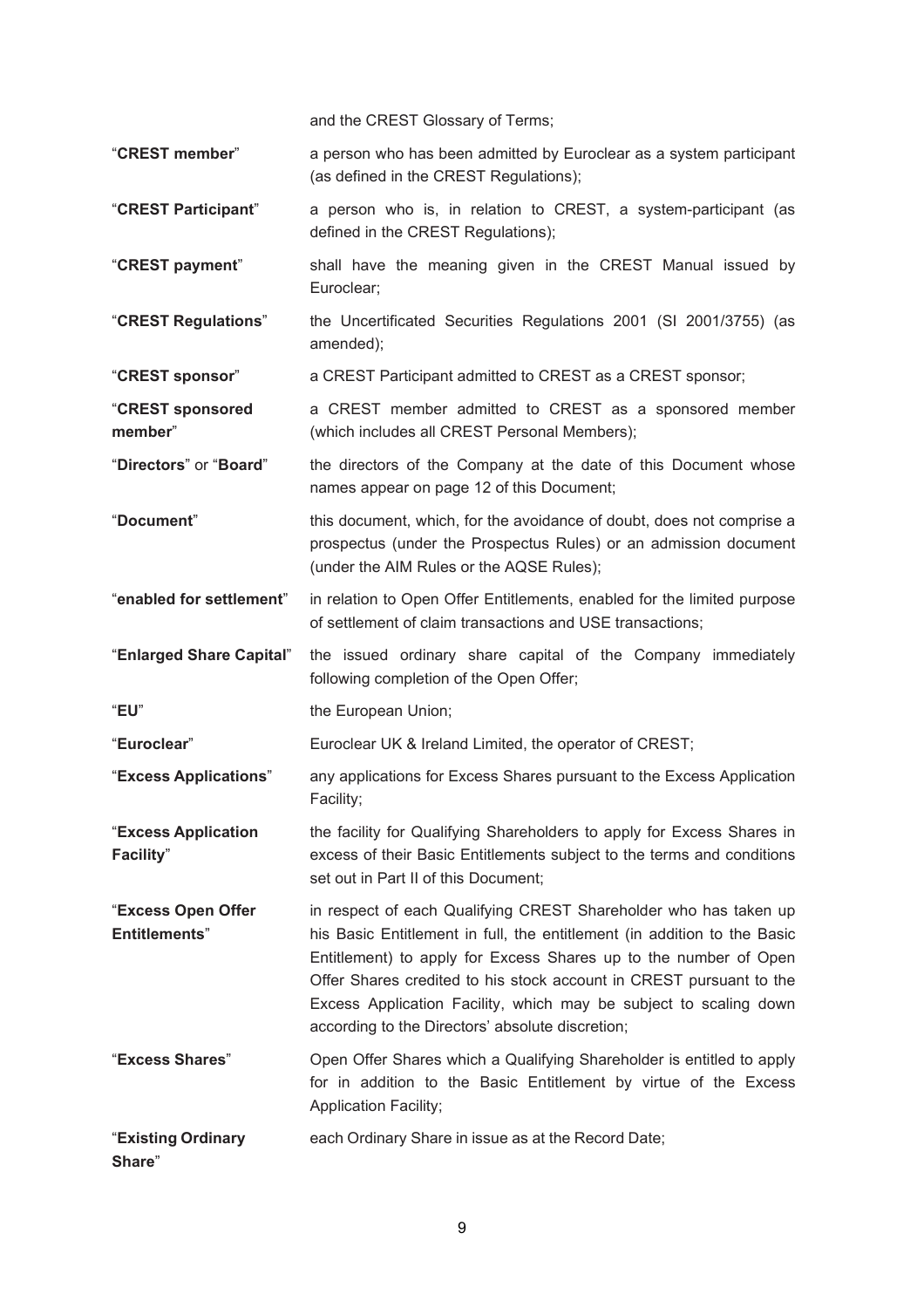and the CREST Glossary of Terms;

| | |
|---|---|
| "**CREST member**" | a person who has been admitted by Euroclear as a system participant (as defined in the CREST Regulations); |
| "**CREST Participant**" | a person who is, in relation to CREST, a system-participant (as defined in the CREST Regulations); |
| "**CREST payment**" | shall have the meaning given in the CREST Manual issued by Euroclear; |
| "**CREST Regulations**" | the Uncertificated Securities Regulations 2001 (SI 2001/3755) (as amended); |
| "**CREST sponsor**" | a CREST Participant admitted to CREST as a CREST sponsor; |
| "**CREST sponsored member**" | a CREST member admitted to CREST as a sponsored member (which includes all CREST Personal Members); |
| "**Directors**" or "**Board**" | the directors of the Company at the date of this Document whose names appear on page 12 of this Document; |
| "**Document**" | this document, which, for the avoidance of doubt, does not comprise a prospectus (under the Prospectus Rules) or an admission document (under the AIM Rules or the AQSE Rules); |
| "**enabled for settlement**" | in relation to Open Offer Entitlements, enabled for the limited purpose of settlement of claim transactions and USE transactions; |
| "**Enlarged Share Capital**" | the issued ordinary share capital of the Company immediately following completion of the Open Offer; |
| "**EU**" | the European Union; |
| "**Euroclear**" | Euroclear UK & Ireland Limited, the operator of CREST; |
| "**Excess Applications**" | any applications for Excess Shares pursuant to the Excess Application Facility; |
| "**Excess Application Facility**" | the facility for Qualifying Shareholders to apply for Excess Shares in excess of their Basic Entitlements subject to the terms and conditions set out in Part II of this Document; |
| "**Excess Open Offer Entitlements**" | in respect of each Qualifying CREST Shareholder who has taken up his Basic Entitlement in full, the entitlement (in addition to the Basic Entitlement) to apply for Excess Shares up to the number of Open Offer Shares credited to his stock account in CREST pursuant to the Excess Application Facility, which may be subject to scaling down according to the Directors' absolute discretion; |
| "**Excess Shares**" | Open Offer Shares which a Qualifying Shareholder is entitled to apply for in addition to the Basic Entitlement by virtue of the Excess Application Facility; |
| "**Existing Ordinary Share**" | each Ordinary Share in issue as at the Record Date; |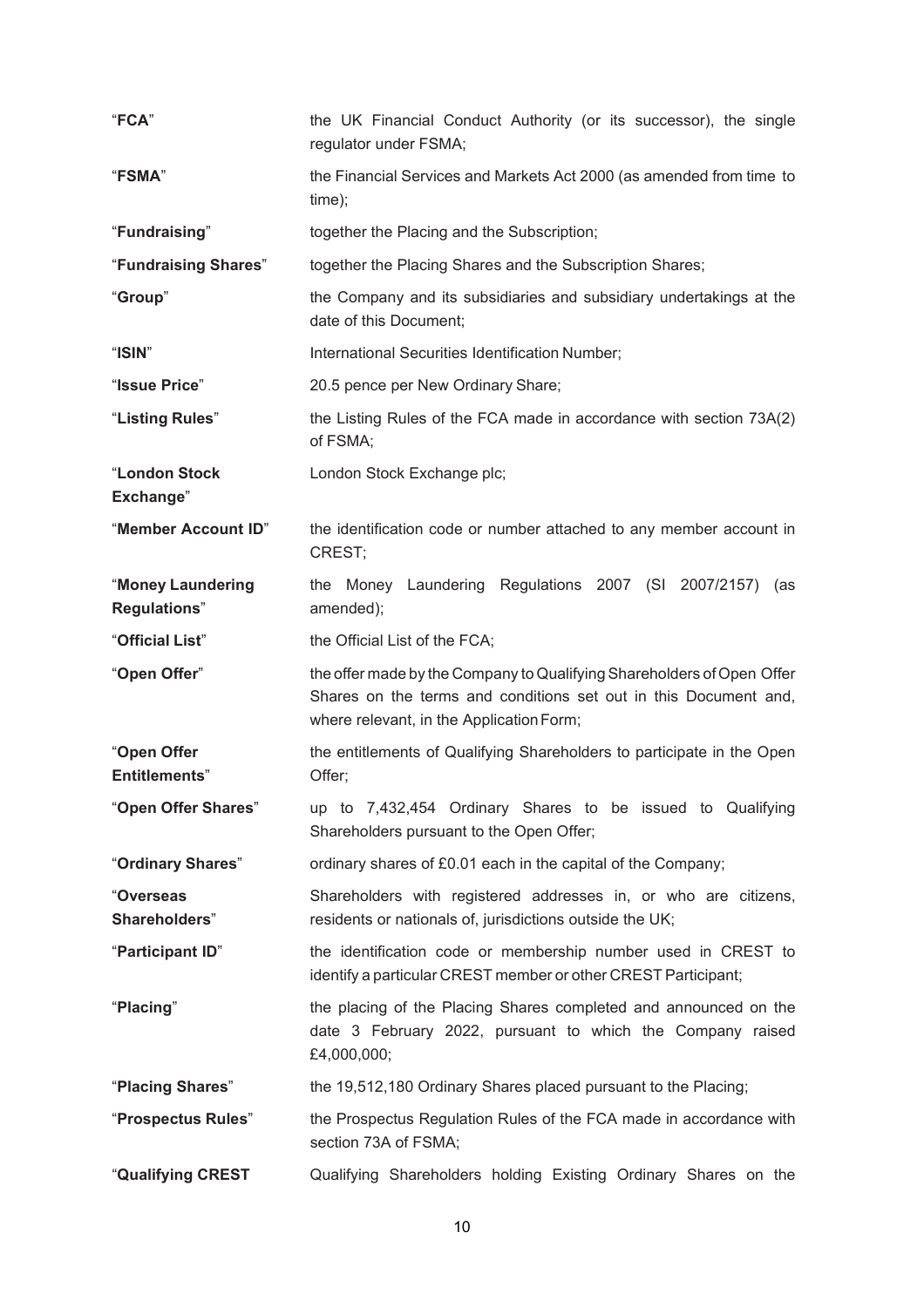| | |
|---|---|
| "**FCA**" | the UK Financial Conduct Authority (or its successor), the single regulator under FSMA; |
| "**FSMA**" | the Financial Services and Markets Act 2000 (as amended from time to time); |
| "**Fundraising**" | together the Placing and the Subscription; |
| "**Fundraising Shares**" | together the Placing Shares and the Subscription Shares; |
| "**Group**" | the Company and its subsidiaries and subsidiary undertakings at the date of this Document; |
| "**ISIN**" | International Securities Identification Number; |
| "**Issue Price**" | 20.5 pence per New Ordinary Share; |
| "**Listing Rules**" | the Listing Rules of the FCA made in accordance with section 73A(2) of FSMA; |
| "**London Stock Exchange**" | London Stock Exchange plc; |
| "**Member Account ID**" | the identification code or number attached to any member account in CREST; |
| "**Money Laundering Regulations**" | the Money Laundering Regulations 2007 (SI 2007/2157) (as amended); |
| "**Official List**" | the Official List of the FCA; |
| "**Open Offer**" | the offer made by the Company to Qualifying Shareholders of Open Offer Shares on the terms and conditions set out in this Document and, where relevant, in the Application Form; |
| "**Open Offer Entitlements**" | the entitlements of Qualifying Shareholders to participate in the Open Offer; |
| "**Open Offer Shares**" | up to 7,432,454 Ordinary Shares to be issued to Qualifying Shareholders pursuant to the Open Offer; |
| "**Ordinary Shares**" | ordinary shares of £0.01 each in the capital of the Company; |
| "**Overseas Shareholders**" | Shareholders with registered addresses in, or who are citizens, residents or nationals of, jurisdictions outside the UK; |
| "**Participant ID**" | the identification code or membership number used in CREST to identify a particular CREST member or other CREST Participant; |
| "**Placing**" | the placing of the Placing Shares completed and announced on the date 3 February 2022, pursuant to which the Company raised £4,000,000; |
| "**Placing Shares**" | the 19,512,180 Ordinary Shares placed pursuant to the Placing; |
| "**Prospectus Rules**" | the Prospectus Regulation Rules of the FCA made in accordance with section 73A of FSMA; |
| "**Qualifying CREST** | Qualifying Shareholders holding Existing Ordinary Shares on the |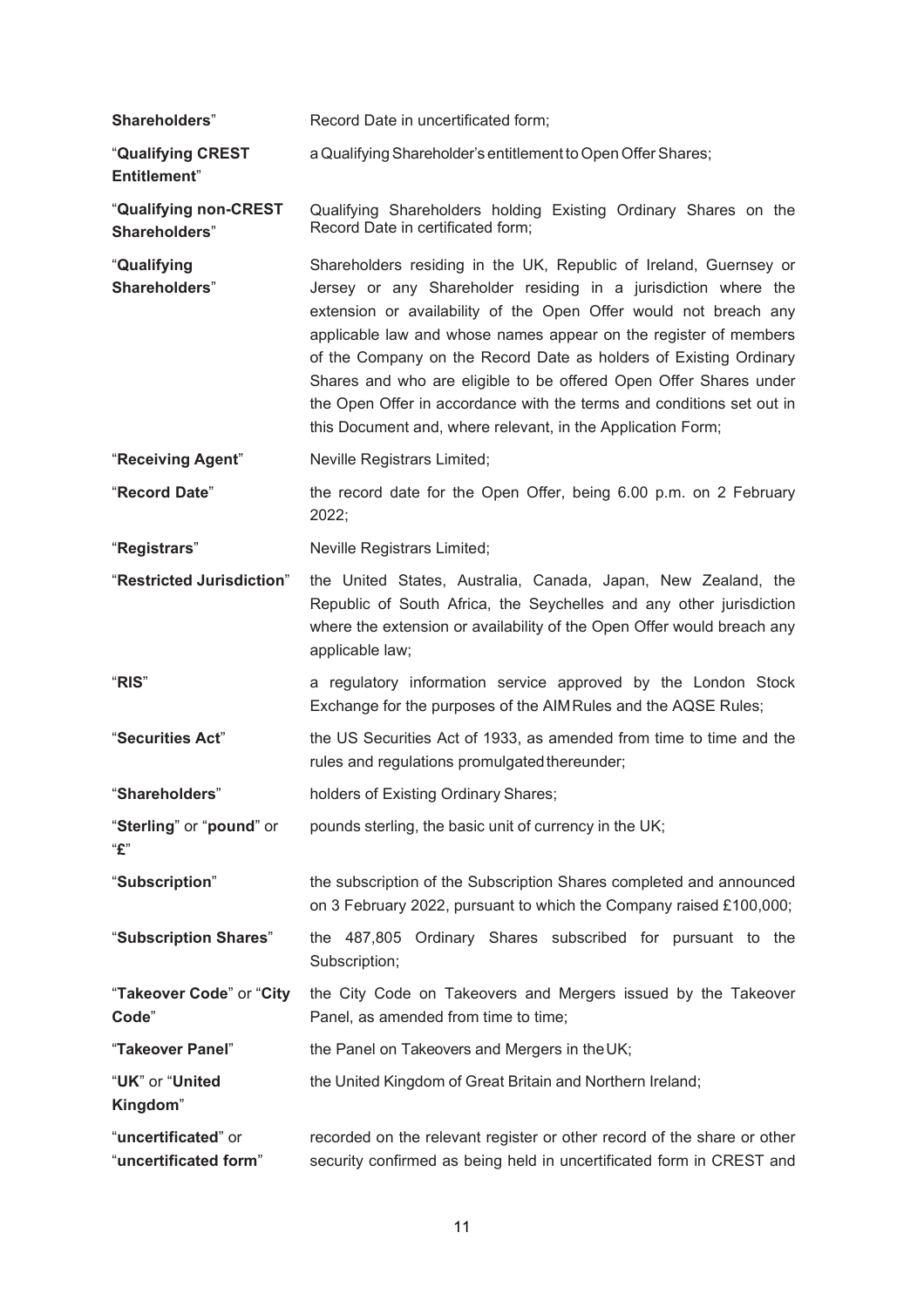| | |
|---|---|
| Shareholders” | Record Date in uncertificated form; |
| “**Qualifying CREST Entitlement**” | a Qualifying Shareholder’s entitlement to Open Offer Shares; |
| “**Qualifying non-CREST Shareholders**” | Qualifying Shareholders holding Existing Ordinary Shares on the Record Date in certificated form; |
| “**Qualifying Shareholders**” | Shareholders residing in the UK, Republic of Ireland, Guernsey or Jersey or any Shareholder residing in a jurisdiction where the extension or availability of the Open Offer would not breach any applicable law and whose names appear on the register of members of the Company on the Record Date as holders of Existing Ordinary Shares and who are eligible to be offered Open Offer Shares under the Open Offer in accordance with the terms and conditions set out in this Document and, where relevant, in the Application Form; |
| “**Receiving Agent**” | Neville Registrars Limited; |
| “**Record Date**” | the record date for the Open Offer, being 6.00 p.m. on 2 February 2022; |
| “**Registrars**” | Neville Registrars Limited; |
| “**Restricted Jurisdiction**” | the United States, Australia, Canada, Japan, New Zealand, the Republic of South Africa, the Seychelles and any other jurisdiction where the extension or availability of the Open Offer would breach any applicable law; |
| “**RIS**” | a regulatory information service approved by the London Stock Exchange for the purposes of the AIM Rules and the AQSE Rules; |
| “**Securities Act**” | the US Securities Act of 1933, as amended from time to time and the rules and regulations promulgated thereunder; |
| “**Shareholders**” | holders of Existing Ordinary Shares; |
| “**Sterling**” or “**pound**” or “**£**” | pounds sterling, the basic unit of currency in the UK; |
| “**Subscription**” | the subscription of the Subscription Shares completed and announced on 3 February 2022, pursuant to which the Company raised £100,000; |
| “**Subscription Shares**” | the 487,805 Ordinary Shares subscribed for pursuant to the Subscription; |
| “**Takeover Code**” or “**City Code**” | the City Code on Takeovers and Mergers issued by the Takeover Panel, as amended from time to time; |
| “**Takeover Panel**” | the Panel on Takeovers and Mergers in the UK; |
| “**UK**” or “**United Kingdom**” | the United Kingdom of Great Britain and Northern Ireland; |
| “**uncertificated**” or “**uncertificated form**” | recorded on the relevant register or other record of the share or other security confirmed as being held in uncertificated form in CREST and |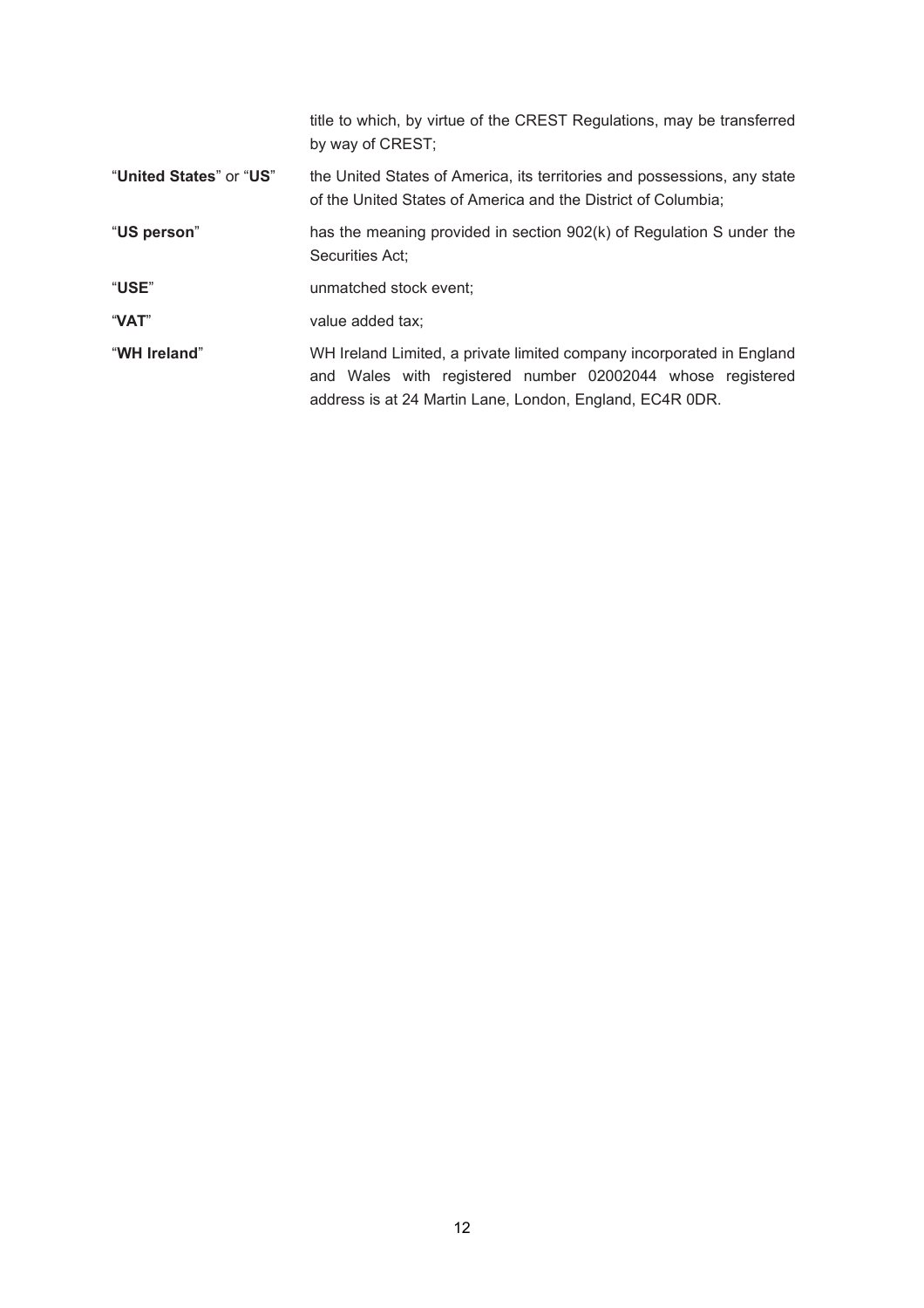| | |
|---|---|
| | title to which, by virtue of the CREST Regulations, may be transferred by way of CREST; |
| "**United States**" or "**US**" | the United States of America, its territories and possessions, any state of the United States of America and the District of Columbia; |
| "**US person**" | has the meaning provided in section 902(k) of Regulation S under the Securities Act; |
| "**USE**" | unmatched stock event; |
| "**VAT**" | value added tax; |
| "**WH Ireland**" | WH Ireland Limited, a private limited company incorporated in England and Wales with registered number 02002044 whose registered address is at 24 Martin Lane, London, England, EC4R 0DR. |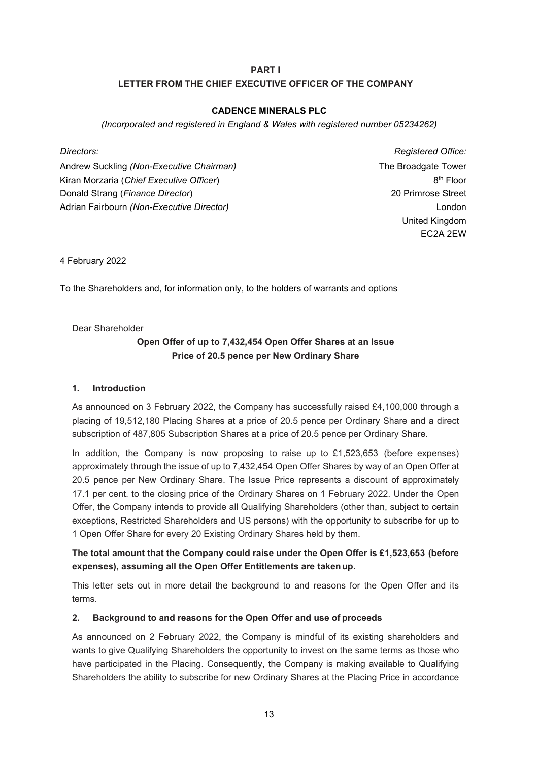# PART I

## LETTER FROM THE CHIEF EXECUTIVE OFFICER OF THE COMPANY

### CADENCE MINERALS PLC

*(Incorporated and registered in England & Wales with registered number 05234262)*

*Directors:*

Andrew Suckling *(Non-Executive Chairman)*
Kiran Morzaria (*Chief Executive Officer*)
Donald Strang (*Finance Director*)
Adrian Fairbourn *(Non-Executive Director)*

*Registered Office:*

The Broadgate Tower
8th Floor
20 Primrose Street
London
United Kingdom
EC2A 2EW

4 February 2022

To the Shareholders and, for information only, to the holders of warrants and options

Dear Shareholder

**Open Offer of up to 7,432,454 Open Offer Shares at an Issue Price of 20.5 pence per New Ordinary Share**

**1. Introduction**

As announced on 3 February 2022, the Company has successfully raised £4,100,000 through a placing of 19,512,180 Placing Shares at a price of 20.5 pence per Ordinary Share and a direct subscription of 487,805 Subscription Shares at a price of 20.5 pence per Ordinary Share.

In addition, the Company is now proposing to raise up to £1,523,653 (before expenses) approximately through the issue of up to 7,432,454 Open Offer Shares by way of an Open Offer at 20.5 pence per New Ordinary Share. The Issue Price represents a discount of approximately 17.1 per cent. to the closing price of the Ordinary Shares on 1 February 2022. Under the Open Offer, the Company intends to provide all Qualifying Shareholders (other than, subject to certain exceptions, Restricted Shareholders and US persons) with the opportunity to subscribe for up to 1 Open Offer Share for every 20 Existing Ordinary Shares held by them.

**The total amount that the Company could raise under the Open Offer is £1,523,653 (before expenses), assuming all the Open Offer Entitlements are taken up.**

This letter sets out in more detail the background to and reasons for the Open Offer and its terms.

**2. Background to and reasons for the Open Offer and use of proceeds**

As announced on 2 February 2022, the Company is mindful of its existing shareholders and wants to give Qualifying Shareholders the opportunity to invest on the same terms as those who have participated in the Placing. Consequently, the Company is making available to Qualifying Shareholders the ability to subscribe for new Ordinary Shares at the Placing Price in accordance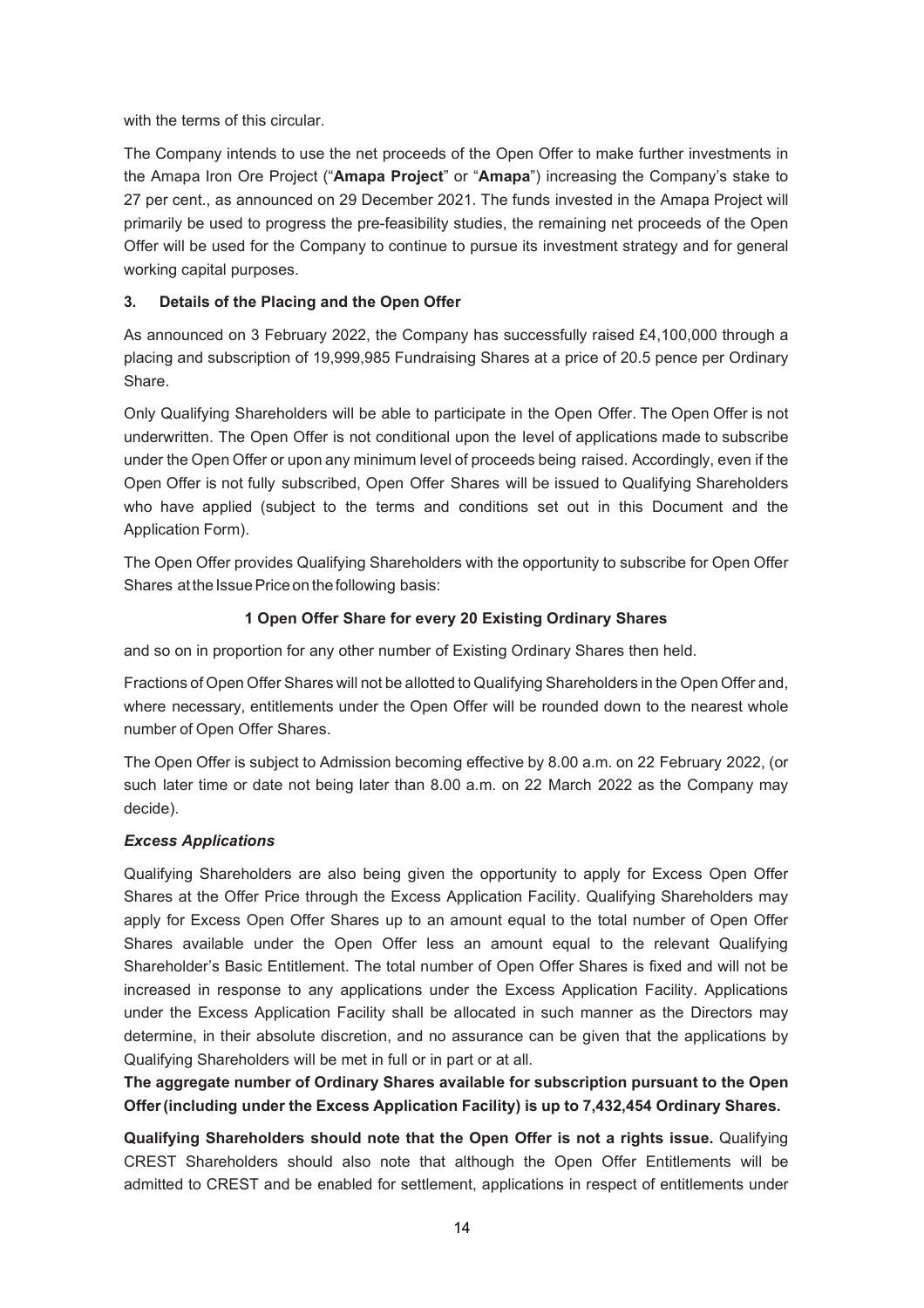with the terms of this circular.

The Company intends to use the net proceeds of the Open Offer to make further investments in the Amapa Iron Ore Project ("**Amapa Project**" or "**Amapa**") increasing the Company's stake to 27 per cent., as announced on 29 December 2021. The funds invested in the Amapa Project will primarily be used to progress the pre-feasibility studies, the remaining net proceeds of the Open Offer will be used for the Company to continue to pursue its investment strategy and for general working capital purposes.

### 3. Details of the Placing and the Open Offer

As announced on 3 February 2022, the Company has successfully raised £4,100,000 through a placing and subscription of 19,999,985 Fundraising Shares at a price of 20.5 pence per Ordinary Share.

Only Qualifying Shareholders will be able to participate in the Open Offer. The Open Offer is not underwritten. The Open Offer is not conditional upon the level of applications made to subscribe under the Open Offer or upon any minimum level of proceeds being raised. Accordingly, even if the Open Offer is not fully subscribed, Open Offer Shares will be issued to Qualifying Shareholders who have applied (subject to the terms and conditions set out in this Document and the Application Form).

The Open Offer provides Qualifying Shareholders with the opportunity to subscribe for Open Offer Shares at the Issue Price on the following basis:

**1 Open Offer Share for every 20 Existing Ordinary Shares**

and so on in proportion for any other number of Existing Ordinary Shares then held.

Fractions of Open Offer Shares will not be allotted to Qualifying Shareholders in the Open Offer and, where necessary, entitlements under the Open Offer will be rounded down to the nearest whole number of Open Offer Shares.

The Open Offer is subject to Admission becoming effective by 8.00 a.m. on 22 February 2022, (or such later time or date not being later than 8.00 a.m. on 22 March 2022 as the Company may decide).

***Excess Applications***

Qualifying Shareholders are also being given the opportunity to apply for Excess Open Offer Shares at the Offer Price through the Excess Application Facility. Qualifying Shareholders may apply for Excess Open Offer Shares up to an amount equal to the total number of Open Offer Shares available under the Open Offer less an amount equal to the relevant Qualifying Shareholder's Basic Entitlement. The total number of Open Offer Shares is fixed and will not be increased in response to any applications under the Excess Application Facility. Applications under the Excess Application Facility shall be allocated in such manner as the Directors may determine, in their absolute discretion, and no assurance can be given that the applications by Qualifying Shareholders will be met in full or in part or at all.

**The aggregate number of Ordinary Shares available for subscription pursuant to the Open Offer (including under the Excess Application Facility) is up to 7,432,454 Ordinary Shares.**

**Qualifying Shareholders should note that the Open Offer is not a rights issue.** Qualifying CREST Shareholders should also note that although the Open Offer Entitlements will be admitted to CREST and be enabled for settlement, applications in respect of entitlements under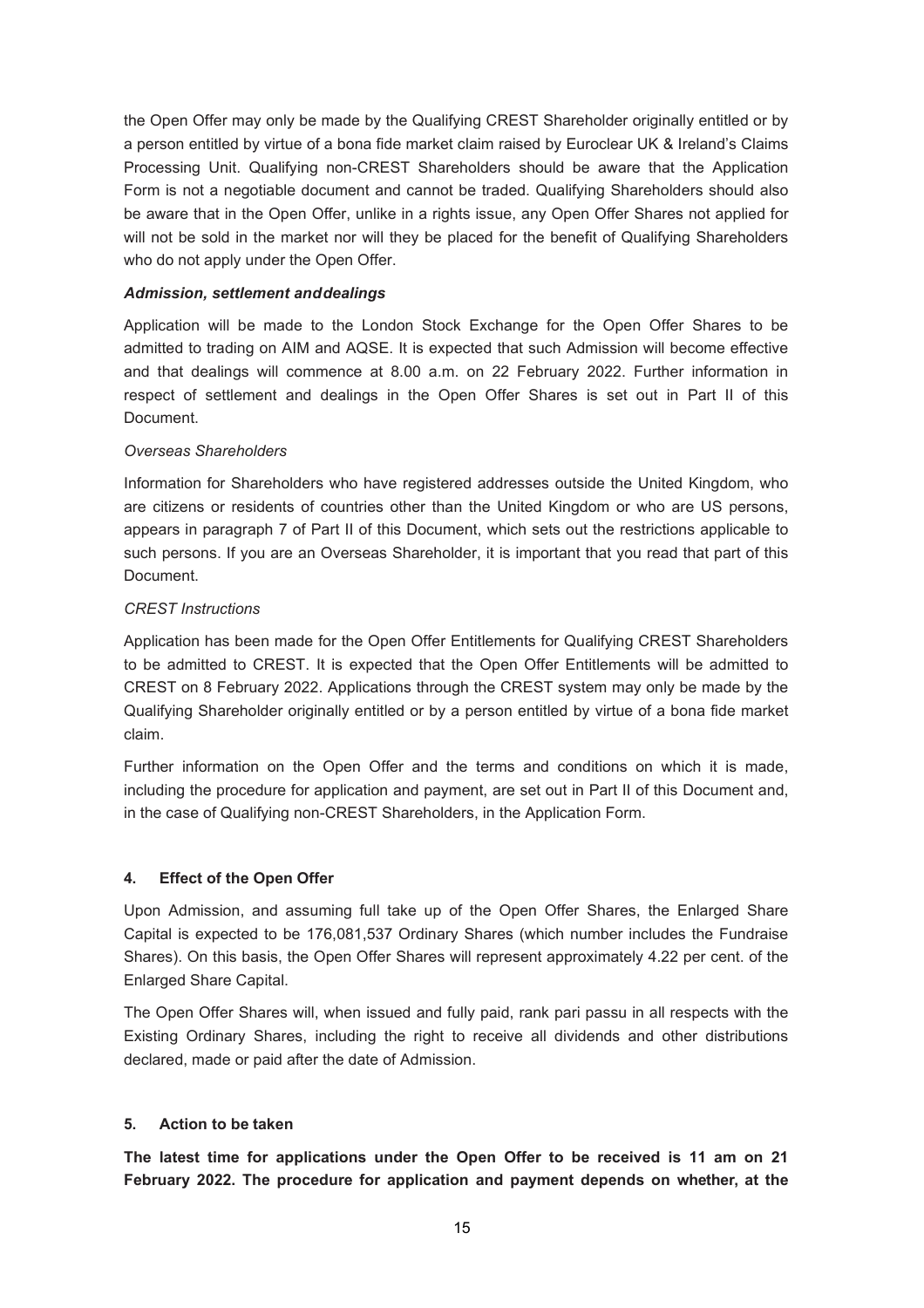the Open Offer may only be made by the Qualifying CREST Shareholder originally entitled or by a person entitled by virtue of a bona fide market claim raised by Euroclear UK & Ireland's Claims Processing Unit. Qualifying non-CREST Shareholders should be aware that the Application Form is not a negotiable document and cannot be traded. Qualifying Shareholders should also be aware that in the Open Offer, unlike in a rights issue, any Open Offer Shares not applied for will not be sold in the market nor will they be placed for the benefit of Qualifying Shareholders who do not apply under the Open Offer.

***Admission, settlement and dealings***

Application will be made to the London Stock Exchange for the Open Offer Shares to be admitted to trading on AIM and AQSE. It is expected that such Admission will become effective and that dealings will commence at 8.00 a.m. on 22 February 2022. Further information in respect of settlement and dealings in the Open Offer Shares is set out in Part II of this Document.

*Overseas Shareholders*

Information for Shareholders who have registered addresses outside the United Kingdom, who are citizens or residents of countries other than the United Kingdom or who are US persons, appears in paragraph 7 of Part II of this Document, which sets out the restrictions applicable to such persons. If you are an Overseas Shareholder, it is important that you read that part of this Document.

*CREST Instructions*

Application has been made for the Open Offer Entitlements for Qualifying CREST Shareholders to be admitted to CREST. It is expected that the Open Offer Entitlements will be admitted to CREST on 8 February 2022. Applications through the CREST system may only be made by the Qualifying Shareholder originally entitled or by a person entitled by virtue of a bona fide market claim.

Further information on the Open Offer and the terms and conditions on which it is made, including the procedure for application and payment, are set out in Part II of this Document and, in the case of Qualifying non-CREST Shareholders, in the Application Form.

## 4. Effect of the Open Offer

Upon Admission, and assuming full take up of the Open Offer Shares, the Enlarged Share Capital is expected to be 176,081,537 Ordinary Shares (which number includes the Fundraise Shares). On this basis, the Open Offer Shares will represent approximately 4.22 per cent. of the Enlarged Share Capital.

The Open Offer Shares will, when issued and fully paid, rank pari passu in all respects with the Existing Ordinary Shares, including the right to receive all dividends and other distributions declared, made or paid after the date of Admission.

## 5. Action to be taken

**The latest time for applications under the Open Offer to be received is 11 am on 21 February 2022. The procedure for application and payment depends on whether, at the**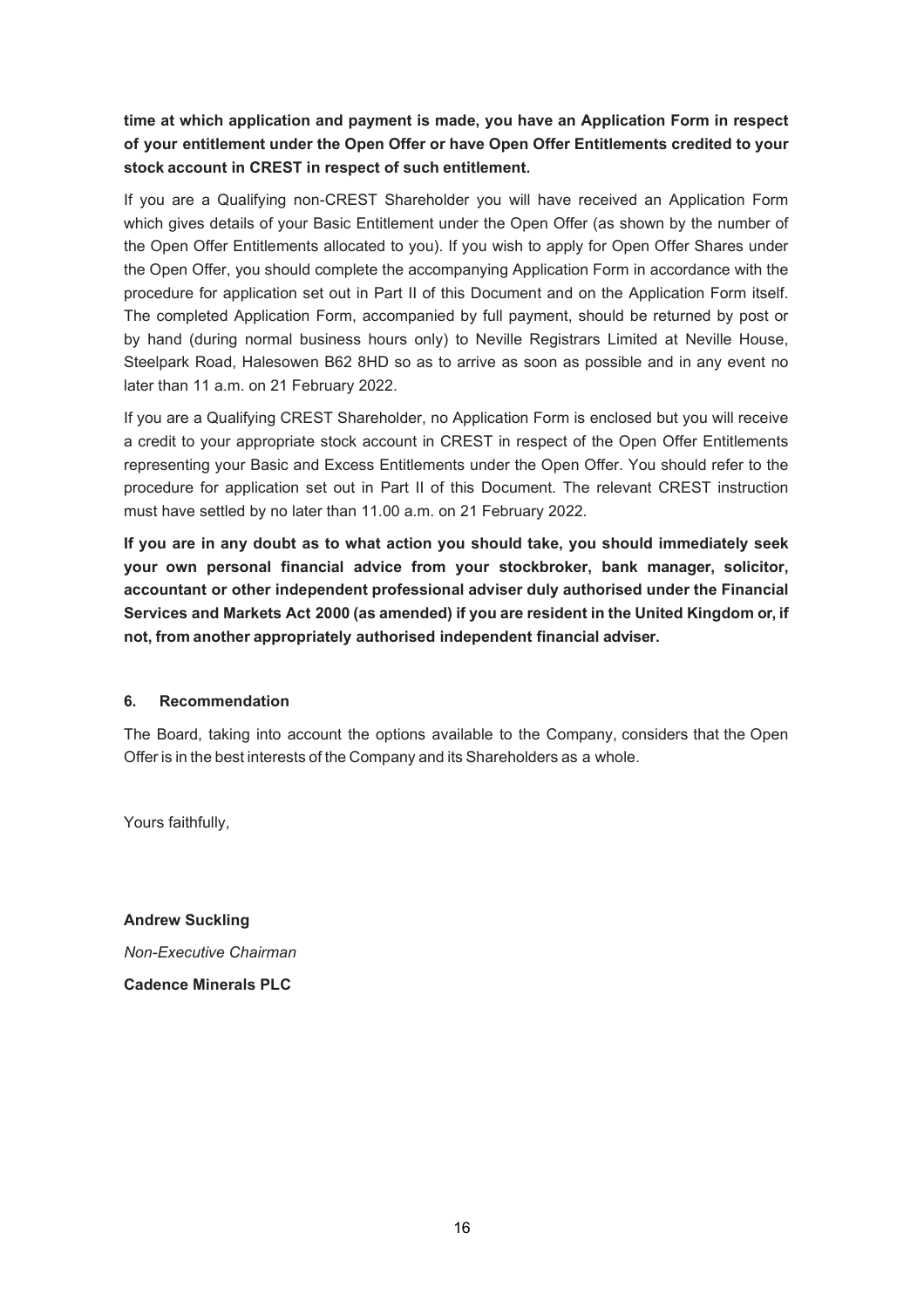**time at which application and payment is made, you have an Application Form in respect of your entitlement under the Open Offer or have Open Offer Entitlements credited to your stock account in CREST in respect of such entitlement.**

If you are a Qualifying non-CREST Shareholder you will have received an Application Form which gives details of your Basic Entitlement under the Open Offer (as shown by the number of the Open Offer Entitlements allocated to you). If you wish to apply for Open Offer Shares under the Open Offer, you should complete the accompanying Application Form in accordance with the procedure for application set out in Part II of this Document and on the Application Form itself. The completed Application Form, accompanied by full payment, should be returned by post or by hand (during normal business hours only) to Neville Registrars Limited at Neville House, Steelpark Road, Halesowen B62 8HD so as to arrive as soon as possible and in any event no later than 11 a.m. on 21 February 2022.

If you are a Qualifying CREST Shareholder, no Application Form is enclosed but you will receive a credit to your appropriate stock account in CREST in respect of the Open Offer Entitlements representing your Basic and Excess Entitlements under the Open Offer. You should refer to the procedure for application set out in Part II of this Document. The relevant CREST instruction must have settled by no later than 11.00 a.m. on 21 February 2022.

**If you are in any doubt as to what action you should take, you should immediately seek your own personal financial advice from your stockbroker, bank manager, solicitor, accountant or other independent professional adviser duly authorised under the Financial Services and Markets Act 2000 (as amended) if you are resident in the United Kingdom or, if not, from another appropriately authorised independent financial adviser.**

### 6. Recommendation

The Board, taking into account the options available to the Company, considers that the Open Offer is in the best interests of the Company and its Shareholders as a whole.

Yours faithfully,

**Andrew Suckling**

*Non-Executive Chairman*

**Cadence Minerals PLC**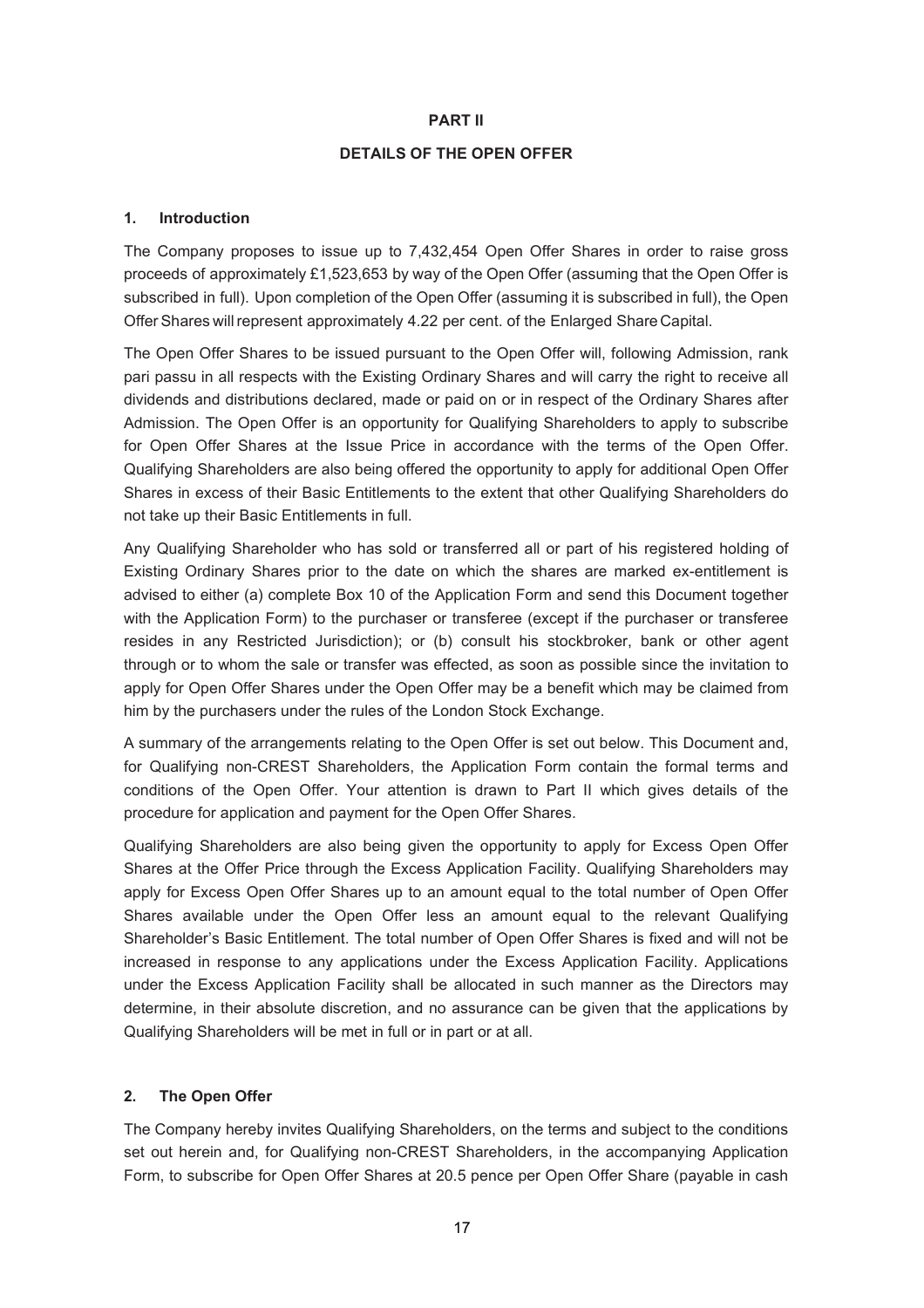# PART II

## DETAILS OF THE OPEN OFFER

### 1. Introduction

The Company proposes to issue up to 7,432,454 Open Offer Shares in order to raise gross proceeds of approximately £1,523,653 by way of the Open Offer (assuming that the Open Offer is subscribed in full). Upon completion of the Open Offer (assuming it is subscribed in full), the Open Offer Shares will represent approximately 4.22 per cent. of the Enlarged Share Capital.

The Open Offer Shares to be issued pursuant to the Open Offer will, following Admission, rank pari passu in all respects with the Existing Ordinary Shares and will carry the right to receive all dividends and distributions declared, made or paid on or in respect of the Ordinary Shares after Admission. The Open Offer is an opportunity for Qualifying Shareholders to apply to subscribe for Open Offer Shares at the Issue Price in accordance with the terms of the Open Offer. Qualifying Shareholders are also being offered the opportunity to apply for additional Open Offer Shares in excess of their Basic Entitlements to the extent that other Qualifying Shareholders do not take up their Basic Entitlements in full.

Any Qualifying Shareholder who has sold or transferred all or part of his registered holding of Existing Ordinary Shares prior to the date on which the shares are marked ex-entitlement is advised to either (a) complete Box 10 of the Application Form and send this Document together with the Application Form) to the purchaser or transferee (except if the purchaser or transferee resides in any Restricted Jurisdiction); or (b) consult his stockbroker, bank or other agent through or to whom the sale or transfer was effected, as soon as possible since the invitation to apply for Open Offer Shares under the Open Offer may be a benefit which may be claimed from him by the purchasers under the rules of the London Stock Exchange.

A summary of the arrangements relating to the Open Offer is set out below. This Document and, for Qualifying non-CREST Shareholders, the Application Form contain the formal terms and conditions of the Open Offer. Your attention is drawn to Part II which gives details of the procedure for application and payment for the Open Offer Shares.

Qualifying Shareholders are also being given the opportunity to apply for Excess Open Offer Shares at the Offer Price through the Excess Application Facility. Qualifying Shareholders may apply for Excess Open Offer Shares up to an amount equal to the total number of Open Offer Shares available under the Open Offer less an amount equal to the relevant Qualifying Shareholder's Basic Entitlement. The total number of Open Offer Shares is fixed and will not be increased in response to any applications under the Excess Application Facility. Applications under the Excess Application Facility shall be allocated in such manner as the Directors may determine, in their absolute discretion, and no assurance can be given that the applications by Qualifying Shareholders will be met in full or in part or at all.

### 2. The Open Offer

The Company hereby invites Qualifying Shareholders, on the terms and subject to the conditions set out herein and, for Qualifying non-CREST Shareholders, in the accompanying Application Form, to subscribe for Open Offer Shares at 20.5 pence per Open Offer Share (payable in cash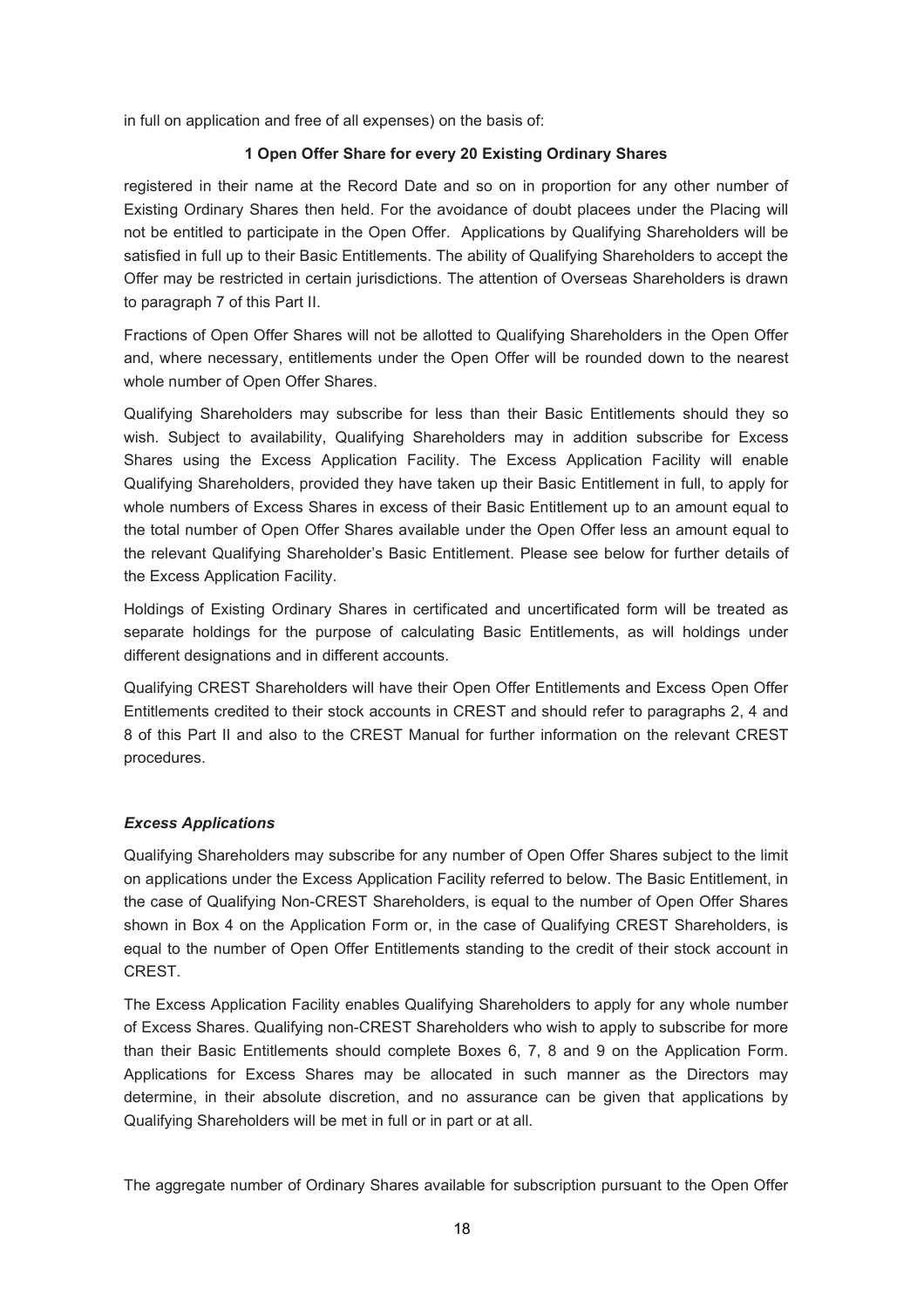in full on application and free of all expenses) on the basis of:

**1 Open Offer Share for every 20 Existing Ordinary Shares**

registered in their name at the Record Date and so on in proportion for any other number of Existing Ordinary Shares then held. For the avoidance of doubt placees under the Placing will not be entitled to participate in the Open Offer. Applications by Qualifying Shareholders will be satisfied in full up to their Basic Entitlements. The ability of Qualifying Shareholders to accept the Offer may be restricted in certain jurisdictions. The attention of Overseas Shareholders is drawn to paragraph 7 of this Part II.

Fractions of Open Offer Shares will not be allotted to Qualifying Shareholders in the Open Offer and, where necessary, entitlements under the Open Offer will be rounded down to the nearest whole number of Open Offer Shares.

Qualifying Shareholders may subscribe for less than their Basic Entitlements should they so wish. Subject to availability, Qualifying Shareholders may in addition subscribe for Excess Shares using the Excess Application Facility. The Excess Application Facility will enable Qualifying Shareholders, provided they have taken up their Basic Entitlement in full, to apply for whole numbers of Excess Shares in excess of their Basic Entitlement up to an amount equal to the total number of Open Offer Shares available under the Open Offer less an amount equal to the relevant Qualifying Shareholder's Basic Entitlement. Please see below for further details of the Excess Application Facility.

Holdings of Existing Ordinary Shares in certificated and uncertificated form will be treated as separate holdings for the purpose of calculating Basic Entitlements, as will holdings under different designations and in different accounts.

Qualifying CREST Shareholders will have their Open Offer Entitlements and Excess Open Offer Entitlements credited to their stock accounts in CREST and should refer to paragraphs 2, 4 and 8 of this Part II and also to the CREST Manual for further information on the relevant CREST procedures.

***Excess Applications***

Qualifying Shareholders may subscribe for any number of Open Offer Shares subject to the limit on applications under the Excess Application Facility referred to below. The Basic Entitlement, in the case of Qualifying Non-CREST Shareholders, is equal to the number of Open Offer Shares shown in Box 4 on the Application Form or, in the case of Qualifying CREST Shareholders, is equal to the number of Open Offer Entitlements standing to the credit of their stock account in CREST.

The Excess Application Facility enables Qualifying Shareholders to apply for any whole number of Excess Shares. Qualifying non-CREST Shareholders who wish to apply to subscribe for more than their Basic Entitlements should complete Boxes 6, 7, 8 and 9 on the Application Form. Applications for Excess Shares may be allocated in such manner as the Directors may determine, in their absolute discretion, and no assurance can be given that applications by Qualifying Shareholders will be met in full or in part or at all.

The aggregate number of Ordinary Shares available for subscription pursuant to the Open Offer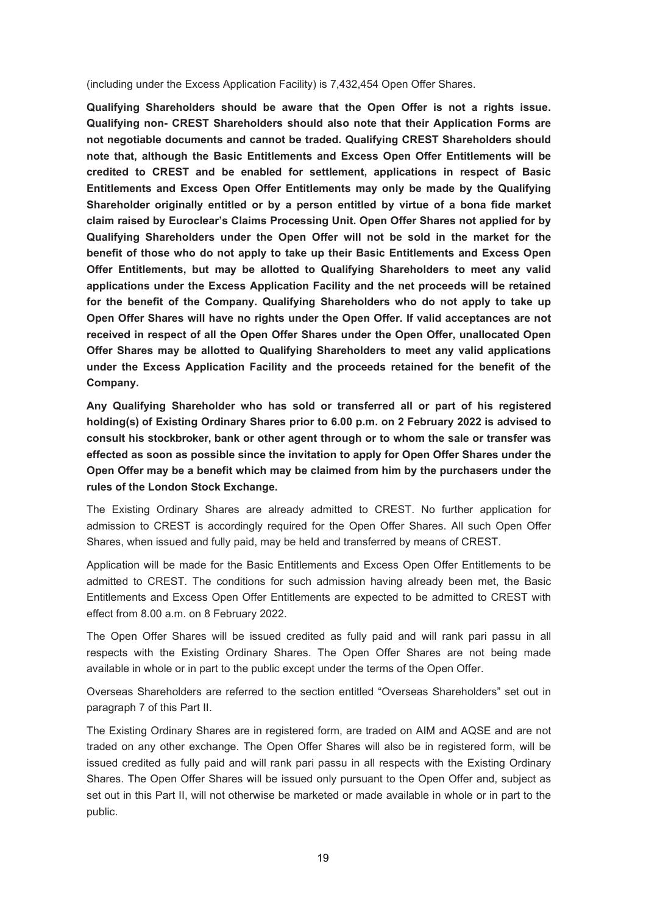(including under the Excess Application Facility) is 7,432,454 Open Offer Shares.

**Qualifying Shareholders should be aware that the Open Offer is not a rights issue. Qualifying non- CREST Shareholders should also note that their Application Forms are not negotiable documents and cannot be traded. Qualifying CREST Shareholders should note that, although the Basic Entitlements and Excess Open Offer Entitlements will be credited to CREST and be enabled for settlement, applications in respect of Basic Entitlements and Excess Open Offer Entitlements may only be made by the Qualifying Shareholder originally entitled or by a person entitled by virtue of a bona fide market claim raised by Euroclear's Claims Processing Unit. Open Offer Shares not applied for by Qualifying Shareholders under the Open Offer will not be sold in the market for the benefit of those who do not apply to take up their Basic Entitlements and Excess Open Offer Entitlements, but may be allotted to Qualifying Shareholders to meet any valid applications under the Excess Application Facility and the net proceeds will be retained for the benefit of the Company. Qualifying Shareholders who do not apply to take up Open Offer Shares will have no rights under the Open Offer. If valid acceptances are not received in respect of all the Open Offer Shares under the Open Offer, unallocated Open Offer Shares may be allotted to Qualifying Shareholders to meet any valid applications under the Excess Application Facility and the proceeds retained for the benefit of the Company.**

**Any Qualifying Shareholder who has sold or transferred all or part of his registered holding(s) of Existing Ordinary Shares prior to 6.00 p.m. on 2 February 2022 is advised to consult his stockbroker, bank or other agent through or to whom the sale or transfer was effected as soon as possible since the invitation to apply for Open Offer Shares under the Open Offer may be a benefit which may be claimed from him by the purchasers under the rules of the London Stock Exchange.**

The Existing Ordinary Shares are already admitted to CREST. No further application for admission to CREST is accordingly required for the Open Offer Shares. All such Open Offer Shares, when issued and fully paid, may be held and transferred by means of CREST.

Application will be made for the Basic Entitlements and Excess Open Offer Entitlements to be admitted to CREST. The conditions for such admission having already been met, the Basic Entitlements and Excess Open Offer Entitlements are expected to be admitted to CREST with effect from 8.00 a.m. on 8 February 2022.

The Open Offer Shares will be issued credited as fully paid and will rank pari passu in all respects with the Existing Ordinary Shares. The Open Offer Shares are not being made available in whole or in part to the public except under the terms of the Open Offer.

Overseas Shareholders are referred to the section entitled "Overseas Shareholders" set out in paragraph 7 of this Part II.

The Existing Ordinary Shares are in registered form, are traded on AIM and AQSE and are not traded on any other exchange. The Open Offer Shares will also be in registered form, will be issued credited as fully paid and will rank pari passu in all respects with the Existing Ordinary Shares. The Open Offer Shares will be issued only pursuant to the Open Offer and, subject as set out in this Part II, will not otherwise be marketed or made available in whole or in part to the public.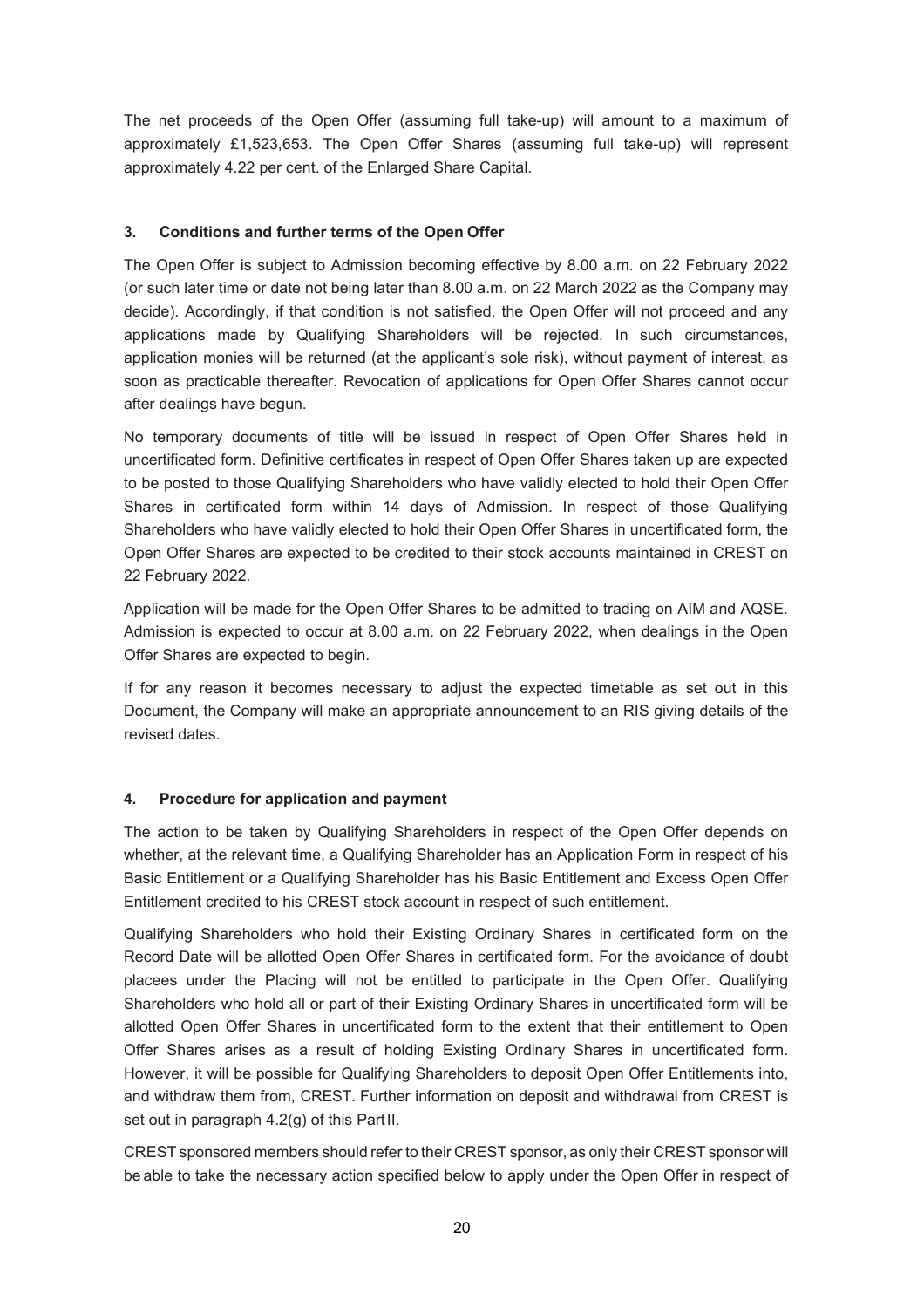The net proceeds of the Open Offer (assuming full take-up) will amount to a maximum of approximately £1,523,653. The Open Offer Shares (assuming full take-up) will represent approximately 4.22 per cent. of the Enlarged Share Capital.

### 3. Conditions and further terms of the Open Offer

The Open Offer is subject to Admission becoming effective by 8.00 a.m. on 22 February 2022 (or such later time or date not being later than 8.00 a.m. on 22 March 2022 as the Company may decide). Accordingly, if that condition is not satisfied, the Open Offer will not proceed and any applications made by Qualifying Shareholders will be rejected. In such circumstances, application monies will be returned (at the applicant's sole risk), without payment of interest, as soon as practicable thereafter. Revocation of applications for Open Offer Shares cannot occur after dealings have begun.

No temporary documents of title will be issued in respect of Open Offer Shares held in uncertificated form. Definitive certificates in respect of Open Offer Shares taken up are expected to be posted to those Qualifying Shareholders who have validly elected to hold their Open Offer Shares in certificated form within 14 days of Admission. In respect of those Qualifying Shareholders who have validly elected to hold their Open Offer Shares in uncertificated form, the Open Offer Shares are expected to be credited to their stock accounts maintained in CREST on 22 February 2022.

Application will be made for the Open Offer Shares to be admitted to trading on AIM and AQSE. Admission is expected to occur at 8.00 a.m. on 22 February 2022, when dealings in the Open Offer Shares are expected to begin.

If for any reason it becomes necessary to adjust the expected timetable as set out in this Document, the Company will make an appropriate announcement to an RIS giving details of the revised dates.

### 4. Procedure for application and payment

The action to be taken by Qualifying Shareholders in respect of the Open Offer depends on whether, at the relevant time, a Qualifying Shareholder has an Application Form in respect of his Basic Entitlement or a Qualifying Shareholder has his Basic Entitlement and Excess Open Offer Entitlement credited to his CREST stock account in respect of such entitlement.

Qualifying Shareholders who hold their Existing Ordinary Shares in certificated form on the Record Date will be allotted Open Offer Shares in certificated form. For the avoidance of doubt placees under the Placing will not be entitled to participate in the Open Offer. Qualifying Shareholders who hold all or part of their Existing Ordinary Shares in uncertificated form will be allotted Open Offer Shares in uncertificated form to the extent that their entitlement to Open Offer Shares arises as a result of holding Existing Ordinary Shares in uncertificated form. However, it will be possible for Qualifying Shareholders to deposit Open Offer Entitlements into, and withdraw them from, CREST. Further information on deposit and withdrawal from CREST is set out in paragraph 4.2(g) of this Part II.

CREST sponsored members should refer to their CREST sponsor, as only their CREST sponsor will be able to take the necessary action specified below to apply under the Open Offer in respect of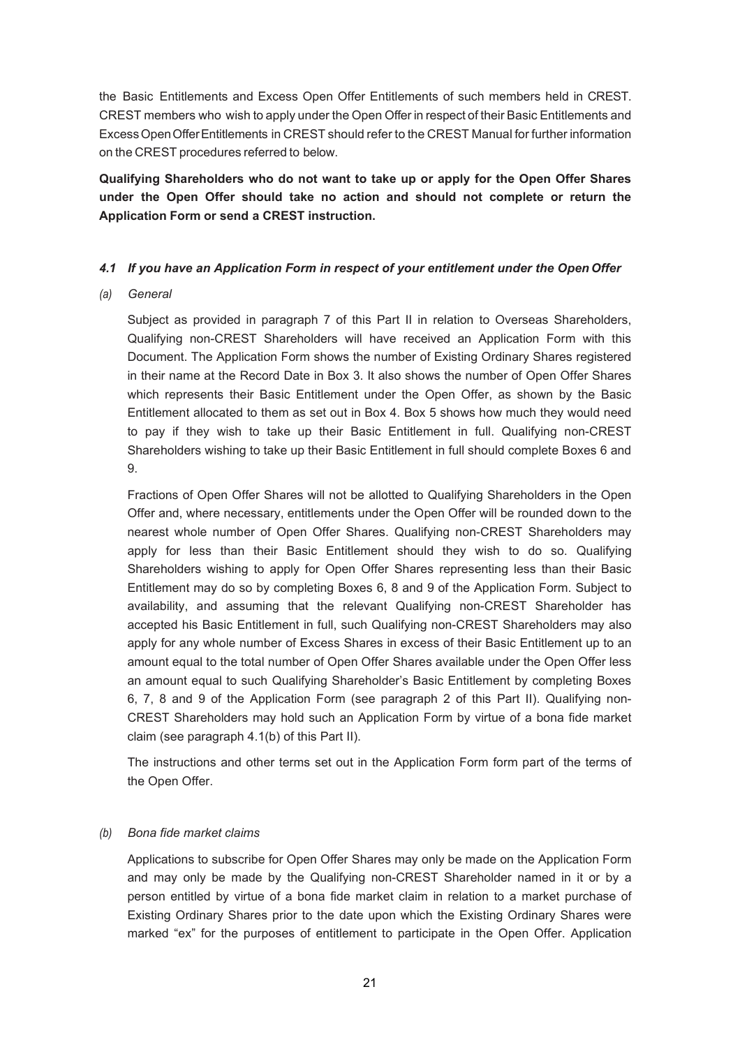the Basic Entitlements and Excess Open Offer Entitlements of such members held in CREST. CREST members who wish to apply under the Open Offer in respect of their Basic Entitlements and Excess Open Offer Entitlements in CREST should refer to the CREST Manual for further information on the CREST procedures referred to below.

**Qualifying Shareholders who do not want to take up or apply for the Open Offer Shares under the Open Offer should take no action and should not complete or return the Application Form or send a CREST instruction.**

### *4.1 If you have an Application Form in respect of your entitlement under the Open Offer*

*(a) General*

Subject as provided in paragraph 7 of this Part II in relation to Overseas Shareholders, Qualifying non-CREST Shareholders will have received an Application Form with this Document. The Application Form shows the number of Existing Ordinary Shares registered in their name at the Record Date in Box 3. It also shows the number of Open Offer Shares which represents their Basic Entitlement under the Open Offer, as shown by the Basic Entitlement allocated to them as set out in Box 4. Box 5 shows how much they would need to pay if they wish to take up their Basic Entitlement in full. Qualifying non-CREST Shareholders wishing to take up their Basic Entitlement in full should complete Boxes 6 and 9.

Fractions of Open Offer Shares will not be allotted to Qualifying Shareholders in the Open Offer and, where necessary, entitlements under the Open Offer will be rounded down to the nearest whole number of Open Offer Shares. Qualifying non-CREST Shareholders may apply for less than their Basic Entitlement should they wish to do so. Qualifying Shareholders wishing to apply for Open Offer Shares representing less than their Basic Entitlement may do so by completing Boxes 6, 8 and 9 of the Application Form. Subject to availability, and assuming that the relevant Qualifying non-CREST Shareholder has accepted his Basic Entitlement in full, such Qualifying non-CREST Shareholders may also apply for any whole number of Excess Shares in excess of their Basic Entitlement up to an amount equal to the total number of Open Offer Shares available under the Open Offer less an amount equal to such Qualifying Shareholder's Basic Entitlement by completing Boxes 6, 7, 8 and 9 of the Application Form (see paragraph 2 of this Part II). Qualifying non-CREST Shareholders may hold such an Application Form by virtue of a bona fide market claim (see paragraph 4.1(b) of this Part II).

The instructions and other terms set out in the Application Form form part of the terms of the Open Offer.

*(b) Bona fide market claims*

Applications to subscribe for Open Offer Shares may only be made on the Application Form and may only be made by the Qualifying non-CREST Shareholder named in it or by a person entitled by virtue of a bona fide market claim in relation to a market purchase of Existing Ordinary Shares prior to the date upon which the Existing Ordinary Shares were marked "ex" for the purposes of entitlement to participate in the Open Offer. Application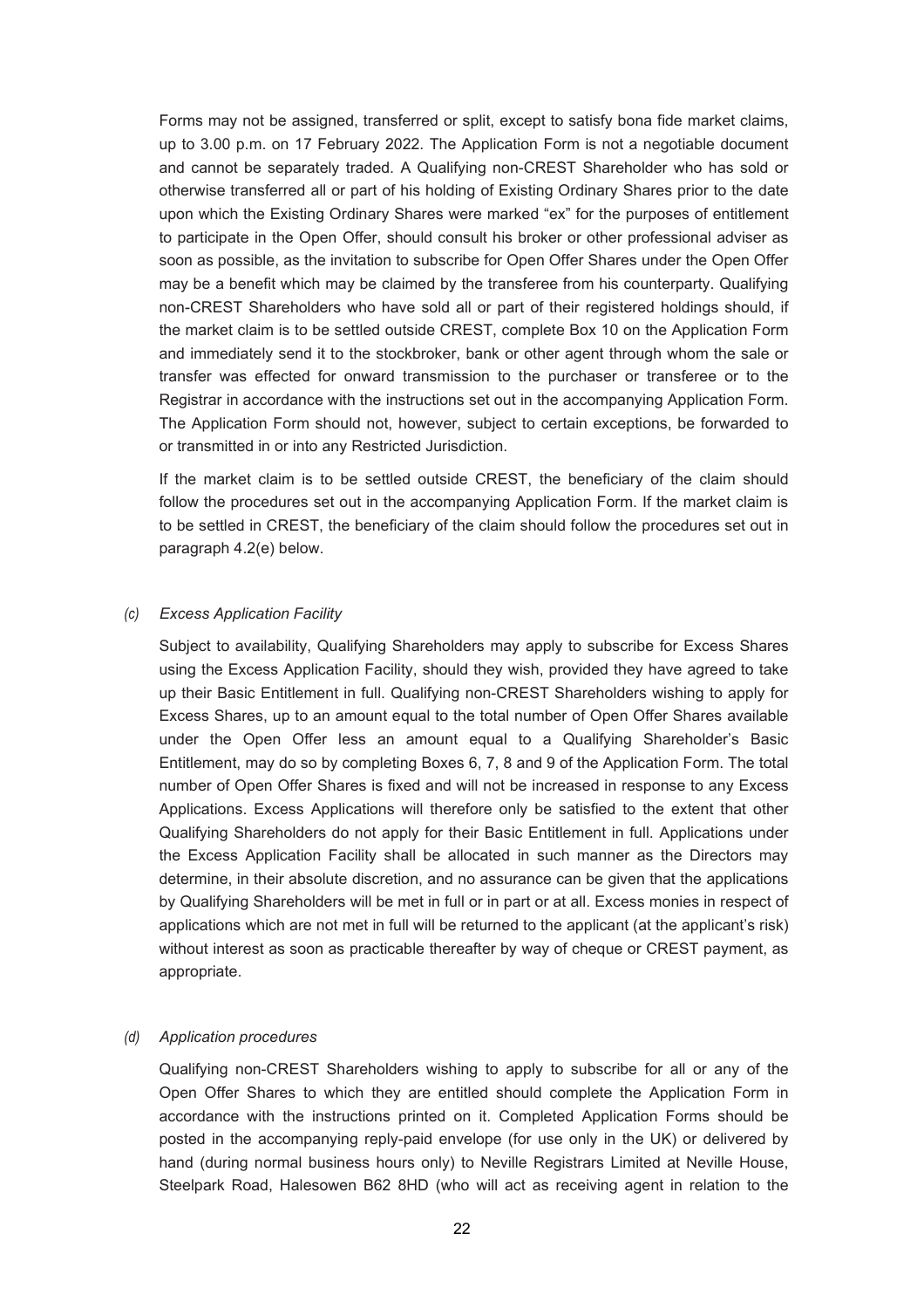Forms may not be assigned, transferred or split, except to satisfy bona fide market claims, up to 3.00 p.m. on 17 February 2022. The Application Form is not a negotiable document and cannot be separately traded. A Qualifying non-CREST Shareholder who has sold or otherwise transferred all or part of his holding of Existing Ordinary Shares prior to the date upon which the Existing Ordinary Shares were marked "ex" for the purposes of entitlement to participate in the Open Offer, should consult his broker or other professional adviser as soon as possible, as the invitation to subscribe for Open Offer Shares under the Open Offer may be a benefit which may be claimed by the transferee from his counterparty. Qualifying non-CREST Shareholders who have sold all or part of their registered holdings should, if the market claim is to be settled outside CREST, complete Box 10 on the Application Form and immediately send it to the stockbroker, bank or other agent through whom the sale or transfer was effected for onward transmission to the purchaser or transferee or to the Registrar in accordance with the instructions set out in the accompanying Application Form. The Application Form should not, however, subject to certain exceptions, be forwarded to or transmitted in or into any Restricted Jurisdiction.

If the market claim is to be settled outside CREST, the beneficiary of the claim should follow the procedures set out in the accompanying Application Form. If the market claim is to be settled in CREST, the beneficiary of the claim should follow the procedures set out in paragraph 4.2(e) below.

*(c) Excess Application Facility*

Subject to availability, Qualifying Shareholders may apply to subscribe for Excess Shares using the Excess Application Facility, should they wish, provided they have agreed to take up their Basic Entitlement in full. Qualifying non-CREST Shareholders wishing to apply for Excess Shares, up to an amount equal to the total number of Open Offer Shares available under the Open Offer less an amount equal to a Qualifying Shareholder's Basic Entitlement, may do so by completing Boxes 6, 7, 8 and 9 of the Application Form. The total number of Open Offer Shares is fixed and will not be increased in response to any Excess Applications. Excess Applications will therefore only be satisfied to the extent that other Qualifying Shareholders do not apply for their Basic Entitlement in full. Applications under the Excess Application Facility shall be allocated in such manner as the Directors may determine, in their absolute discretion, and no assurance can be given that the applications by Qualifying Shareholders will be met in full or in part or at all. Excess monies in respect of applications which are not met in full will be returned to the applicant (at the applicant's risk) without interest as soon as practicable thereafter by way of cheque or CREST payment, as appropriate.

*(d) Application procedures*

Qualifying non-CREST Shareholders wishing to apply to subscribe for all or any of the Open Offer Shares to which they are entitled should complete the Application Form in accordance with the instructions printed on it. Completed Application Forms should be posted in the accompanying reply-paid envelope (for use only in the UK) or delivered by hand (during normal business hours only) to Neville Registrars Limited at Neville House, Steelpark Road, Halesowen B62 8HD (who will act as receiving agent in relation to the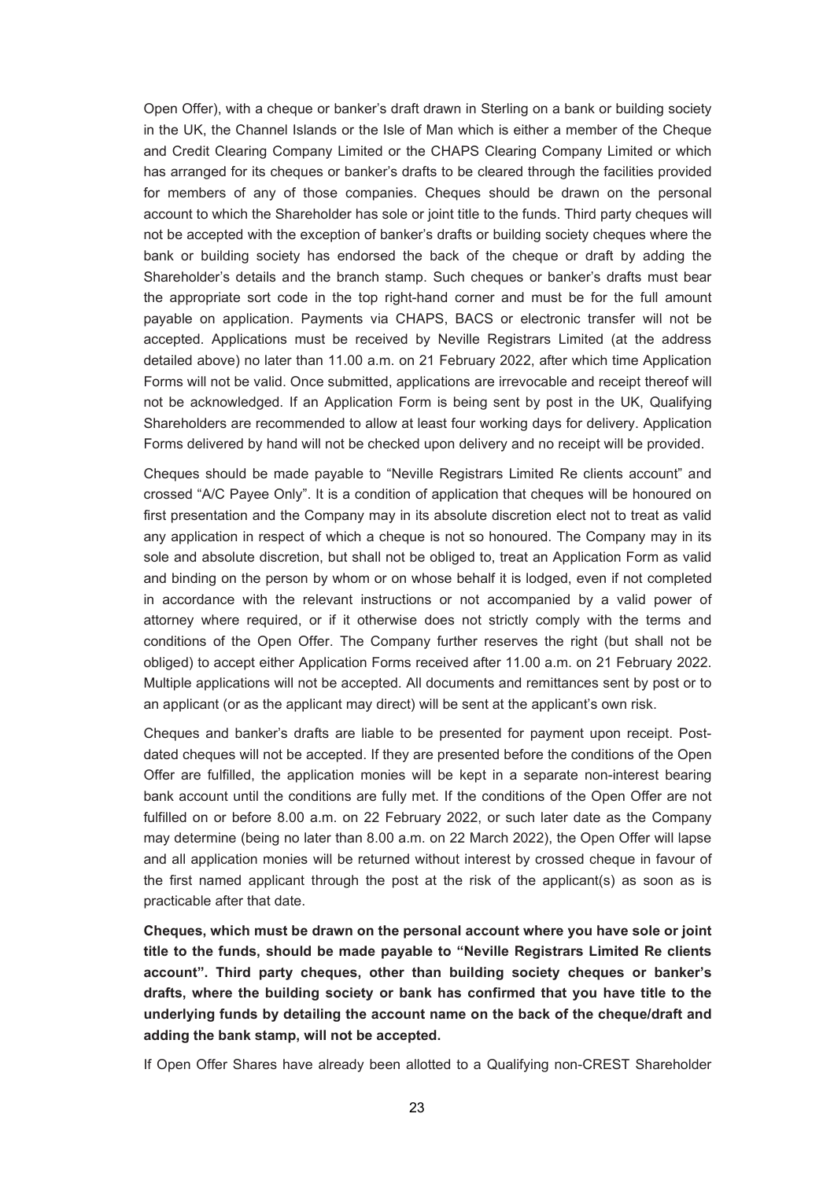Open Offer), with a cheque or banker's draft drawn in Sterling on a bank or building society in the UK, the Channel Islands or the Isle of Man which is either a member of the Cheque and Credit Clearing Company Limited or the CHAPS Clearing Company Limited or which has arranged for its cheques or banker's drafts to be cleared through the facilities provided for members of any of those companies. Cheques should be drawn on the personal account to which the Shareholder has sole or joint title to the funds. Third party cheques will not be accepted with the exception of banker's drafts or building society cheques where the bank or building society has endorsed the back of the cheque or draft by adding the Shareholder's details and the branch stamp. Such cheques or banker's drafts must bear the appropriate sort code in the top right-hand corner and must be for the full amount payable on application. Payments via CHAPS, BACS or electronic transfer will not be accepted. Applications must be received by Neville Registrars Limited (at the address detailed above) no later than 11.00 a.m. on 21 February 2022, after which time Application Forms will not be valid. Once submitted, applications are irrevocable and receipt thereof will not be acknowledged. If an Application Form is being sent by post in the UK, Qualifying Shareholders are recommended to allow at least four working days for delivery. Application Forms delivered by hand will not be checked upon delivery and no receipt will be provided.

Cheques should be made payable to "Neville Registrars Limited Re clients account" and crossed "A/C Payee Only". It is a condition of application that cheques will be honoured on first presentation and the Company may in its absolute discretion elect not to treat as valid any application in respect of which a cheque is not so honoured. The Company may in its sole and absolute discretion, but shall not be obliged to, treat an Application Form as valid and binding on the person by whom or on whose behalf it is lodged, even if not completed in accordance with the relevant instructions or not accompanied by a valid power of attorney where required, or if it otherwise does not strictly comply with the terms and conditions of the Open Offer. The Company further reserves the right (but shall not be obliged) to accept either Application Forms received after 11.00 a.m. on 21 February 2022. Multiple applications will not be accepted. All documents and remittances sent by post or to an applicant (or as the applicant may direct) will be sent at the applicant's own risk.

Cheques and banker's drafts are liable to be presented for payment upon receipt. Post-dated cheques will not be accepted. If they are presented before the conditions of the Open Offer are fulfilled, the application monies will be kept in a separate non-interest bearing bank account until the conditions are fully met. If the conditions of the Open Offer are not fulfilled on or before 8.00 a.m. on 22 February 2022, or such later date as the Company may determine (being no later than 8.00 a.m. on 22 March 2022), the Open Offer will lapse and all application monies will be returned without interest by crossed cheque in favour of the first named applicant through the post at the risk of the applicant(s) as soon as is practicable after that date.

**Cheques, which must be drawn on the personal account where you have sole or joint title to the funds, should be made payable to "Neville Registrars Limited Re clients account". Third party cheques, other than building society cheques or banker's drafts, where the building society or bank has confirmed that you have title to the underlying funds by detailing the account name on the back of the cheque/draft and adding the bank stamp, will not be accepted.**

If Open Offer Shares have already been allotted to a Qualifying non-CREST Shareholder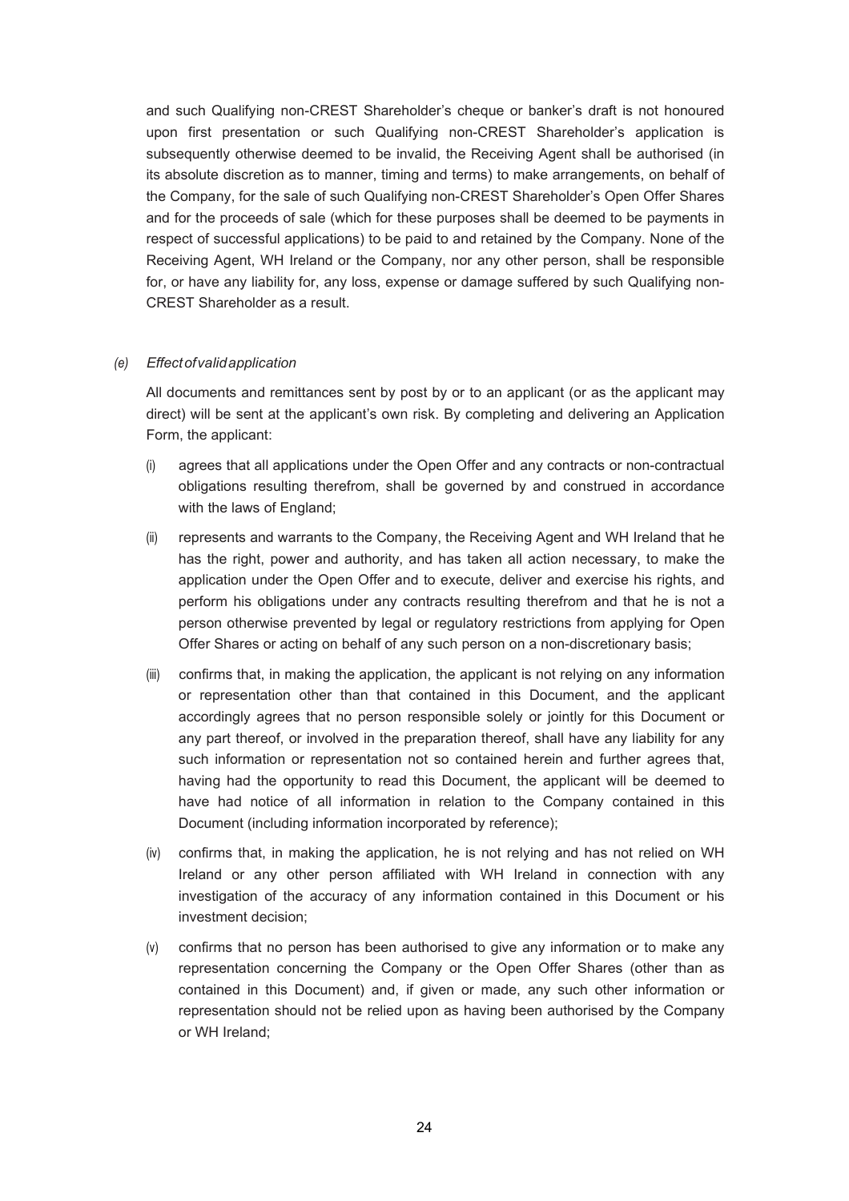and such Qualifying non-CREST Shareholder's cheque or banker's draft is not honoured upon first presentation or such Qualifying non-CREST Shareholder's application is subsequently otherwise deemed to be invalid, the Receiving Agent shall be authorised (in its absolute discretion as to manner, timing and terms) to make arrangements, on behalf of the Company, for the sale of such Qualifying non-CREST Shareholder's Open Offer Shares and for the proceeds of sale (which for these purposes shall be deemed to be payments in respect of successful applications) to be paid to and retained by the Company. None of the Receiving Agent, WH Ireland or the Company, nor any other person, shall be responsible for, or have any liability for, any loss, expense or damage suffered by such Qualifying non-CREST Shareholder as a result.

*(e) Effect of valid application*

All documents and remittances sent by post by or to an applicant (or as the applicant may direct) will be sent at the applicant's own risk. By completing and delivering an Application Form, the applicant:

(i) agrees that all applications under the Open Offer and any contracts or non-contractual obligations resulting therefrom, shall be governed by and construed in accordance with the laws of England;

(ii) represents and warrants to the Company, the Receiving Agent and WH Ireland that he has the right, power and authority, and has taken all action necessary, to make the application under the Open Offer and to execute, deliver and exercise his rights, and perform his obligations under any contracts resulting therefrom and that he is not a person otherwise prevented by legal or regulatory restrictions from applying for Open Offer Shares or acting on behalf of any such person on a non-discretionary basis;

(iii) confirms that, in making the application, the applicant is not relying on any information or representation other than that contained in this Document, and the applicant accordingly agrees that no person responsible solely or jointly for this Document or any part thereof, or involved in the preparation thereof, shall have any liability for any such information or representation not so contained herein and further agrees that, having had the opportunity to read this Document, the applicant will be deemed to have had notice of all information in relation to the Company contained in this Document (including information incorporated by reference);

(iv) confirms that, in making the application, he is not relying and has not relied on WH Ireland or any other person affiliated with WH Ireland in connection with any investigation of the accuracy of any information contained in this Document or his investment decision;

(v) confirms that no person has been authorised to give any information or to make any representation concerning the Company or the Open Offer Shares (other than as contained in this Document) and, if given or made, any such other information or representation should not be relied upon as having been authorised by the Company or WH Ireland;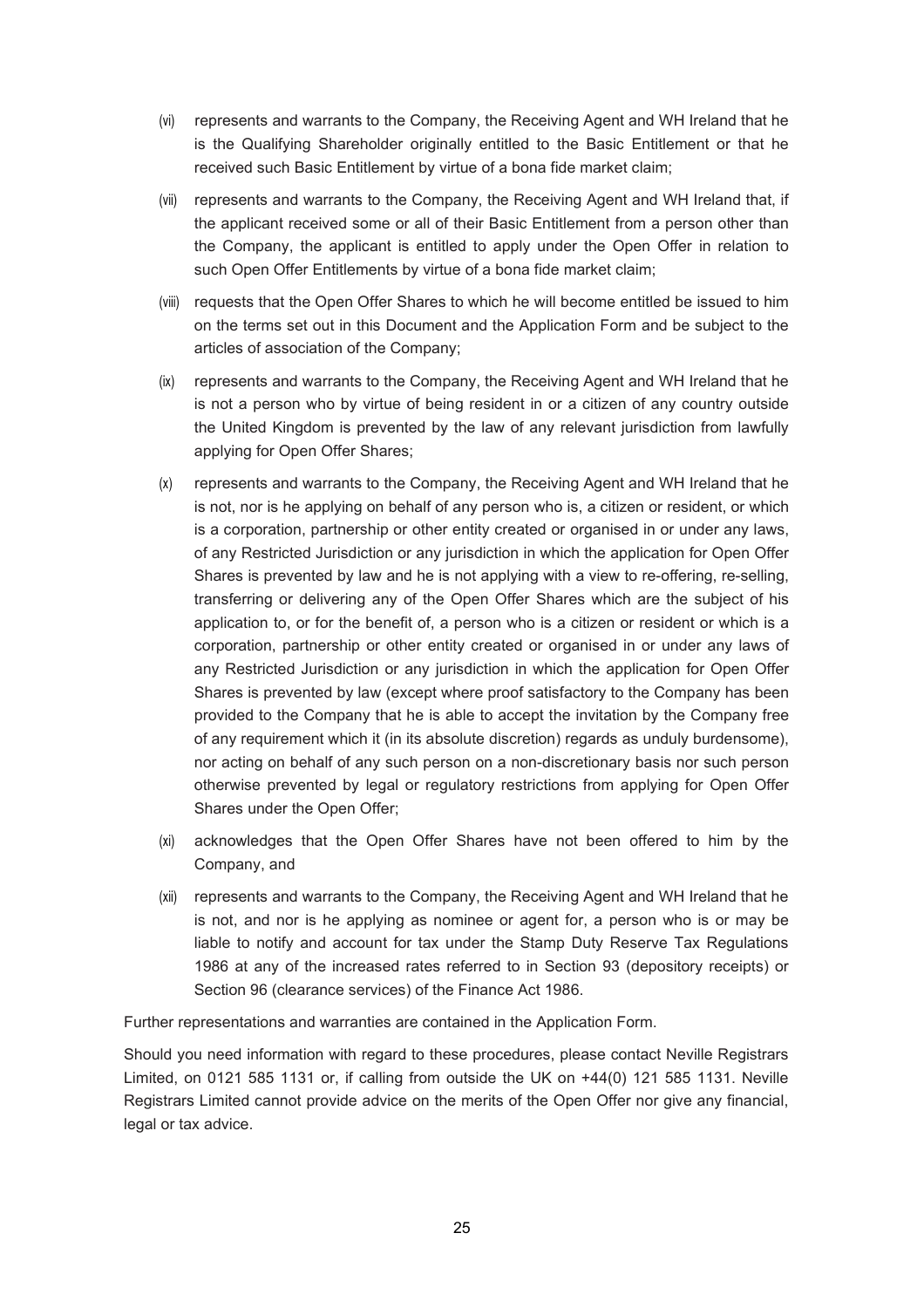(vi) represents and warrants to the Company, the Receiving Agent and WH Ireland that he is the Qualifying Shareholder originally entitled to the Basic Entitlement or that he received such Basic Entitlement by virtue of a bona fide market claim;

(vii) represents and warrants to the Company, the Receiving Agent and WH Ireland that, if the applicant received some or all of their Basic Entitlement from a person other than the Company, the applicant is entitled to apply under the Open Offer in relation to such Open Offer Entitlements by virtue of a bona fide market claim;

(viii) requests that the Open Offer Shares to which he will become entitled be issued to him on the terms set out in this Document and the Application Form and be subject to the articles of association of the Company;

(ix) represents and warrants to the Company, the Receiving Agent and WH Ireland that he is not a person who by virtue of being resident in or a citizen of any country outside the United Kingdom is prevented by the law of any relevant jurisdiction from lawfully applying for Open Offer Shares;

(x) represents and warrants to the Company, the Receiving Agent and WH Ireland that he is not, nor is he applying on behalf of any person who is, a citizen or resident, or which is a corporation, partnership or other entity created or organised in or under any laws, of any Restricted Jurisdiction or any jurisdiction in which the application for Open Offer Shares is prevented by law and he is not applying with a view to re-offering, re-selling, transferring or delivering any of the Open Offer Shares which are the subject of his application to, or for the benefit of, a person who is a citizen or resident or which is a corporation, partnership or other entity created or organised in or under any laws of any Restricted Jurisdiction or any jurisdiction in which the application for Open Offer Shares is prevented by law (except where proof satisfactory to the Company has been provided to the Company that he is able to accept the invitation by the Company free of any requirement which it (in its absolute discretion) regards as unduly burdensome), nor acting on behalf of any such person on a non-discretionary basis nor such person otherwise prevented by legal or regulatory restrictions from applying for Open Offer Shares under the Open Offer;

(xi) acknowledges that the Open Offer Shares have not been offered to him by the Company, and

(xii) represents and warrants to the Company, the Receiving Agent and WH Ireland that he is not, and nor is he applying as nominee or agent for, a person who is or may be liable to notify and account for tax under the Stamp Duty Reserve Tax Regulations 1986 at any of the increased rates referred to in Section 93 (depository receipts) or Section 96 (clearance services) of the Finance Act 1986.

Further representations and warranties are contained in the Application Form.

Should you need information with regard to these procedures, please contact Neville Registrars Limited, on 0121 585 1131 or, if calling from outside the UK on +44(0) 121 585 1131. Neville Registrars Limited cannot provide advice on the merits of the Open Offer nor give any financial, legal or tax advice.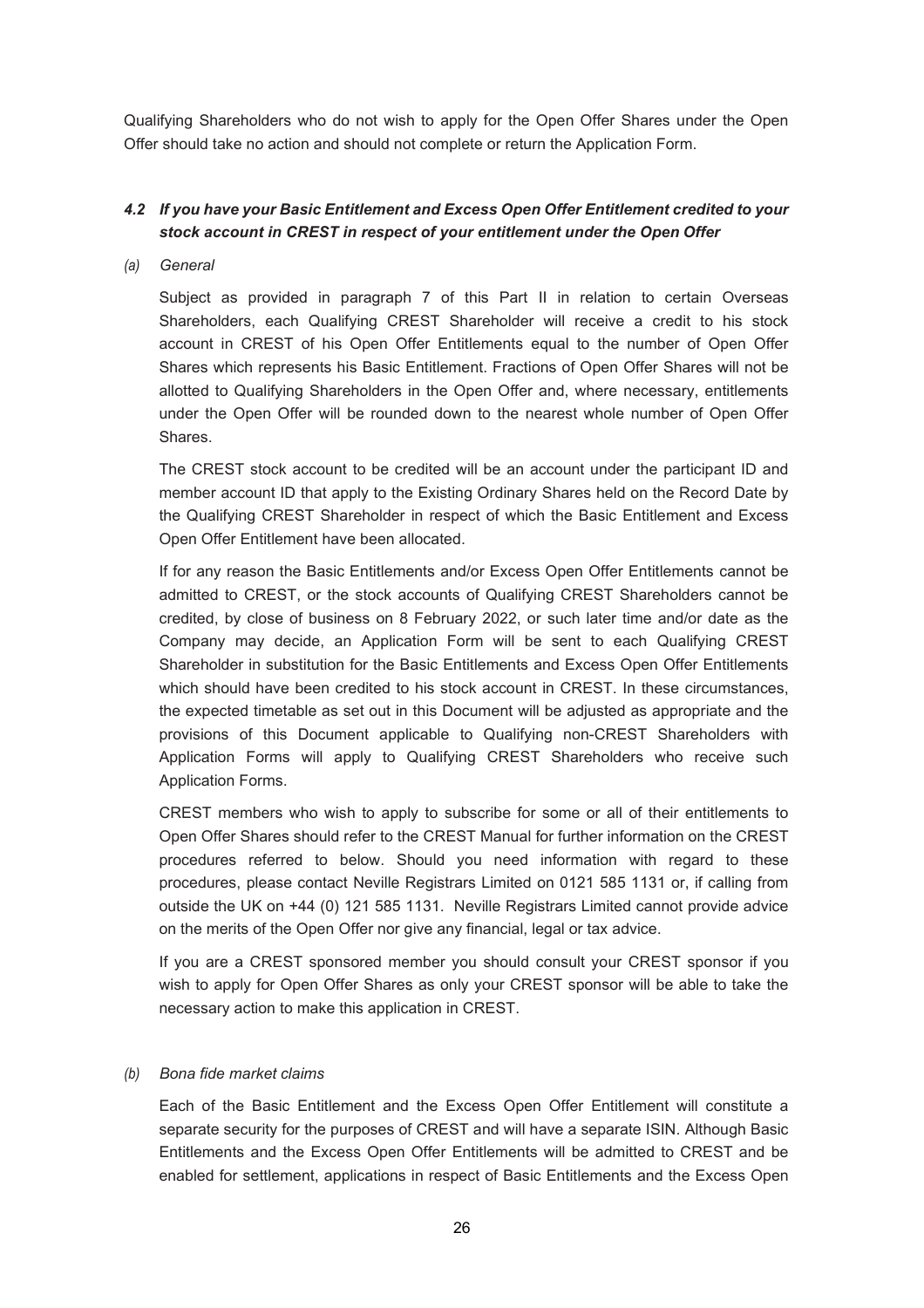Qualifying Shareholders who do not wish to apply for the Open Offer Shares under the Open Offer should take no action and should not complete or return the Application Form.

### *4.2 If you have your Basic Entitlement and Excess Open Offer Entitlement credited to your stock account in CREST in respect of your entitlement under the Open Offer*

*(a) General*

Subject as provided in paragraph 7 of this Part II in relation to certain Overseas Shareholders, each Qualifying CREST Shareholder will receive a credit to his stock account in CREST of his Open Offer Entitlements equal to the number of Open Offer Shares which represents his Basic Entitlement. Fractions of Open Offer Shares will not be allotted to Qualifying Shareholders in the Open Offer and, where necessary, entitlements under the Open Offer will be rounded down to the nearest whole number of Open Offer Shares.

The CREST stock account to be credited will be an account under the participant ID and member account ID that apply to the Existing Ordinary Shares held on the Record Date by the Qualifying CREST Shareholder in respect of which the Basic Entitlement and Excess Open Offer Entitlement have been allocated.

If for any reason the Basic Entitlements and/or Excess Open Offer Entitlements cannot be admitted to CREST, or the stock accounts of Qualifying CREST Shareholders cannot be credited, by close of business on 8 February 2022, or such later time and/or date as the Company may decide, an Application Form will be sent to each Qualifying CREST Shareholder in substitution for the Basic Entitlements and Excess Open Offer Entitlements which should have been credited to his stock account in CREST. In these circumstances, the expected timetable as set out in this Document will be adjusted as appropriate and the provisions of this Document applicable to Qualifying non-CREST Shareholders with Application Forms will apply to Qualifying CREST Shareholders who receive such Application Forms.

CREST members who wish to apply to subscribe for some or all of their entitlements to Open Offer Shares should refer to the CREST Manual for further information on the CREST procedures referred to below. Should you need information with regard to these procedures, please contact Neville Registrars Limited on 0121 585 1131 or, if calling from outside the UK on +44 (0) 121 585 1131. Neville Registrars Limited cannot provide advice on the merits of the Open Offer nor give any financial, legal or tax advice.

If you are a CREST sponsored member you should consult your CREST sponsor if you wish to apply for Open Offer Shares as only your CREST sponsor will be able to take the necessary action to make this application in CREST.

*(b) Bona fide market claims*

Each of the Basic Entitlement and the Excess Open Offer Entitlement will constitute a separate security for the purposes of CREST and will have a separate ISIN. Although Basic Entitlements and the Excess Open Offer Entitlements will be admitted to CREST and be enabled for settlement, applications in respect of Basic Entitlements and the Excess Open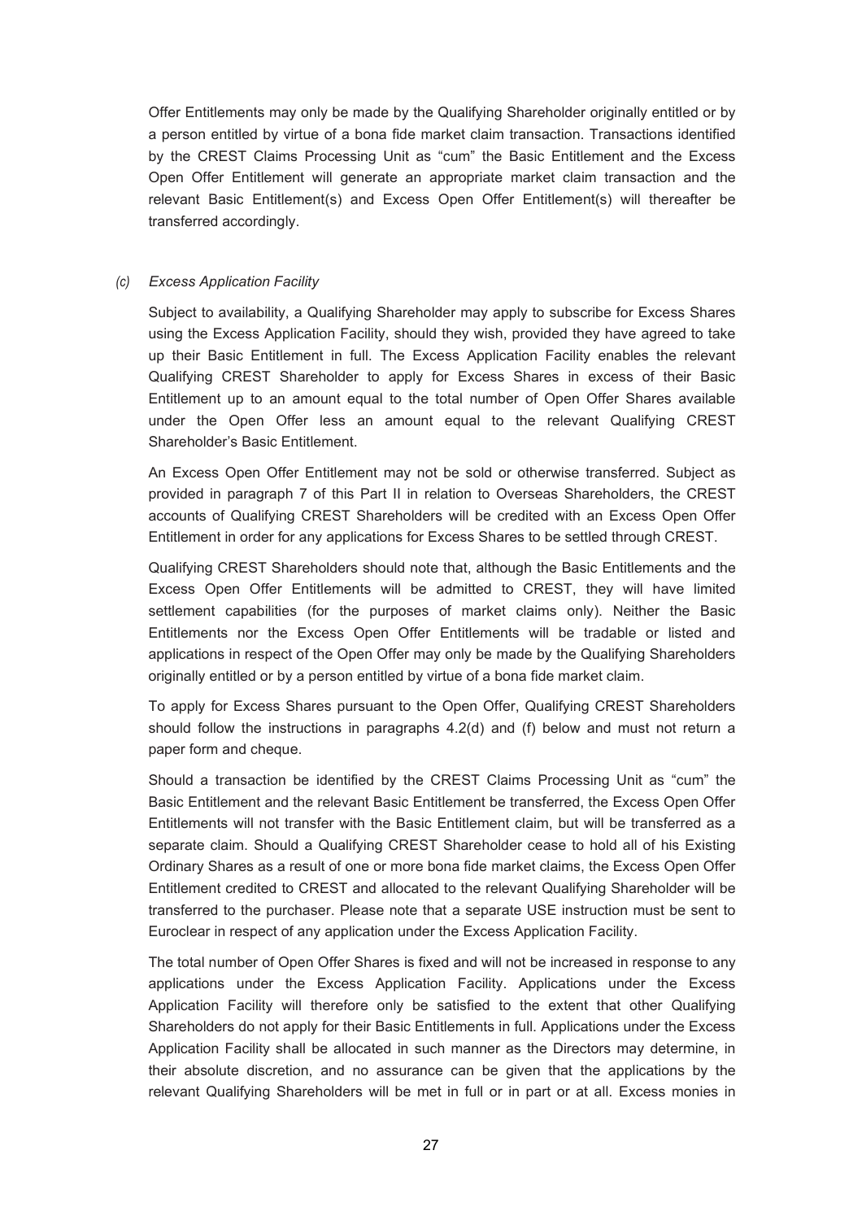Offer Entitlements may only be made by the Qualifying Shareholder originally entitled or by a person entitled by virtue of a bona fide market claim transaction. Transactions identified by the CREST Claims Processing Unit as "cum" the Basic Entitlement and the Excess Open Offer Entitlement will generate an appropriate market claim transaction and the relevant Basic Entitlement(s) and Excess Open Offer Entitlement(s) will thereafter be transferred accordingly.

*(c) Excess Application Facility*

Subject to availability, a Qualifying Shareholder may apply to subscribe for Excess Shares using the Excess Application Facility, should they wish, provided they have agreed to take up their Basic Entitlement in full. The Excess Application Facility enables the relevant Qualifying CREST Shareholder to apply for Excess Shares in excess of their Basic Entitlement up to an amount equal to the total number of Open Offer Shares available under the Open Offer less an amount equal to the relevant Qualifying CREST Shareholder's Basic Entitlement.

An Excess Open Offer Entitlement may not be sold or otherwise transferred. Subject as provided in paragraph 7 of this Part II in relation to Overseas Shareholders, the CREST accounts of Qualifying CREST Shareholders will be credited with an Excess Open Offer Entitlement in order for any applications for Excess Shares to be settled through CREST.

Qualifying CREST Shareholders should note that, although the Basic Entitlements and the Excess Open Offer Entitlements will be admitted to CREST, they will have limited settlement capabilities (for the purposes of market claims only). Neither the Basic Entitlements nor the Excess Open Offer Entitlements will be tradable or listed and applications in respect of the Open Offer may only be made by the Qualifying Shareholders originally entitled or by a person entitled by virtue of a bona fide market claim.

To apply for Excess Shares pursuant to the Open Offer, Qualifying CREST Shareholders should follow the instructions in paragraphs 4.2(d) and (f) below and must not return a paper form and cheque.

Should a transaction be identified by the CREST Claims Processing Unit as "cum" the Basic Entitlement and the relevant Basic Entitlement be transferred, the Excess Open Offer Entitlements will not transfer with the Basic Entitlement claim, but will be transferred as a separate claim. Should a Qualifying CREST Shareholder cease to hold all of his Existing Ordinary Shares as a result of one or more bona fide market claims, the Excess Open Offer Entitlement credited to CREST and allocated to the relevant Qualifying Shareholder will be transferred to the purchaser. Please note that a separate USE instruction must be sent to Euroclear in respect of any application under the Excess Application Facility.

The total number of Open Offer Shares is fixed and will not be increased in response to any applications under the Excess Application Facility. Applications under the Excess Application Facility will therefore only be satisfied to the extent that other Qualifying Shareholders do not apply for their Basic Entitlements in full. Applications under the Excess Application Facility shall be allocated in such manner as the Directors may determine, in their absolute discretion, and no assurance can be given that the applications by the relevant Qualifying Shareholders will be met in full or in part or at all. Excess monies in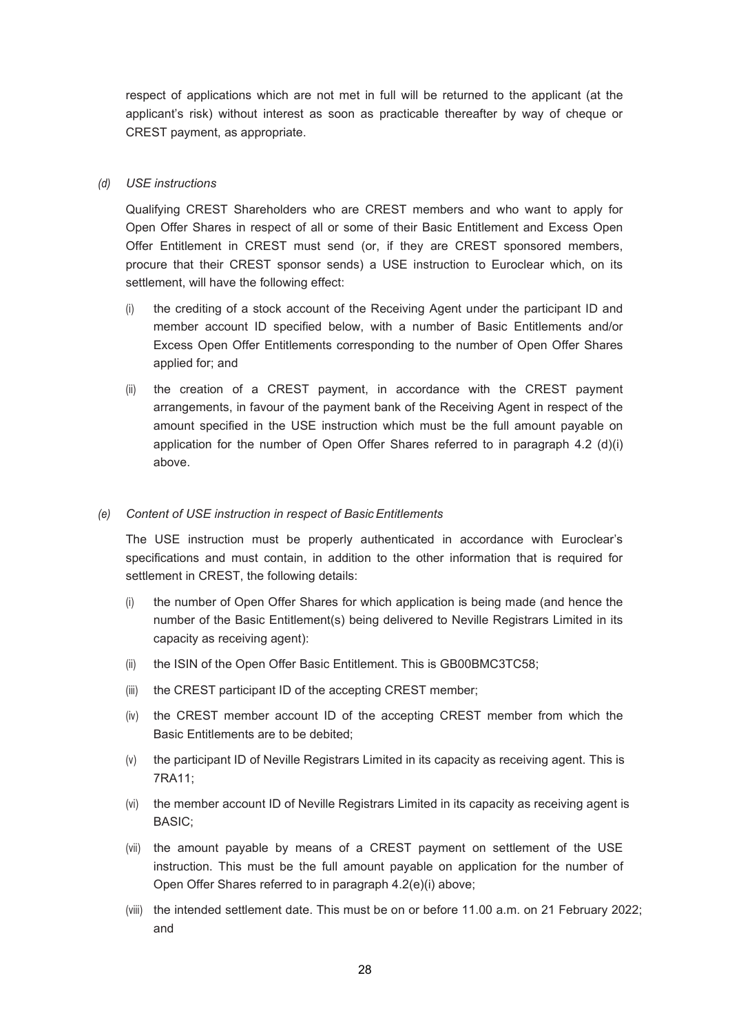respect of applications which are not met in full will be returned to the applicant (at the applicant's risk) without interest as soon as practicable thereafter by way of cheque or CREST payment, as appropriate.

*(d) USE instructions*

Qualifying CREST Shareholders who are CREST members and who want to apply for Open Offer Shares in respect of all or some of their Basic Entitlement and Excess Open Offer Entitlement in CREST must send (or, if they are CREST sponsored members, procure that their CREST sponsor sends) a USE instruction to Euroclear which, on its settlement, will have the following effect:

(i) the crediting of a stock account of the Receiving Agent under the participant ID and member account ID specified below, with a number of Basic Entitlements and/or Excess Open Offer Entitlements corresponding to the number of Open Offer Shares applied for; and

(ii) the creation of a CREST payment, in accordance with the CREST payment arrangements, in favour of the payment bank of the Receiving Agent in respect of the amount specified in the USE instruction which must be the full amount payable on application for the number of Open Offer Shares referred to in paragraph 4.2 (d)(i) above.

*(e) Content of USE instruction in respect of Basic Entitlements*

The USE instruction must be properly authenticated in accordance with Euroclear's specifications and must contain, in addition to the other information that is required for settlement in CREST, the following details:

(i) the number of Open Offer Shares for which application is being made (and hence the number of the Basic Entitlement(s) being delivered to Neville Registrars Limited in its capacity as receiving agent):

(ii) the ISIN of the Open Offer Basic Entitlement. This is GB00BMC3TC58;

(iii) the CREST participant ID of the accepting CREST member;

(iv) the CREST member account ID of the accepting CREST member from which the Basic Entitlements are to be debited;

(v) the participant ID of Neville Registrars Limited in its capacity as receiving agent. This is 7RA11;

(vi) the member account ID of Neville Registrars Limited in its capacity as receiving agent is BASIC;

(vii) the amount payable by means of a CREST payment on settlement of the USE instruction. This must be the full amount payable on application for the number of Open Offer Shares referred to in paragraph 4.2(e)(i) above;

(viii) the intended settlement date. This must be on or before 11.00 a.m. on 21 February 2022; and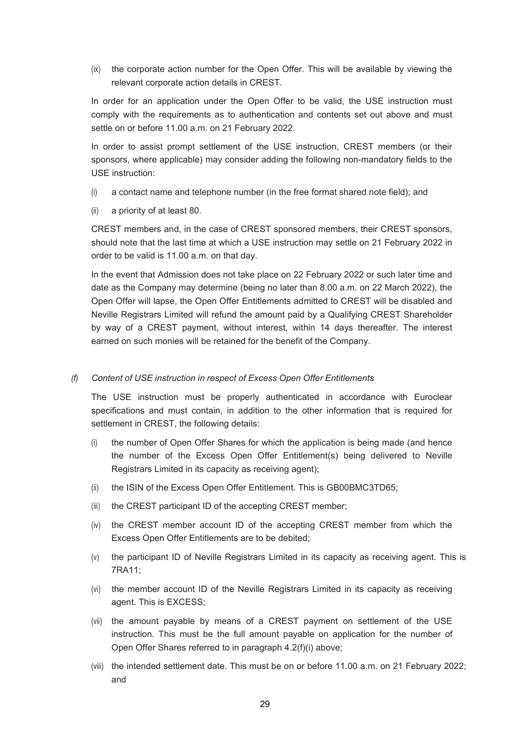(ix) the corporate action number for the Open Offer. This will be available by viewing the relevant corporate action details in CREST.

In order for an application under the Open Offer to be valid, the USE instruction must comply with the requirements as to authentication and contents set out above and must settle on or before 11.00 a.m. on 21 February 2022.

In order to assist prompt settlement of the USE instruction, CREST members (or their sponsors, where applicable) may consider adding the following non-mandatory fields to the USE instruction:

(i) a contact name and telephone number (in the free format shared note field); and

(ii) a priority of at least 80.

CREST members and, in the case of CREST sponsored members, their CREST sponsors, should note that the last time at which a USE instruction may settle on 21 February 2022 in order to be valid is 11.00 a.m. on that day.

In the event that Admission does not take place on 22 February 2022 or such later time and date as the Company may determine (being no later than 8.00 a.m. on 22 March 2022), the Open Offer will lapse, the Open Offer Entitlements admitted to CREST will be disabled and Neville Registrars Limited will refund the amount paid by a Qualifying CREST Shareholder by way of a CREST payment, without interest, within 14 days thereafter. The interest earned on such monies will be retained for the benefit of the Company.

*(f) Content of USE instruction in respect of Excess Open Offer Entitlements*

The USE instruction must be properly authenticated in accordance with Euroclear specifications and must contain, in addition to the other information that is required for settlement in CREST, the following details:

(i) the number of Open Offer Shares for which the application is being made (and hence the number of the Excess Open Offer Entitlement(s) being delivered to Neville Registrars Limited in its capacity as receiving agent);

(ii) the ISIN of the Excess Open Offer Entitlement. This is GB00BMC3TD65;

(iii) the CREST participant ID of the accepting CREST member;

(iv) the CREST member account ID of the accepting CREST member from which the Excess Open Offer Entitlements are to be debited;

(v) the participant ID of Neville Registrars Limited in its capacity as receiving agent. This is 7RA11;

(vi) the member account ID of the Neville Registrars Limited in its capacity as receiving agent. This is EXCESS;

(vii) the amount payable by means of a CREST payment on settlement of the USE instruction. This must be the full amount payable on application for the number of Open Offer Shares referred to in paragraph 4.2(f)(i) above;

(viii) the intended settlement date. This must be on or before 11.00 a.m. on 21 February 2022; and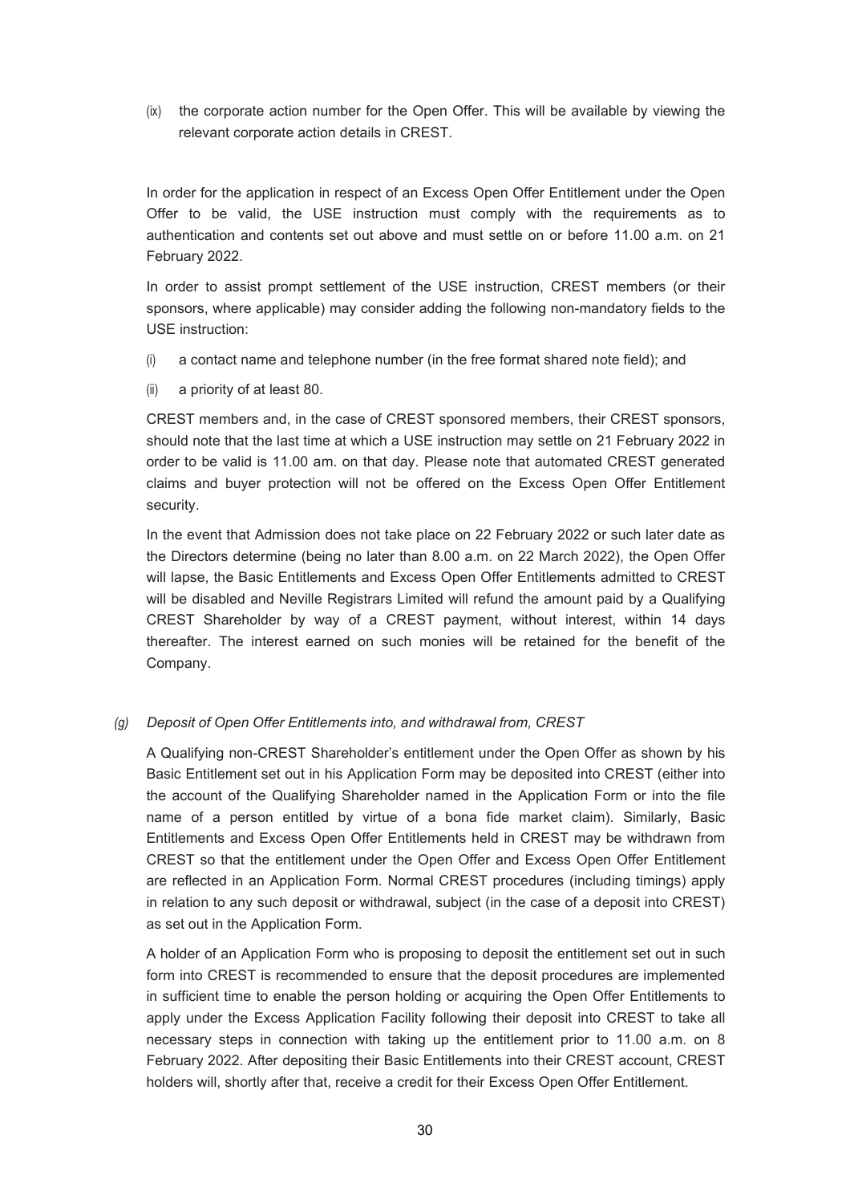(ix) the corporate action number for the Open Offer. This will be available by viewing the relevant corporate action details in CREST.

In order for the application in respect of an Excess Open Offer Entitlement under the Open Offer to be valid, the USE instruction must comply with the requirements as to authentication and contents set out above and must settle on or before 11.00 a.m. on 21 February 2022.

In order to assist prompt settlement of the USE instruction, CREST members (or their sponsors, where applicable) may consider adding the following non-mandatory fields to the USE instruction:

(i) a contact name and telephone number (in the free format shared note field); and

(ii) a priority of at least 80.

CREST members and, in the case of CREST sponsored members, their CREST sponsors, should note that the last time at which a USE instruction may settle on 21 February 2022 in order to be valid is 11.00 am. on that day. Please note that automated CREST generated claims and buyer protection will not be offered on the Excess Open Offer Entitlement security.

In the event that Admission does not take place on 22 February 2022 or such later date as the Directors determine (being no later than 8.00 a.m. on 22 March 2022), the Open Offer will lapse, the Basic Entitlements and Excess Open Offer Entitlements admitted to CREST will be disabled and Neville Registrars Limited will refund the amount paid by a Qualifying CREST Shareholder by way of a CREST payment, without interest, within 14 days thereafter. The interest earned on such monies will be retained for the benefit of the Company.

*(g) Deposit of Open Offer Entitlements into, and withdrawal from, CREST*

A Qualifying non-CREST Shareholder's entitlement under the Open Offer as shown by his Basic Entitlement set out in his Application Form may be deposited into CREST (either into the account of the Qualifying Shareholder named in the Application Form or into the file name of a person entitled by virtue of a bona fide market claim). Similarly, Basic Entitlements and Excess Open Offer Entitlements held in CREST may be withdrawn from CREST so that the entitlement under the Open Offer and Excess Open Offer Entitlement are reflected in an Application Form. Normal CREST procedures (including timings) apply in relation to any such deposit or withdrawal, subject (in the case of a deposit into CREST) as set out in the Application Form.

A holder of an Application Form who is proposing to deposit the entitlement set out in such form into CREST is recommended to ensure that the deposit procedures are implemented in sufficient time to enable the person holding or acquiring the Open Offer Entitlements to apply under the Excess Application Facility following their deposit into CREST to take all necessary steps in connection with taking up the entitlement prior to 11.00 a.m. on 8 February 2022. After depositing their Basic Entitlements into their CREST account, CREST holders will, shortly after that, receive a credit for their Excess Open Offer Entitlement.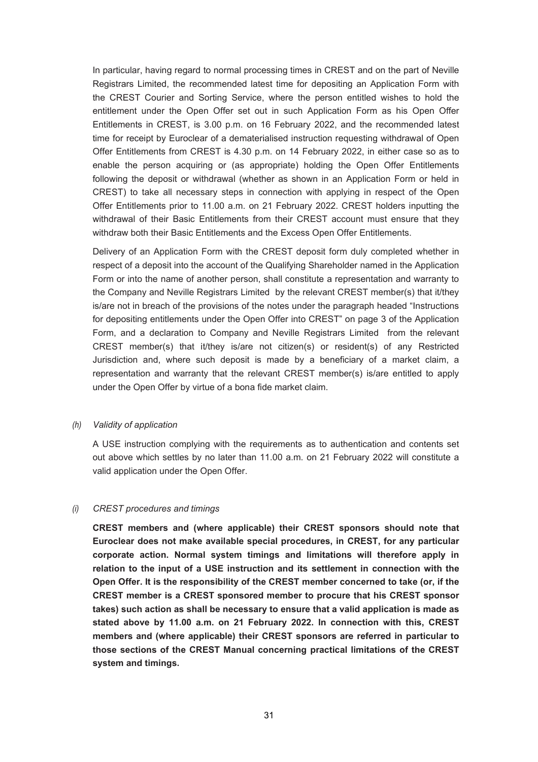In particular, having regard to normal processing times in CREST and on the part of Neville Registrars Limited, the recommended latest time for depositing an Application Form with the CREST Courier and Sorting Service, where the person entitled wishes to hold the entitlement under the Open Offer set out in such Application Form as his Open Offer Entitlements in CREST, is 3.00 p.m. on 16 February 2022, and the recommended latest time for receipt by Euroclear of a dematerialised instruction requesting withdrawal of Open Offer Entitlements from CREST is 4.30 p.m. on 14 February 2022, in either case so as to enable the person acquiring or (as appropriate) holding the Open Offer Entitlements following the deposit or withdrawal (whether as shown in an Application Form or held in CREST) to take all necessary steps in connection with applying in respect of the Open Offer Entitlements prior to 11.00 a.m. on 21 February 2022. CREST holders inputting the withdrawal of their Basic Entitlements from their CREST account must ensure that they withdraw both their Basic Entitlements and the Excess Open Offer Entitlements.

Delivery of an Application Form with the CREST deposit form duly completed whether in respect of a deposit into the account of the Qualifying Shareholder named in the Application Form or into the name of another person, shall constitute a representation and warranty to the Company and Neville Registrars Limited by the relevant CREST member(s) that it/they is/are not in breach of the provisions of the notes under the paragraph headed "Instructions for depositing entitlements under the Open Offer into CREST" on page 3 of the Application Form, and a declaration to Company and Neville Registrars Limited from the relevant CREST member(s) that it/they is/are not citizen(s) or resident(s) of any Restricted Jurisdiction and, where such deposit is made by a beneficiary of a market claim, a representation and warranty that the relevant CREST member(s) is/are entitled to apply under the Open Offer by virtue of a bona fide market claim.

*(h) Validity of application*

A USE instruction complying with the requirements as to authentication and contents set out above which settles by no later than 11.00 a.m. on 21 February 2022 will constitute a valid application under the Open Offer.

*(i) CREST procedures and timings*

**CREST members and (where applicable) their CREST sponsors should note that Euroclear does not make available special procedures, in CREST, for any particular corporate action. Normal system timings and limitations will therefore apply in relation to the input of a USE instruction and its settlement in connection with the Open Offer. It is the responsibility of the CREST member concerned to take (or, if the CREST member is a CREST sponsored member to procure that his CREST sponsor takes) such action as shall be necessary to ensure that a valid application is made as stated above by 11.00 a.m. on 21 February 2022. In connection with this, CREST members and (where applicable) their CREST sponsors are referred in particular to those sections of the CREST Manual concerning practical limitations of the CREST system and timings.**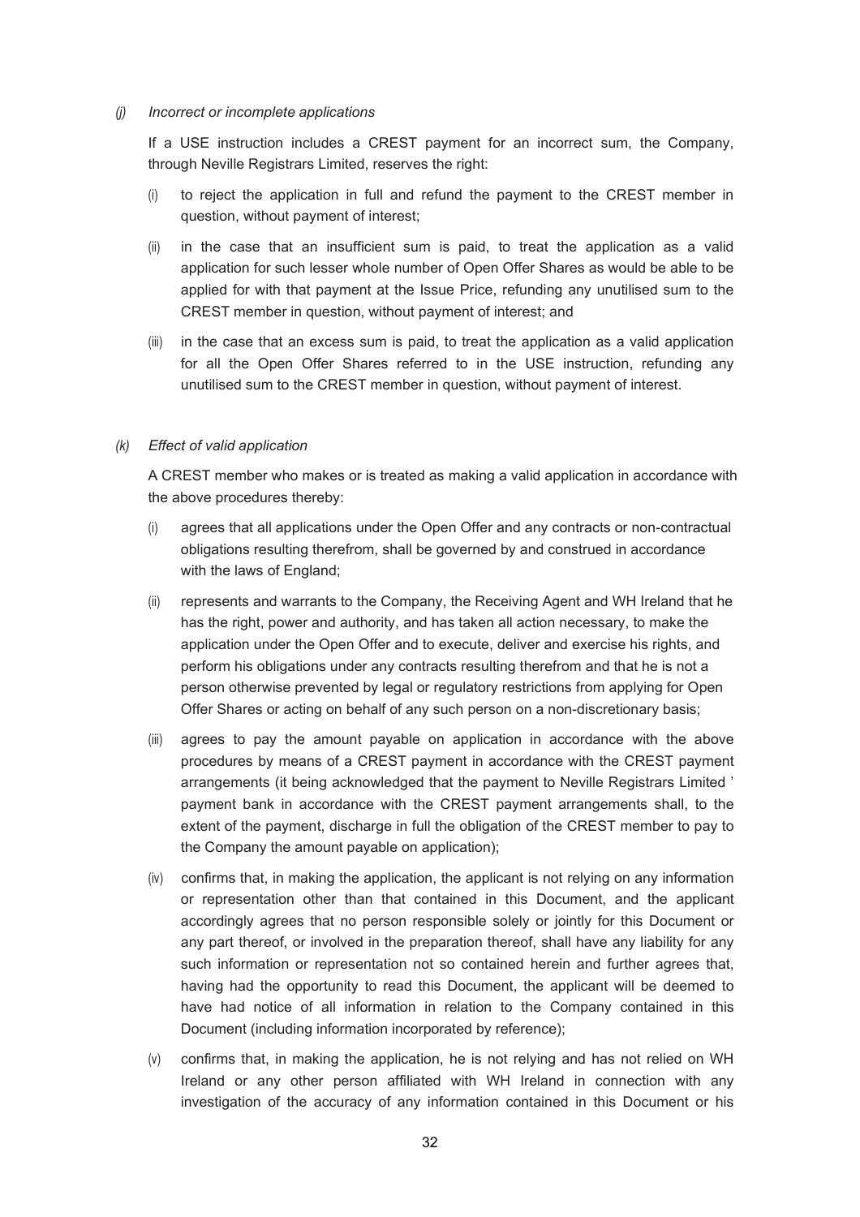*(j) Incorrect or incomplete applications*

If a USE instruction includes a CREST payment for an incorrect sum, the Company, through Neville Registrars Limited, reserves the right:

(i) to reject the application in full and refund the payment to the CREST member in question, without payment of interest;

(ii) in the case that an insufficient sum is paid, to treat the application as a valid application for such lesser whole number of Open Offer Shares as would be able to be applied for with that payment at the Issue Price, refunding any unutilised sum to the CREST member in question, without payment of interest; and

(iii) in the case that an excess sum is paid, to treat the application as a valid application for all the Open Offer Shares referred to in the USE instruction, refunding any unutilised sum to the CREST member in question, without payment of interest.

*(k) Effect of valid application*

A CREST member who makes or is treated as making a valid application in accordance with the above procedures thereby:

(i) agrees that all applications under the Open Offer and any contracts or non-contractual obligations resulting therefrom, shall be governed by and construed in accordance with the laws of England;

(ii) represents and warrants to the Company, the Receiving Agent and WH Ireland that he has the right, power and authority, and has taken all action necessary, to make the application under the Open Offer and to execute, deliver and exercise his rights, and perform his obligations under any contracts resulting therefrom and that he is not a person otherwise prevented by legal or regulatory restrictions from applying for Open Offer Shares or acting on behalf of any such person on a non-discretionary basis;

(iii) agrees to pay the amount payable on application in accordance with the above procedures by means of a CREST payment in accordance with the CREST payment arrangements (it being acknowledged that the payment to Neville Registrars Limited ' payment bank in accordance with the CREST payment arrangements shall, to the extent of the payment, discharge in full the obligation of the CREST member to pay to the Company the amount payable on application);

(iv) confirms that, in making the application, the applicant is not relying on any information or representation other than that contained in this Document, and the applicant accordingly agrees that no person responsible solely or jointly for this Document or any part thereof, or involved in the preparation thereof, shall have any liability for any such information or representation not so contained herein and further agrees that, having had the opportunity to read this Document, the applicant will be deemed to have had notice of all information in relation to the Company contained in this Document (including information incorporated by reference);

(v) confirms that, in making the application, he is not relying and has not relied on WH Ireland or any other person affiliated with WH Ireland in connection with any investigation of the accuracy of any information contained in this Document or his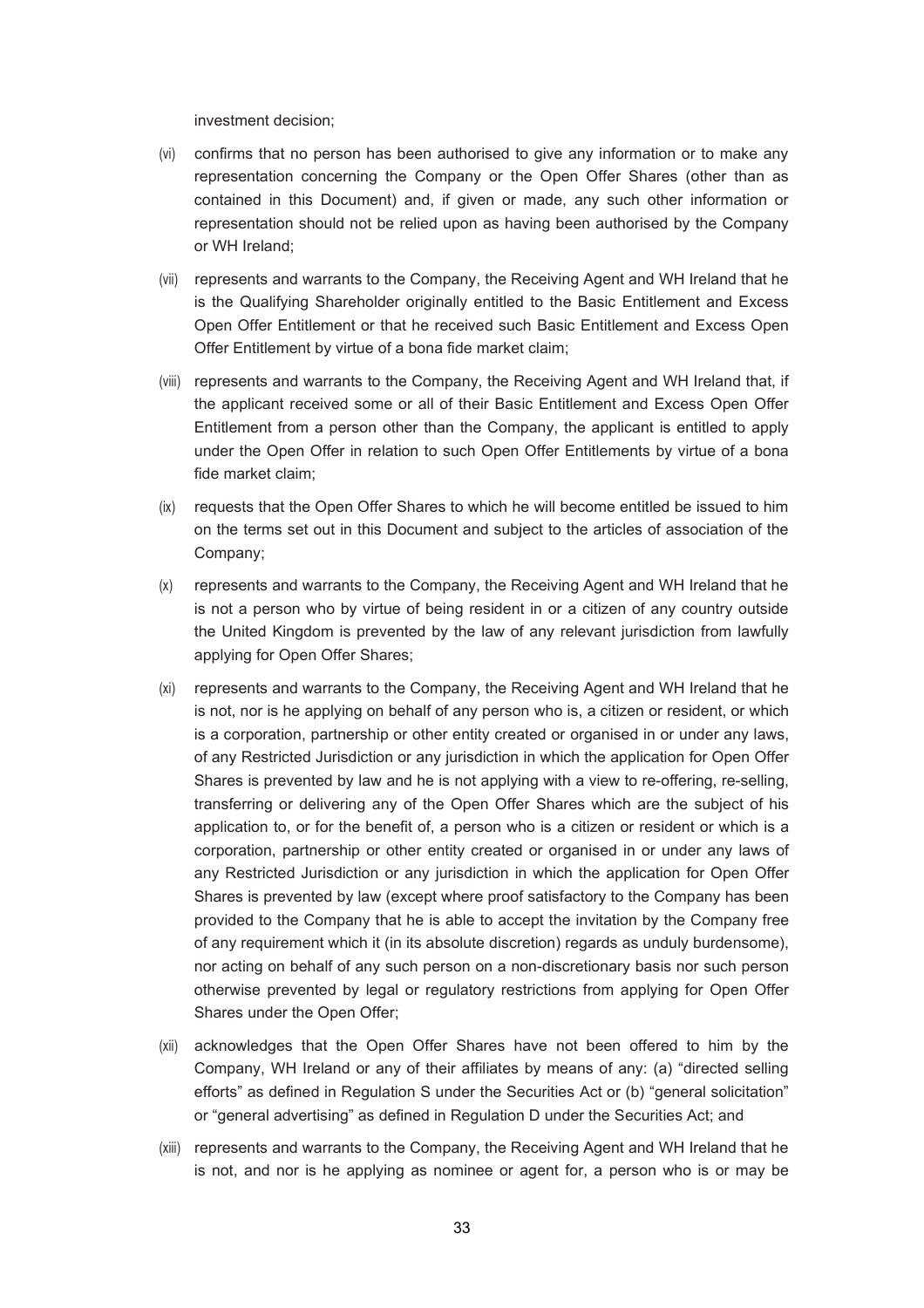investment decision;

(vi) confirms that no person has been authorised to give any information or to make any representation concerning the Company or the Open Offer Shares (other than as contained in this Document) and, if given or made, any such other information or representation should not be relied upon as having been authorised by the Company or WH Ireland;

(vii) represents and warrants to the Company, the Receiving Agent and WH Ireland that he is the Qualifying Shareholder originally entitled to the Basic Entitlement and Excess Open Offer Entitlement or that he received such Basic Entitlement and Excess Open Offer Entitlement by virtue of a bona fide market claim;

(viii) represents and warrants to the Company, the Receiving Agent and WH Ireland that, if the applicant received some or all of their Basic Entitlement and Excess Open Offer Entitlement from a person other than the Company, the applicant is entitled to apply under the Open Offer in relation to such Open Offer Entitlements by virtue of a bona fide market claim;

(ix) requests that the Open Offer Shares to which he will become entitled be issued to him on the terms set out in this Document and subject to the articles of association of the Company;

(x) represents and warrants to the Company, the Receiving Agent and WH Ireland that he is not a person who by virtue of being resident in or a citizen of any country outside the United Kingdom is prevented by the law of any relevant jurisdiction from lawfully applying for Open Offer Shares;

(xi) represents and warrants to the Company, the Receiving Agent and WH Ireland that he is not, nor is he applying on behalf of any person who is, a citizen or resident, or which is a corporation, partnership or other entity created or organised in or under any laws, of any Restricted Jurisdiction or any jurisdiction in which the application for Open Offer Shares is prevented by law and he is not applying with a view to re-offering, re-selling, transferring or delivering any of the Open Offer Shares which are the subject of his application to, or for the benefit of, a person who is a citizen or resident or which is a corporation, partnership or other entity created or organised in or under any laws of any Restricted Jurisdiction or any jurisdiction in which the application for Open Offer Shares is prevented by law (except where proof satisfactory to the Company has been provided to the Company that he is able to accept the invitation by the Company free of any requirement which it (in its absolute discretion) regards as unduly burdensome), nor acting on behalf of any such person on a non-discretionary basis nor such person otherwise prevented by legal or regulatory restrictions from applying for Open Offer Shares under the Open Offer;

(xii) acknowledges that the Open Offer Shares have not been offered to him by the Company, WH Ireland or any of their affiliates by means of any: (a) "directed selling efforts" as defined in Regulation S under the Securities Act or (b) "general solicitation" or "general advertising" as defined in Regulation D under the Securities Act; and

(xiii) represents and warrants to the Company, the Receiving Agent and WH Ireland that he is not, and nor is he applying as nominee or agent for, a person who is or may be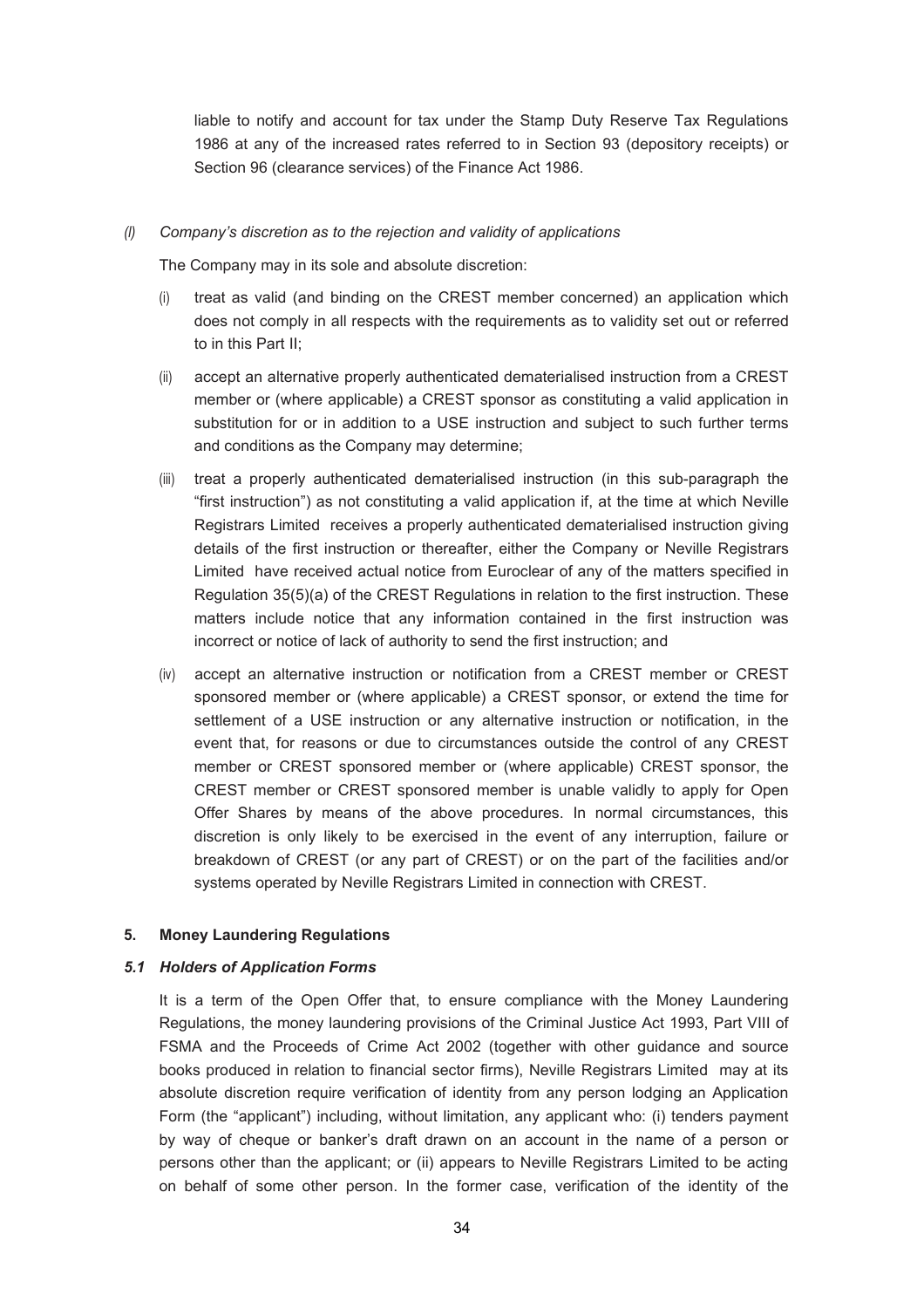liable to notify and account for tax under the Stamp Duty Reserve Tax Regulations 1986 at any of the increased rates referred to in Section 93 (depository receipts) or Section 96 (clearance services) of the Finance Act 1986.

*(l) Company's discretion as to the rejection and validity of applications*

The Company may in its sole and absolute discretion:

(i) treat as valid (and binding on the CREST member concerned) an application which does not comply in all respects with the requirements as to validity set out or referred to in this Part II;

(ii) accept an alternative properly authenticated dematerialised instruction from a CREST member or (where applicable) a CREST sponsor as constituting a valid application in substitution for or in addition to a USE instruction and subject to such further terms and conditions as the Company may determine;

(iii) treat a properly authenticated dematerialised instruction (in this sub-paragraph the "first instruction") as not constituting a valid application if, at the time at which Neville Registrars Limited receives a properly authenticated dematerialised instruction giving details of the first instruction or thereafter, either the Company or Neville Registrars Limited have received actual notice from Euroclear of any of the matters specified in Regulation 35(5)(a) of the CREST Regulations in relation to the first instruction. These matters include notice that any information contained in the first instruction was incorrect or notice of lack of authority to send the first instruction; and

(iv) accept an alternative instruction or notification from a CREST member or CREST sponsored member or (where applicable) a CREST sponsor, or extend the time for settlement of a USE instruction or any alternative instruction or notification, in the event that, for reasons or due to circumstances outside the control of any CREST member or CREST sponsored member or (where applicable) CREST sponsor, the CREST member or CREST sponsored member is unable validly to apply for Open Offer Shares by means of the above procedures. In normal circumstances, this discretion is only likely to be exercised in the event of any interruption, failure or breakdown of CREST (or any part of CREST) or on the part of the facilities and/or systems operated by Neville Registrars Limited in connection with CREST.

## 5. Money Laundering Regulations

### *5.1 Holders of Application Forms*

It is a term of the Open Offer that, to ensure compliance with the Money Laundering Regulations, the money laundering provisions of the Criminal Justice Act 1993, Part VIII of FSMA and the Proceeds of Crime Act 2002 (together with other guidance and source books produced in relation to financial sector firms), Neville Registrars Limited may at its absolute discretion require verification of identity from any person lodging an Application Form (the "applicant") including, without limitation, any applicant who: (i) tenders payment by way of cheque or banker's draft drawn on an account in the name of a person or persons other than the applicant; or (ii) appears to Neville Registrars Limited to be acting on behalf of some other person. In the former case, verification of the identity of the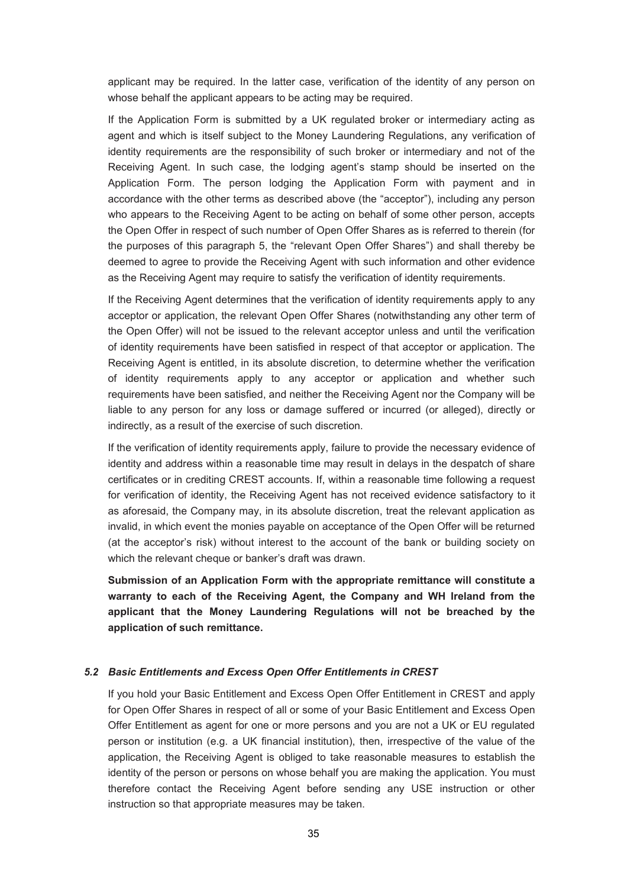applicant may be required. In the latter case, verification of the identity of any person on whose behalf the applicant appears to be acting may be required.

If the Application Form is submitted by a UK regulated broker or intermediary acting as agent and which is itself subject to the Money Laundering Regulations, any verification of identity requirements are the responsibility of such broker or intermediary and not of the Receiving Agent. In such case, the lodging agent's stamp should be inserted on the Application Form. The person lodging the Application Form with payment and in accordance with the other terms as described above (the "acceptor"), including any person who appears to the Receiving Agent to be acting on behalf of some other person, accepts the Open Offer in respect of such number of Open Offer Shares as is referred to therein (for the purposes of this paragraph 5, the "relevant Open Offer Shares") and shall thereby be deemed to agree to provide the Receiving Agent with such information and other evidence as the Receiving Agent may require to satisfy the verification of identity requirements.

If the Receiving Agent determines that the verification of identity requirements apply to any acceptor or application, the relevant Open Offer Shares (notwithstanding any other term of the Open Offer) will not be issued to the relevant acceptor unless and until the verification of identity requirements have been satisfied in respect of that acceptor or application. The Receiving Agent is entitled, in its absolute discretion, to determine whether the verification of identity requirements apply to any acceptor or application and whether such requirements have been satisfied, and neither the Receiving Agent nor the Company will be liable to any person for any loss or damage suffered or incurred (or alleged), directly or indirectly, as a result of the exercise of such discretion.

If the verification of identity requirements apply, failure to provide the necessary evidence of identity and address within a reasonable time may result in delays in the despatch of share certificates or in crediting CREST accounts. If, within a reasonable time following a request for verification of identity, the Receiving Agent has not received evidence satisfactory to it as aforesaid, the Company may, in its absolute discretion, treat the relevant application as invalid, in which event the monies payable on acceptance of the Open Offer will be returned (at the acceptor's risk) without interest to the account of the bank or building society on which the relevant cheque or banker's draft was drawn.

**Submission of an Application Form with the appropriate remittance will constitute a warranty to each of the Receiving Agent, the Company and WH Ireland from the applicant that the Money Laundering Regulations will not be breached by the application of such remittance.**

### *5.2 Basic Entitlements and Excess Open Offer Entitlements in CREST*

If you hold your Basic Entitlement and Excess Open Offer Entitlement in CREST and apply for Open Offer Shares in respect of all or some of your Basic Entitlement and Excess Open Offer Entitlement as agent for one or more persons and you are not a UK or EU regulated person or institution (e.g. a UK financial institution), then, irrespective of the value of the application, the Receiving Agent is obliged to take reasonable measures to establish the identity of the person or persons on whose behalf you are making the application. You must therefore contact the Receiving Agent before sending any USE instruction or other instruction so that appropriate measures may be taken.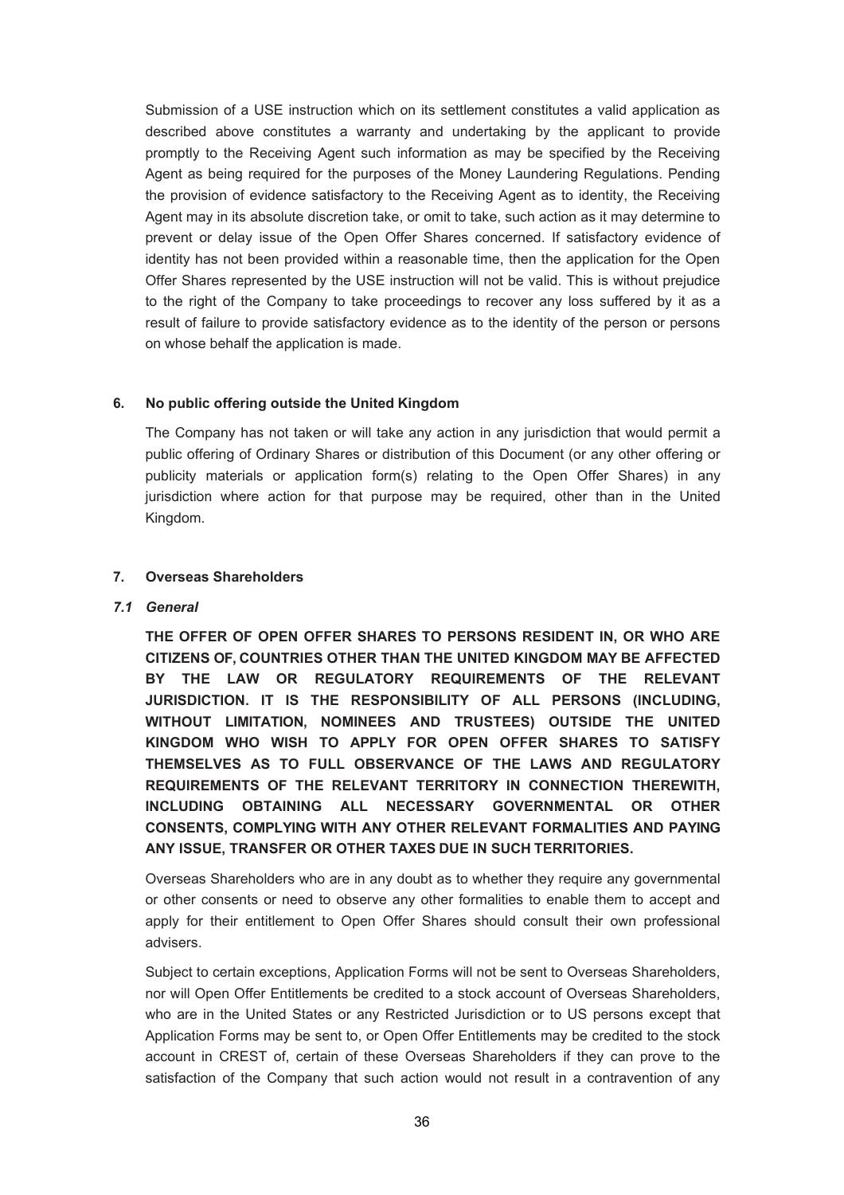Submission of a USE instruction which on its settlement constitutes a valid application as described above constitutes a warranty and undertaking by the applicant to provide promptly to the Receiving Agent such information as may be specified by the Receiving Agent as being required for the purposes of the Money Laundering Regulations. Pending the provision of evidence satisfactory to the Receiving Agent as to identity, the Receiving Agent may in its absolute discretion take, or omit to take, such action as it may determine to prevent or delay issue of the Open Offer Shares concerned. If satisfactory evidence of identity has not been provided within a reasonable time, then the application for the Open Offer Shares represented by the USE instruction will not be valid. This is without prejudice to the right of the Company to take proceedings to recover any loss suffered by it as a result of failure to provide satisfactory evidence as to the identity of the person or persons on whose behalf the application is made.

## 6. No public offering outside the United Kingdom

The Company has not taken or will take any action in any jurisdiction that would permit a public offering of Ordinary Shares or distribution of this Document (or any other offering or publicity materials or application form(s) relating to the Open Offer Shares) in any jurisdiction where action for that purpose may be required, other than in the United Kingdom.

## 7. Overseas Shareholders

### *7.1 General*

**THE OFFER OF OPEN OFFER SHARES TO PERSONS RESIDENT IN, OR WHO ARE CITIZENS OF, COUNTRIES OTHER THAN THE UNITED KINGDOM MAY BE AFFECTED BY THE LAW OR REGULATORY REQUIREMENTS OF THE RELEVANT JURISDICTION. IT IS THE RESPONSIBILITY OF ALL PERSONS (INCLUDING, WITHOUT LIMITATION, NOMINEES AND TRUSTEES) OUTSIDE THE UNITED KINGDOM WHO WISH TO APPLY FOR OPEN OFFER SHARES TO SATISFY THEMSELVES AS TO FULL OBSERVANCE OF THE LAWS AND REGULATORY REQUIREMENTS OF THE RELEVANT TERRITORY IN CONNECTION THEREWITH, INCLUDING OBTAINING ALL NECESSARY GOVERNMENTAL OR OTHER CONSENTS, COMPLYING WITH ANY OTHER RELEVANT FORMALITIES AND PAYING ANY ISSUE, TRANSFER OR OTHER TAXES DUE IN SUCH TERRITORIES.**

Overseas Shareholders who are in any doubt as to whether they require any governmental or other consents or need to observe any other formalities to enable them to accept and apply for their entitlement to Open Offer Shares should consult their own professional advisers.

Subject to certain exceptions, Application Forms will not be sent to Overseas Shareholders, nor will Open Offer Entitlements be credited to a stock account of Overseas Shareholders, who are in the United States or any Restricted Jurisdiction or to US persons except that Application Forms may be sent to, or Open Offer Entitlements may be credited to the stock account in CREST of, certain of these Overseas Shareholders if they can prove to the satisfaction of the Company that such action would not result in a contravention of any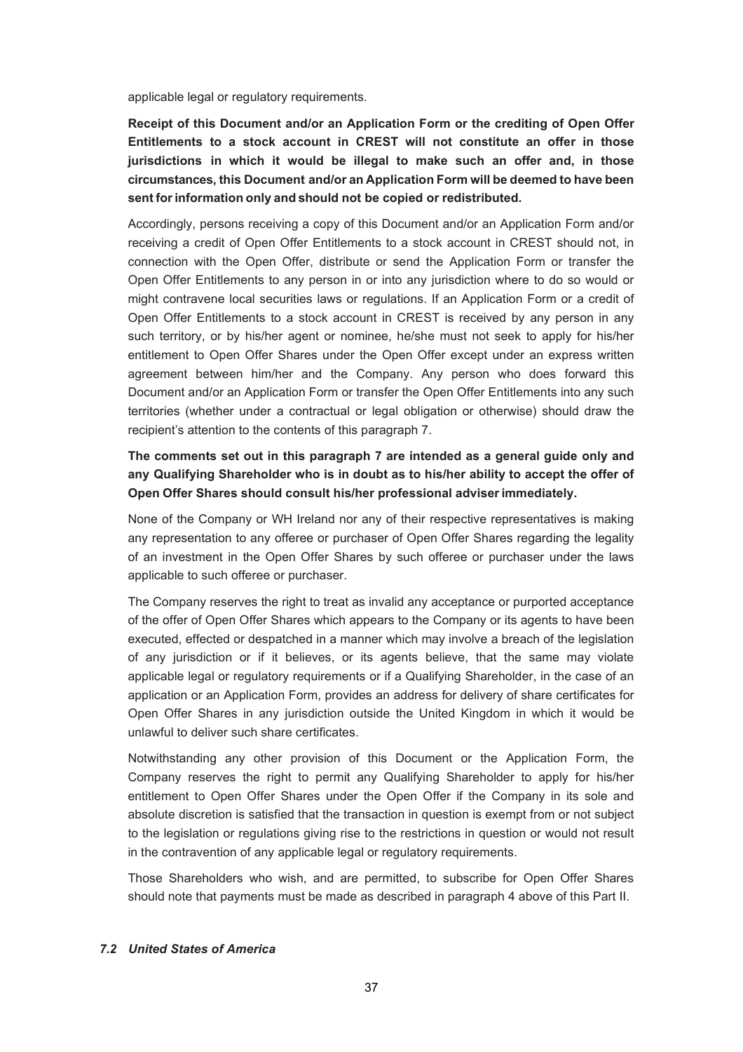applicable legal or regulatory requirements.

**Receipt of this Document and/or an Application Form or the crediting of Open Offer Entitlements to a stock account in CREST will not constitute an offer in those jurisdictions in which it would be illegal to make such an offer and, in those circumstances, this Document and/or an Application Form will be deemed to have been sent for information only and should not be copied or redistributed.**

Accordingly, persons receiving a copy of this Document and/or an Application Form and/or receiving a credit of Open Offer Entitlements to a stock account in CREST should not, in connection with the Open Offer, distribute or send the Application Form or transfer the Open Offer Entitlements to any person in or into any jurisdiction where to do so would or might contravene local securities laws or regulations. If an Application Form or a credit of Open Offer Entitlements to a stock account in CREST is received by any person in any such territory, or by his/her agent or nominee, he/she must not seek to apply for his/her entitlement to Open Offer Shares under the Open Offer except under an express written agreement between him/her and the Company. Any person who does forward this Document and/or an Application Form or transfer the Open Offer Entitlements into any such territories (whether under a contractual or legal obligation or otherwise) should draw the recipient's attention to the contents of this paragraph 7.

**The comments set out in this paragraph 7 are intended as a general guide only and any Qualifying Shareholder who is in doubt as to his/her ability to accept the offer of Open Offer Shares should consult his/her professional adviser immediately.**

None of the Company or WH Ireland nor any of their respective representatives is making any representation to any offeree or purchaser of Open Offer Shares regarding the legality of an investment in the Open Offer Shares by such offeree or purchaser under the laws applicable to such offeree or purchaser.

The Company reserves the right to treat as invalid any acceptance or purported acceptance of the offer of Open Offer Shares which appears to the Company or its agents to have been executed, effected or despatched in a manner which may involve a breach of the legislation of any jurisdiction or if it believes, or its agents believe, that the same may violate applicable legal or regulatory requirements or if a Qualifying Shareholder, in the case of an application or an Application Form, provides an address for delivery of share certificates for Open Offer Shares in any jurisdiction outside the United Kingdom in which it would be unlawful to deliver such share certificates.

Notwithstanding any other provision of this Document or the Application Form, the Company reserves the right to permit any Qualifying Shareholder to apply for his/her entitlement to Open Offer Shares under the Open Offer if the Company in its sole and absolute discretion is satisfied that the transaction in question is exempt from or not subject to the legislation or regulations giving rise to the restrictions in question or would not result in the contravention of any applicable legal or regulatory requirements.

Those Shareholders who wish, and are permitted, to subscribe for Open Offer Shares should note that payments must be made as described in paragraph 4 above of this Part II.

### *7.2 United States of America*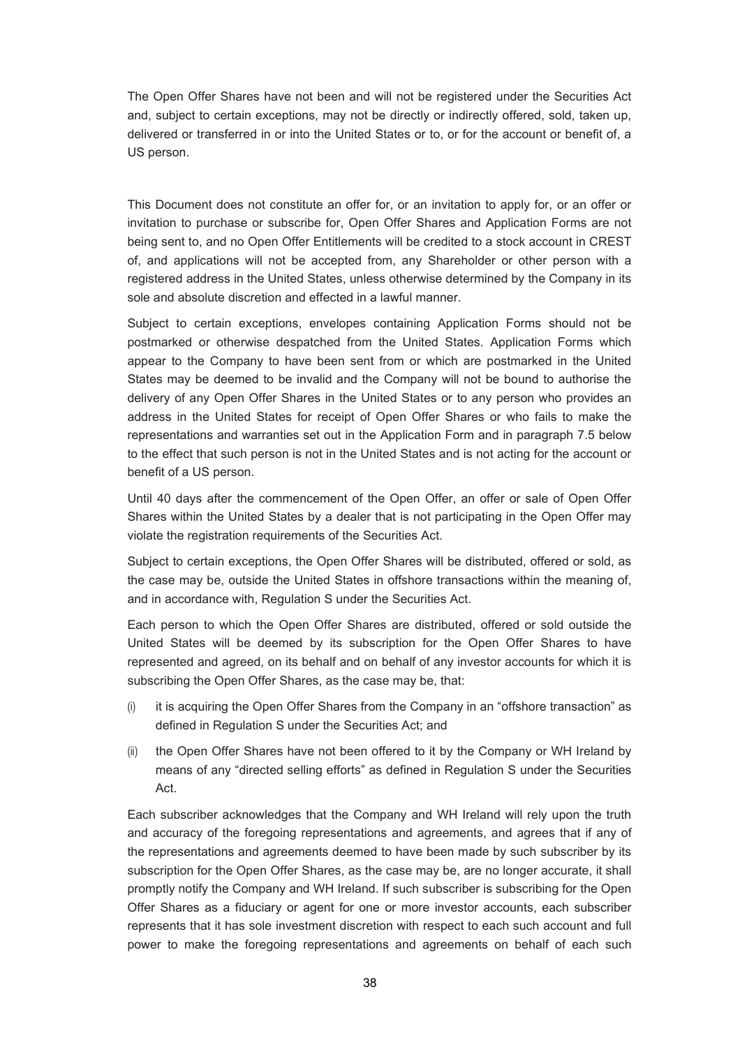The Open Offer Shares have not been and will not be registered under the Securities Act and, subject to certain exceptions, may not be directly or indirectly offered, sold, taken up, delivered or transferred in or into the United States or to, or for the account or benefit of, a US person.

This Document does not constitute an offer for, or an invitation to apply for, or an offer or invitation to purchase or subscribe for, Open Offer Shares and Application Forms are not being sent to, and no Open Offer Entitlements will be credited to a stock account in CREST of, and applications will not be accepted from, any Shareholder or other person with a registered address in the United States, unless otherwise determined by the Company in its sole and absolute discretion and effected in a lawful manner.

Subject to certain exceptions, envelopes containing Application Forms should not be postmarked or otherwise despatched from the United States. Application Forms which appear to the Company to have been sent from or which are postmarked in the United States may be deemed to be invalid and the Company will not be bound to authorise the delivery of any Open Offer Shares in the United States or to any person who provides an address in the United States for receipt of Open Offer Shares or who fails to make the representations and warranties set out in the Application Form and in paragraph 7.5 below to the effect that such person is not in the United States and is not acting for the account or benefit of a US person.

Until 40 days after the commencement of the Open Offer, an offer or sale of Open Offer Shares within the United States by a dealer that is not participating in the Open Offer may violate the registration requirements of the Securities Act.

Subject to certain exceptions, the Open Offer Shares will be distributed, offered or sold, as the case may be, outside the United States in offshore transactions within the meaning of, and in accordance with, Regulation S under the Securities Act.

Each person to which the Open Offer Shares are distributed, offered or sold outside the United States will be deemed by its subscription for the Open Offer Shares to have represented and agreed, on its behalf and on behalf of any investor accounts for which it is subscribing the Open Offer Shares, as the case may be, that:

(i) it is acquiring the Open Offer Shares from the Company in an "offshore transaction" as defined in Regulation S under the Securities Act; and

(ii) the Open Offer Shares have not been offered to it by the Company or WH Ireland by means of any "directed selling efforts" as defined in Regulation S under the Securities Act.

Each subscriber acknowledges that the Company and WH Ireland will rely upon the truth and accuracy of the foregoing representations and agreements, and agrees that if any of the representations and agreements deemed to have been made by such subscriber by its subscription for the Open Offer Shares, as the case may be, are no longer accurate, it shall promptly notify the Company and WH Ireland. If such subscriber is subscribing for the Open Offer Shares as a fiduciary or agent for one or more investor accounts, each subscriber represents that it has sole investment discretion with respect to each such account and full power to make the foregoing representations and agreements on behalf of each such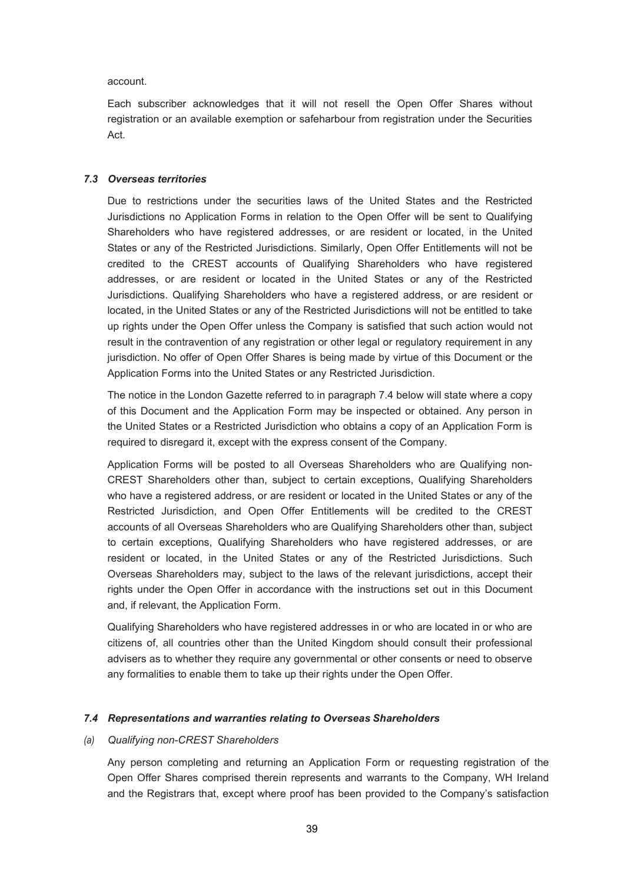account.

Each subscriber acknowledges that it will not resell the Open Offer Shares without registration or an available exemption or safeharbour from registration under the Securities Act.

### *7.3 Overseas territories*

Due to restrictions under the securities laws of the United States and the Restricted Jurisdictions no Application Forms in relation to the Open Offer will be sent to Qualifying Shareholders who have registered addresses, or are resident or located, in the United States or any of the Restricted Jurisdictions. Similarly, Open Offer Entitlements will not be credited to the CREST accounts of Qualifying Shareholders who have registered addresses, or are resident or located in the United States or any of the Restricted Jurisdictions. Qualifying Shareholders who have a registered address, or are resident or located, in the United States or any of the Restricted Jurisdictions will not be entitled to take up rights under the Open Offer unless the Company is satisfied that such action would not result in the contravention of any registration or other legal or regulatory requirement in any jurisdiction. No offer of Open Offer Shares is being made by virtue of this Document or the Application Forms into the United States or any Restricted Jurisdiction.

The notice in the London Gazette referred to in paragraph 7.4 below will state where a copy of this Document and the Application Form may be inspected or obtained. Any person in the United States or a Restricted Jurisdiction who obtains a copy of an Application Form is required to disregard it, except with the express consent of the Company.

Application Forms will be posted to all Overseas Shareholders who are Qualifying non-CREST Shareholders other than, subject to certain exceptions, Qualifying Shareholders who have a registered address, or are resident or located in the United States or any of the Restricted Jurisdiction, and Open Offer Entitlements will be credited to the CREST accounts of all Overseas Shareholders who are Qualifying Shareholders other than, subject to certain exceptions, Qualifying Shareholders who have registered addresses, or are resident or located, in the United States or any of the Restricted Jurisdictions. Such Overseas Shareholders may, subject to the laws of the relevant jurisdictions, accept their rights under the Open Offer in accordance with the instructions set out in this Document and, if relevant, the Application Form.

Qualifying Shareholders who have registered addresses in or who are located in or who are citizens of, all countries other than the United Kingdom should consult their professional advisers as to whether they require any governmental or other consents or need to observe any formalities to enable them to take up their rights under the Open Offer.

### *7.4 Representations and warranties relating to Overseas Shareholders*

*(a) Qualifying non-CREST Shareholders*

Any person completing and returning an Application Form or requesting registration of the Open Offer Shares comprised therein represents and warrants to the Company, WH Ireland and the Registrars that, except where proof has been provided to the Company's satisfaction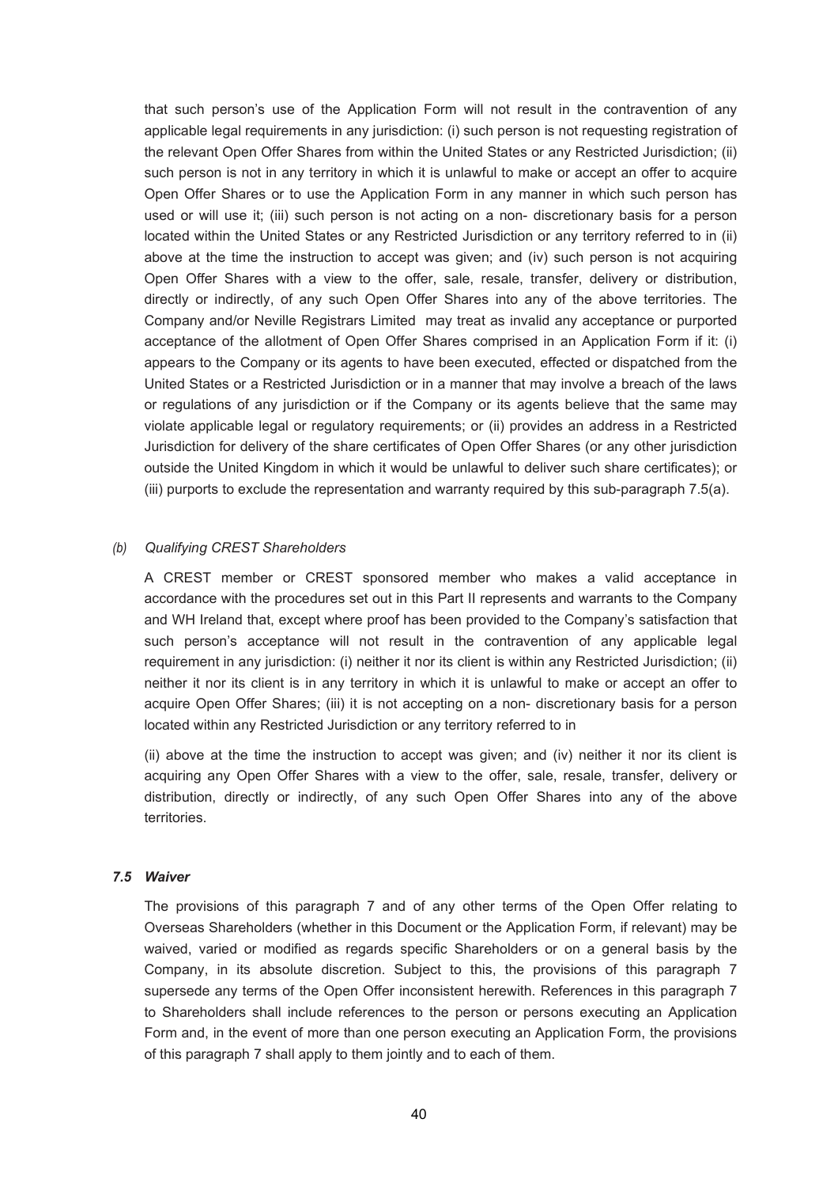that such person's use of the Application Form will not result in the contravention of any applicable legal requirements in any jurisdiction: (i) such person is not requesting registration of the relevant Open Offer Shares from within the United States or any Restricted Jurisdiction; (ii) such person is not in any territory in which it is unlawful to make or accept an offer to acquire Open Offer Shares or to use the Application Form in any manner in which such person has used or will use it; (iii) such person is not acting on a non- discretionary basis for a person located within the United States or any Restricted Jurisdiction or any territory referred to in (ii) above at the time the instruction to accept was given; and (iv) such person is not acquiring Open Offer Shares with a view to the offer, sale, resale, transfer, delivery or distribution, directly or indirectly, of any such Open Offer Shares into any of the above territories. The Company and/or Neville Registrars Limited may treat as invalid any acceptance or purported acceptance of the allotment of Open Offer Shares comprised in an Application Form if it: (i) appears to the Company or its agents to have been executed, effected or dispatched from the United States or a Restricted Jurisdiction or in a manner that may involve a breach of the laws or regulations of any jurisdiction or if the Company or its agents believe that the same may violate applicable legal or regulatory requirements; or (ii) provides an address in a Restricted Jurisdiction for delivery of the share certificates of Open Offer Shares (or any other jurisdiction outside the United Kingdom in which it would be unlawful to deliver such share certificates); or (iii) purports to exclude the representation and warranty required by this sub-paragraph 7.5(a).

*(b) Qualifying CREST Shareholders*

A CREST member or CREST sponsored member who makes a valid acceptance in accordance with the procedures set out in this Part II represents and warrants to the Company and WH Ireland that, except where proof has been provided to the Company's satisfaction that such person's acceptance will not result in the contravention of any applicable legal requirement in any jurisdiction: (i) neither it nor its client is within any Restricted Jurisdiction; (ii) neither it nor its client is in any territory in which it is unlawful to make or accept an offer to acquire Open Offer Shares; (iii) it is not accepting on a non- discretionary basis for a person located within any Restricted Jurisdiction or any territory referred to in

(ii) above at the time the instruction to accept was given; and (iv) neither it nor its client is acquiring any Open Offer Shares with a view to the offer, sale, resale, transfer, delivery or distribution, directly or indirectly, of any such Open Offer Shares into any of the above territories.

***7.5 Waiver***

The provisions of this paragraph 7 and of any other terms of the Open Offer relating to Overseas Shareholders (whether in this Document or the Application Form, if relevant) may be waived, varied or modified as regards specific Shareholders or on a general basis by the Company, in its absolute discretion. Subject to this, the provisions of this paragraph 7 supersede any terms of the Open Offer inconsistent herewith. References in this paragraph 7 to Shareholders shall include references to the person or persons executing an Application Form and, in the event of more than one person executing an Application Form, the provisions of this paragraph 7 shall apply to them jointly and to each of them.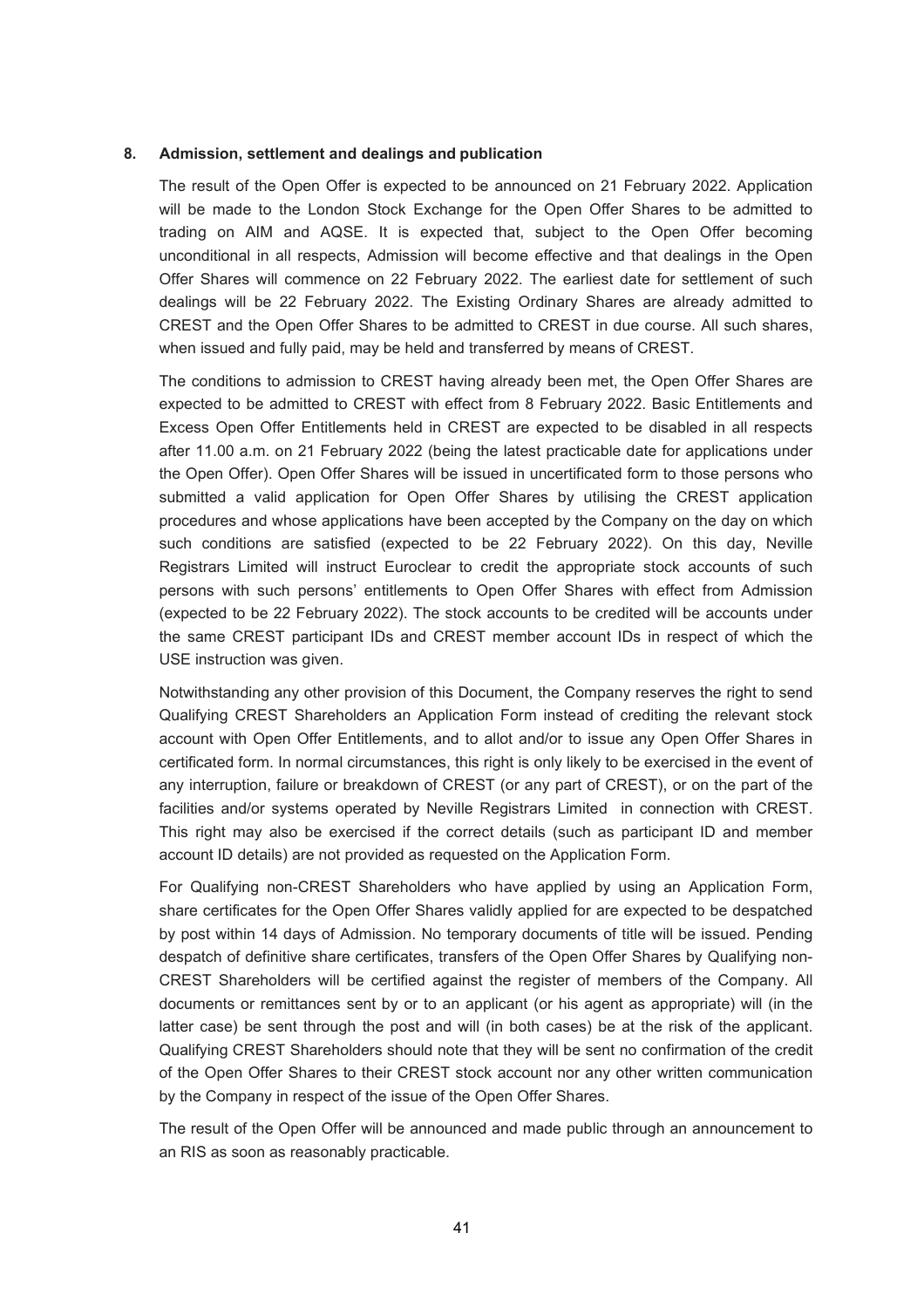## 8. Admission, settlement and dealings and publication

The result of the Open Offer is expected to be announced on 21 February 2022. Application will be made to the London Stock Exchange for the Open Offer Shares to be admitted to trading on AIM and AQSE. It is expected that, subject to the Open Offer becoming unconditional in all respects, Admission will become effective and that dealings in the Open Offer Shares will commence on 22 February 2022. The earliest date for settlement of such dealings will be 22 February 2022. The Existing Ordinary Shares are already admitted to CREST and the Open Offer Shares to be admitted to CREST in due course. All such shares, when issued and fully paid, may be held and transferred by means of CREST.

The conditions to admission to CREST having already been met, the Open Offer Shares are expected to be admitted to CREST with effect from 8 February 2022. Basic Entitlements and Excess Open Offer Entitlements held in CREST are expected to be disabled in all respects after 11.00 a.m. on 21 February 2022 (being the latest practicable date for applications under the Open Offer). Open Offer Shares will be issued in uncertificated form to those persons who submitted a valid application for Open Offer Shares by utilising the CREST application procedures and whose applications have been accepted by the Company on the day on which such conditions are satisfied (expected to be 22 February 2022). On this day, Neville Registrars Limited will instruct Euroclear to credit the appropriate stock accounts of such persons with such persons' entitlements to Open Offer Shares with effect from Admission (expected to be 22 February 2022). The stock accounts to be credited will be accounts under the same CREST participant IDs and CREST member account IDs in respect of which the USE instruction was given.

Notwithstanding any other provision of this Document, the Company reserves the right to send Qualifying CREST Shareholders an Application Form instead of crediting the relevant stock account with Open Offer Entitlements, and to allot and/or to issue any Open Offer Shares in certificated form. In normal circumstances, this right is only likely to be exercised in the event of any interruption, failure or breakdown of CREST (or any part of CREST), or on the part of the facilities and/or systems operated by Neville Registrars Limited in connection with CREST. This right may also be exercised if the correct details (such as participant ID and member account ID details) are not provided as requested on the Application Form.

For Qualifying non-CREST Shareholders who have applied by using an Application Form, share certificates for the Open Offer Shares validly applied for are expected to be despatched by post within 14 days of Admission. No temporary documents of title will be issued. Pending despatch of definitive share certificates, transfers of the Open Offer Shares by Qualifying non-CREST Shareholders will be certified against the register of members of the Company. All documents or remittances sent by or to an applicant (or his agent as appropriate) will (in the latter case) be sent through the post and will (in both cases) be at the risk of the applicant. Qualifying CREST Shareholders should note that they will be sent no confirmation of the credit of the Open Offer Shares to their CREST stock account nor any other written communication by the Company in respect of the issue of the Open Offer Shares.

The result of the Open Offer will be announced and made public through an announcement to an RIS as soon as reasonably practicable.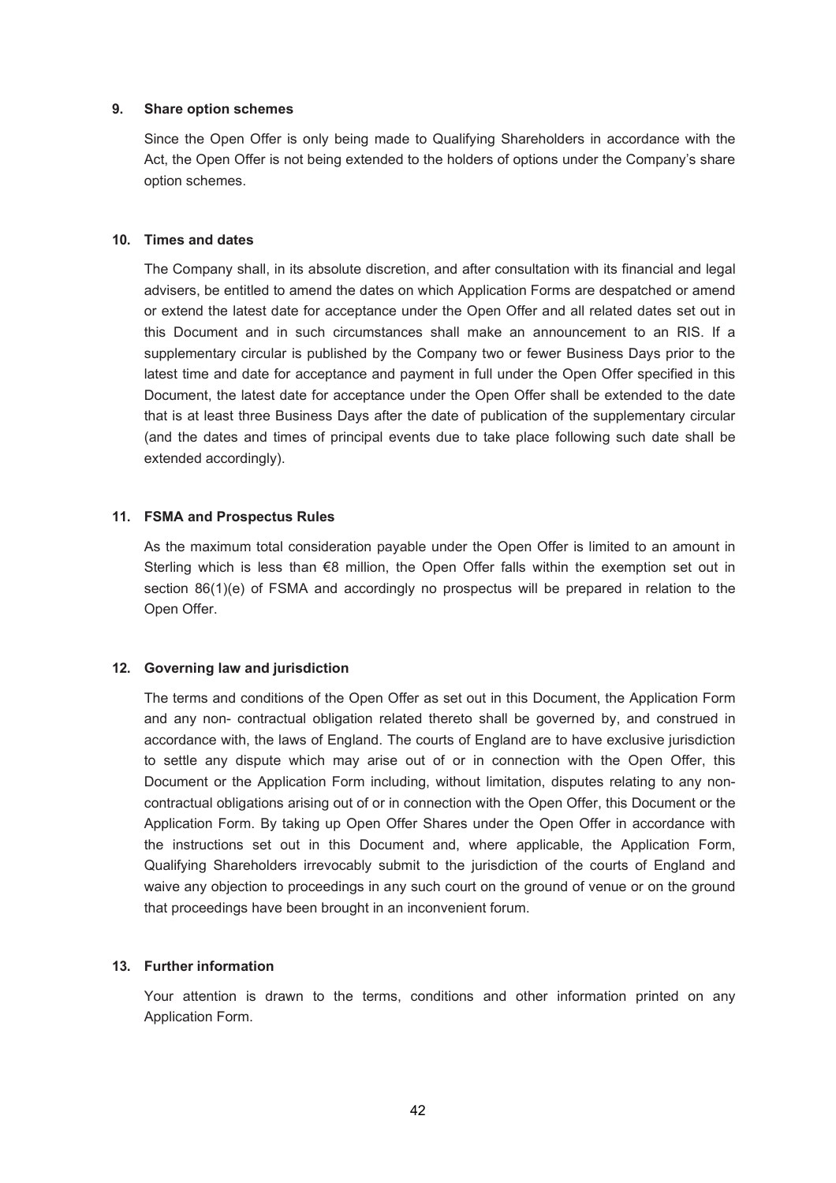**9. Share option schemes**

Since the Open Offer is only being made to Qualifying Shareholders in accordance with the Act, the Open Offer is not being extended to the holders of options under the Company's share option schemes.

**10. Times and dates**

The Company shall, in its absolute discretion, and after consultation with its financial and legal advisers, be entitled to amend the dates on which Application Forms are despatched or amend or extend the latest date for acceptance under the Open Offer and all related dates set out in this Document and in such circumstances shall make an announcement to an RIS. If a supplementary circular is published by the Company two or fewer Business Days prior to the latest time and date for acceptance and payment in full under the Open Offer specified in this Document, the latest date for acceptance under the Open Offer shall be extended to the date that is at least three Business Days after the date of publication of the supplementary circular (and the dates and times of principal events due to take place following such date shall be extended accordingly).

**11. FSMA and Prospectus Rules**

As the maximum total consideration payable under the Open Offer is limited to an amount in Sterling which is less than €8 million, the Open Offer falls within the exemption set out in section 86(1)(e) of FSMA and accordingly no prospectus will be prepared in relation to the Open Offer.

**12. Governing law and jurisdiction**

The terms and conditions of the Open Offer as set out in this Document, the Application Form and any non- contractual obligation related thereto shall be governed by, and construed in accordance with, the laws of England. The courts of England are to have exclusive jurisdiction to settle any dispute which may arise out of or in connection with the Open Offer, this Document or the Application Form including, without limitation, disputes relating to any non-contractual obligations arising out of or in connection with the Open Offer, this Document or the Application Form. By taking up Open Offer Shares under the Open Offer in accordance with the instructions set out in this Document and, where applicable, the Application Form, Qualifying Shareholders irrevocably submit to the jurisdiction of the courts of England and waive any objection to proceedings in any such court on the ground of venue or on the ground that proceedings have been brought in an inconvenient forum.

**13. Further information**

Your attention is drawn to the terms, conditions and other information printed on any Application Form.